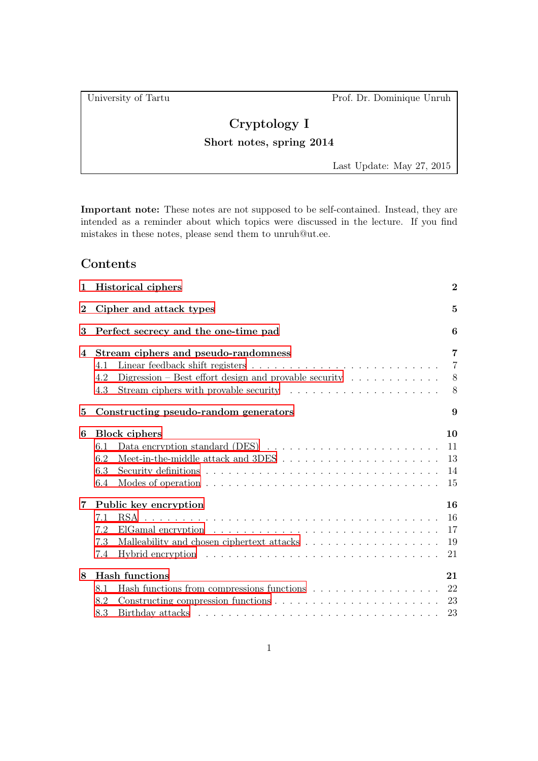University of Tartu — Prof. Dr. Dominique Unruh

# Cryptology I

**Short notes, spring 2014**

Last Update: May 27, 2015

**Important note:** These notes are not supposed to be self-contained. Instead, they are intended as a reminder about which topics were discussed in the lecture. If you find mistakes in these notes, please send them to unruh@ut.ee.

## Contents

- **1 Historical ciphers** — 2
- **2 Cipher and attack types** — 5
- **3 Perfect secrecy and the one-time pad** — 6
- **4 Stream ciphers and pseudo-randomness** — 7
  - 4.1 Linear feedback shift registers — 7
  - 4.2 Digression – Best effort design and provable security — 8
  - 4.3 Stream ciphers with provable security — 8
- **5 Constructing pseudo-random generators** — 9
- **6 Block ciphers** — 10
  - 6.1 Data encryption standard (DES) — 11
  - 6.2 Meet-in-the-middle attack and 3DES — 13
  - 6.3 Security definitions — 14
  - 6.4 Modes of operation — 15
- **7 Public key encryption** — 16
  - 7.1 RSA — 16
  - 7.2 ElGamal encryption — 17
  - 7.3 Malleability and chosen ciphertext attacks — 19
  - 7.4 Hybrid encryption — 21
- **8 Hash functions** — 21
  - 8.1 Hash functions from compressions functions — 22
  - 8.2 Constructing compression functions — 23
  - 8.3 Birthday attacks — 23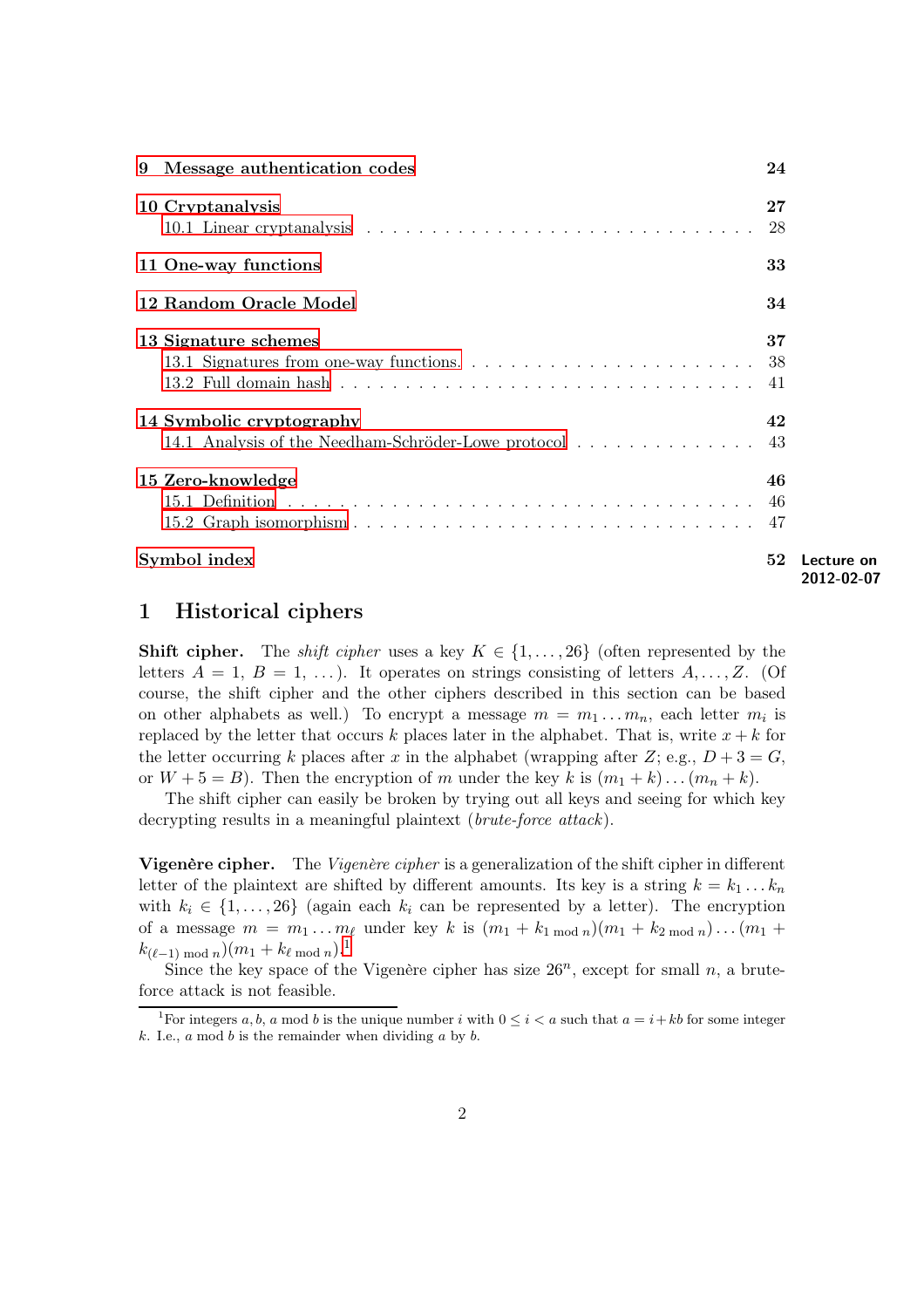| | |
|---|---|
| **9 Message authentication codes** | **24** |
| **10 Cryptanalysis** | **27** |
| 10.1 Linear cryptanalysis | 28 |
| **11 One-way functions** | **33** |
| **12 Random Oracle Model** | **34** |
| **13 Signature schemes** | **37** |
| 13.1 Signatures from one-way functions. | 38 |
| 13.2 Full domain hash | 41 |
| **14 Symbolic cryptography** | **42** |
| 14.1 Analysis of the Needham-Schröder-Lowe protocol | 43 |
| **15 Zero-knowledge** | **46** |
| 15.1 Definition | 46 |
| 15.2 Graph isomorphism | 47 |
| **Symbol index** | **52** |

Lecture on 2012-02-07

# 1 Historical ciphers

**Shift cipher.** The *shift cipher* uses a key $K \in \{1, \dots, 26\}$ (often represented by the letters $A = 1$, $B = 1$, $\dots$). It operates on strings consisting of letters $A, \dots, Z$. (Of course, the shift cipher and the other ciphers described in this section can be based on other alphabets as well.) To encrypt a message $m = m_1 \dots m_n$, each letter $m_i$ is replaced by the letter that occurs $k$ places later in the alphabet. That is, write $x + k$ for the letter occurring $k$ places after $x$ in the alphabet (wrapping after $Z$; e.g., $D + 3 = G$, or $W + 5 = B$). Then the encryption of $m$ under the key $k$ is $(m_1 + k) \dots (m_n + k)$.

The shift cipher can easily be broken by trying out all keys and seeing for which key decrypting results in a meaningful plaintext (*brute-force attack*).

**Vigenère cipher.** The *Vigenère cipher* is a generalization of the shift cipher in different letter of the plaintext are shifted by different amounts. Its key is a string $k = k_1 \dots k_n$ with $k_i \in \{1, \dots, 26\}$ (again each $k_i$ can be represented by a letter). The encryption of a message $m = m_1 \dots m_\ell$ under key $k$ is $(m_1 + k_{1 \bmod n})(m_1 + k_{2 \bmod n}) \dots (m_1 + k_{(\ell-1) \bmod n})(m_1 + k_{\ell \bmod n})$.[1]

Since the key space of the Vigenère cipher has size $26^n$, except for small $n$, a brute-force attack is not feasible.

[1] For integers $a, b$, $a \bmod b$ is the unique number $i$ with $0 \le i < a$ such that $a = i + kb$ for some integer $k$. I.e., $a \bmod b$ is the remainder when dividing $a$ by $b$.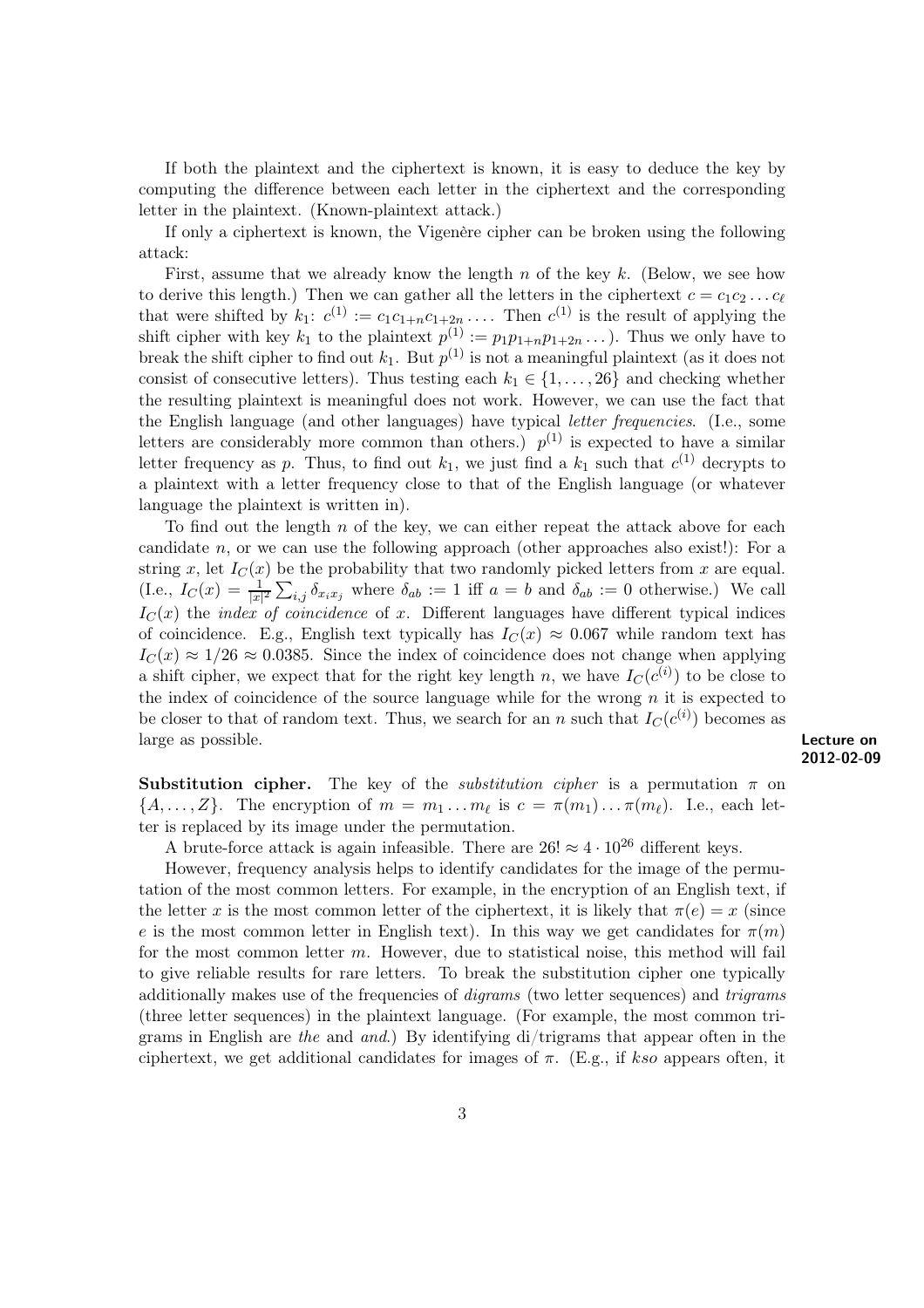If both the plaintext and the ciphertext is known, it is easy to deduce the key by computing the difference between each letter in the ciphertext and the corresponding letter in the plaintext. (Known-plaintext attack.)

If only a ciphertext is known, the Vigenère cipher can be broken using the following attack:

First, assume that we already know the length $n$ of the key $k$. (Below, we see how to derive this length.) Then we can gather all the letters in the ciphertext $c = c_1 c_2 \dots c_\ell$ that were shifted by $k_1$: $c^{(1)} := c_1 c_{1+n} c_{1+2n} \dots$. Then $c^{(1)}$ is the result of applying the shift cipher with key $k_1$ to the plaintext $p^{(1)} := p_1 p_{1+n} p_{1+2n} \dots$). Thus we only have to break the shift cipher to find out $k_1$. But $p^{(1)}$ is not a meaningful plaintext (as it does not consist of consecutive letters). Thus testing each $k_1 \in \{1, \dots, 26\}$ and checking whether the resulting plaintext is meaningful does not work. However, we can use the fact that the English language (and other languages) have typical *letter frequencies*. (I.e., some letters are considerably more common than others.) $p^{(1)}$ is expected to have a similar letter frequency as $p$. Thus, to find out $k_1$, we just find a $k_1$ such that $c^{(1)}$ decrypts to a plaintext with a letter frequency close to that of the English language (or whatever language the plaintext is written in).

To find out the length $n$ of the key, we can either repeat the attack above for each candidate $n$, or we can use the following approach (other approaches also exist!): For a string $x$, let $I_C(x)$ be the probability that two randomly picked letters from $x$ are equal. (I.e., $I_C(x) = \frac{1}{|x|^2} \sum_{i,j} \delta_{x_i x_j}$ where $\delta_{ab} := 1$ iff $a = b$ and $\delta_{ab} := 0$ otherwise.) We call $I_C(x)$ the *index of coincidence* of $x$. Different languages have different typical indices of coincidence. E.g., English text typically has $I_C(x) \approx 0.067$ while random text has $I_C(x) \approx 1/26 \approx 0.0385$. Since the index of coincidence does not change when applying a shift cipher, we expect that for the right key length $n$, we have $I_C(c^{(i)})$ to be close to the index of coincidence of the source language while for the wrong $n$ it is expected to be closer to that of random text. Thus, we search for an $n$ such that $I_C(c^{(i)})$ becomes as large as possible.

**Lecture on 2012-02-09**

**Substitution cipher.** The key of the *substitution cipher* is a permutation $\pi$ on $\{A, \dots, Z\}$. The encryption of $m = m_1 \dots m_\ell$ is $c = \pi(m_1) \dots \pi(m_\ell)$. I.e., each letter is replaced by its image under the permutation.

A brute-force attack is again infeasible. There are $26! \approx 4 \cdot 10^{26}$ different keys.

However, frequency analysis helps to identify candidates for the image of the permutation of the most common letters. For example, in the encryption of an English text, if the letter $x$ is the most common letter of the ciphertext, it is likely that $\pi(e) = x$ (since $e$ is the most common letter in English text). In this way we get candidates for $\pi(m)$ for the most common letter $m$. However, due to statistical noise, this method will fail to give reliable results for rare letters. To break the substitution cipher one typically additionally makes use of the frequencies of *digrams* (two letter sequences) and *trigrams* (three letter sequences) in the plaintext language. (For example, the most common trigrams in English are *the* and *and*.) By identifying di/trigrams that appear often in the ciphertext, we get additional candidates for images of $\pi$. (E.g., if *kso* appears often, it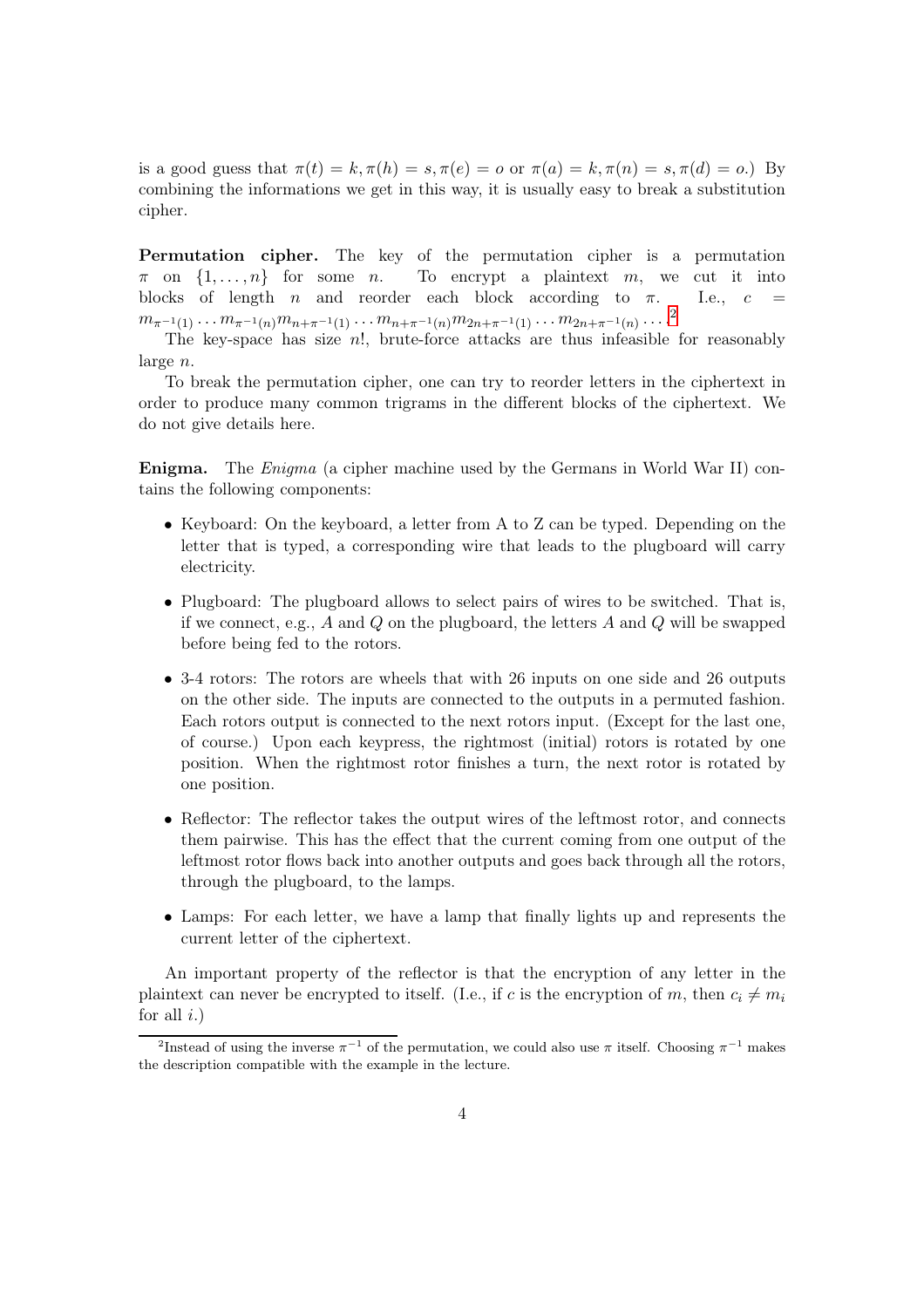is a good guess that $\pi(t) = k, \pi(h) = s, \pi(e) = o$ or $\pi(a) = k, \pi(n) = s, \pi(d) = o$.) By combining the informations we get in this way, it is usually easy to break a substitution cipher.

**Permutation cipher.** The key of the permutation cipher is a permutation $\pi$ on $\{1, \dots, n\}$ for some $n$. To encrypt a plaintext $m$, we cut it into blocks of length $n$ and reorder each block according to $\pi$. I.e., $c = m_{\pi^{-1}(1)} \dots m_{\pi^{-1}(n)} m_{n+\pi^{-1}(1)} \dots m_{n+\pi^{-1}(n)} m_{2n+\pi^{-1}(1)} \dots m_{2n+\pi^{-1}(n)} \dots$.[2]

The key-space has size $n!$, brute-force attacks are thus infeasible for reasonably large $n$.

To break the permutation cipher, one can try to reorder letters in the ciphertext in order to produce many common trigrams in the different blocks of the ciphertext. We do not give details here.

**Enigma.** The *Enigma* (a cipher machine used by the Germans in World War II) contains the following components:

- Keyboard: On the keyboard, a letter from A to Z can be typed. Depending on the letter that is typed, a corresponding wire that leads to the plugboard will carry electricity.
- Plugboard: The plugboard allows to select pairs of wires to be switched. That is, if we connect, e.g., $A$ and $Q$ on the plugboard, the letters $A$ and $Q$ will be swapped before being fed to the rotors.
- 3-4 rotors: The rotors are wheels that with 26 inputs on one side and 26 outputs on the other side. The inputs are connected to the outputs in a permuted fashion. Each rotors output is connected to the next rotors input. (Except for the last one, of course.) Upon each keypress, the rightmost (initial) rotors is rotated by one position. When the rightmost rotor finishes a turn, the next rotor is rotated by one position.
- Reflector: The reflector takes the output wires of the leftmost rotor, and connects them pairwise. This has the effect that the current coming from one output of the leftmost rotor flows back into another outputs and goes back through all the rotors, through the plugboard, to the lamps.
- Lamps: For each letter, we have a lamp that finally lights up and represents the current letter of the ciphertext.

An important property of the reflector is that the encryption of any letter in the plaintext can never be encrypted to itself. (I.e., if $c$ is the encryption of $m$, then $c_i \neq m_i$ for all $i$.)

[2] Instead of using the inverse $\pi^{-1}$ of the permutation, we could also use $\pi$ itself. Choosing $\pi^{-1}$ makes the description compatible with the example in the lecture.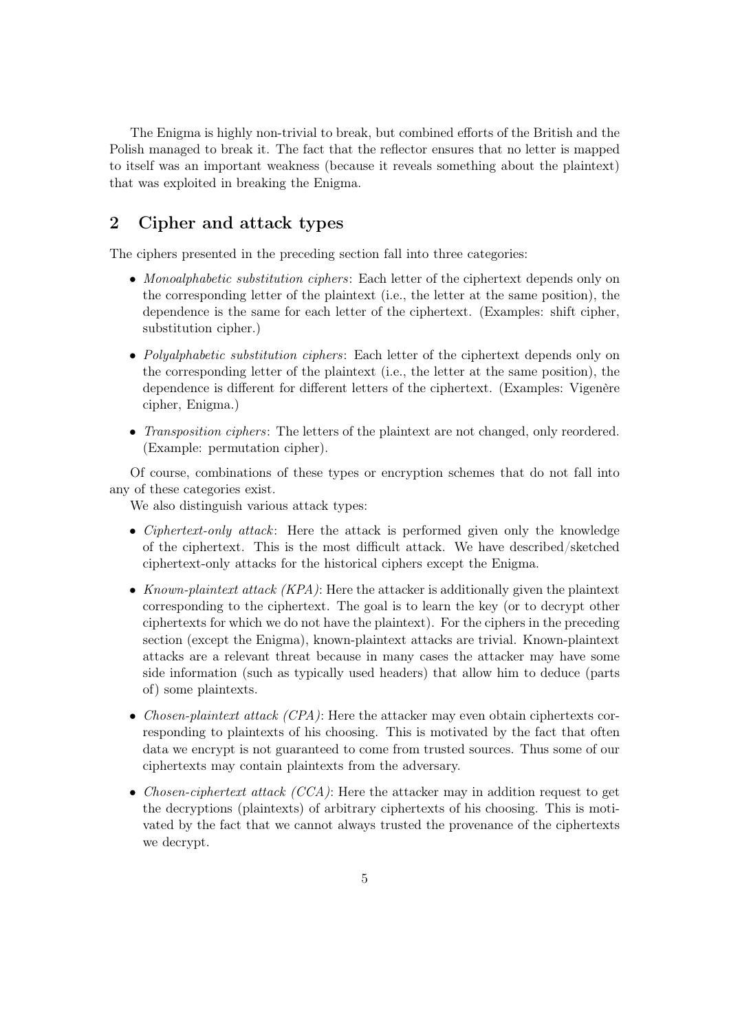The Enigma is highly non-trivial to break, but combined efforts of the British and the Polish managed to break it. The fact that the reflector ensures that no letter is mapped to itself was an important weakness (because it reveals something about the plaintext) that was exploited in breaking the Enigma.

## 2 Cipher and attack types

The ciphers presented in the preceding section fall into three categories:

- *Monoalphabetic substitution ciphers*: Each letter of the ciphertext depends only on the corresponding letter of the plaintext (i.e., the letter at the same position), the dependence is the same for each letter of the ciphertext. (Examples: shift cipher, substitution cipher.)
- *Polyalphabetic substitution ciphers*: Each letter of the ciphertext depends only on the corresponding letter of the plaintext (i.e., the letter at the same position), the dependence is different for different letters of the ciphertext. (Examples: Vigenère cipher, Enigma.)
- *Transposition ciphers*: The letters of the plaintext are not changed, only reordered. (Example: permutation cipher).

Of course, combinations of these types or encryption schemes that do not fall into any of these categories exist.

We also distinguish various attack types:

- *Ciphertext-only attack*: Here the attack is performed given only the knowledge of the ciphertext. This is the most difficult attack. We have described/sketched ciphertext-only attacks for the historical ciphers except the Enigma.
- *Known-plaintext attack (KPA)*: Here the attacker is additionally given the plaintext corresponding to the ciphertext. The goal is to learn the key (or to decrypt other ciphertexts for which we do not have the plaintext). For the ciphers in the preceding section (except the Enigma), known-plaintext attacks are trivial. Known-plaintext attacks are a relevant threat because in many cases the attacker may have some side information (such as typically used headers) that allow him to deduce (parts of) some plaintexts.
- *Chosen-plaintext attack (CPA)*: Here the attacker may even obtain ciphertexts corresponding to plaintexts of his choosing. This is motivated by the fact that often data we encrypt is not guaranteed to come from trusted sources. Thus some of our ciphertexts may contain plaintexts from the adversary.
- *Chosen-ciphertext attack (CCA)*: Here the attacker may in addition request to get the decryptions (plaintexts) of arbitrary ciphertexts of his choosing. This is motivated by the fact that we cannot always trusted the provenance of the ciphertexts we decrypt.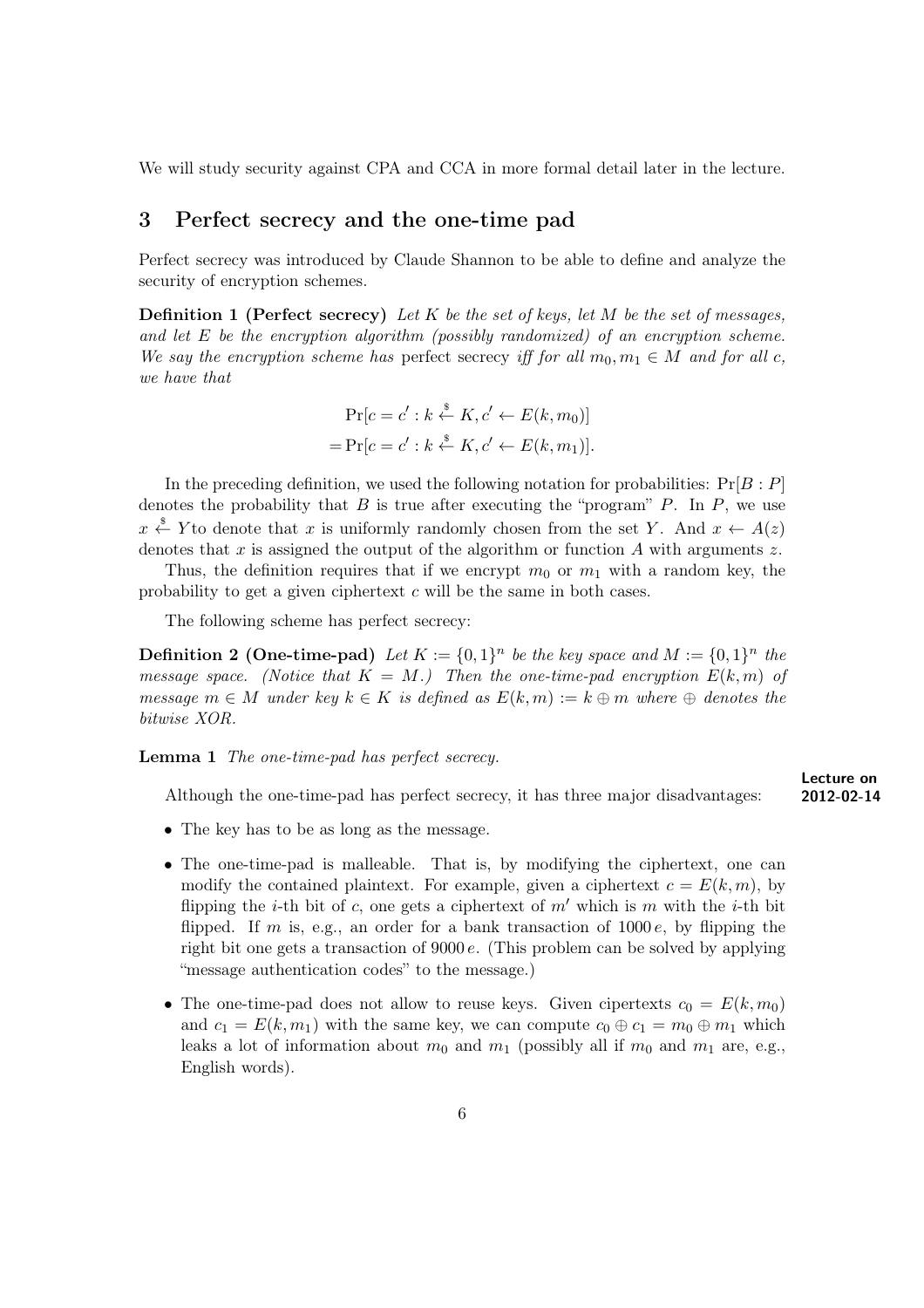We will study security against CPA and CCA in more formal detail later in the lecture.

## 3 Perfect secrecy and the one-time pad

Perfect secrecy was introduced by Claude Shannon to be able to define and analyze the security of encryption schemes.

**Definition 1 (Perfect secrecy)** *Let $K$ be the set of keys, let $M$ be the set of messages, and let $E$ be the encryption algorithm (possibly randomized) of an encryption scheme. We say the encryption scheme has* perfect secrecy *iff for all $m_0, m_1 \in M$ and for all $c$, we have that*

$$\Pr[c = c' : k \xleftarrow{\$} K, c' \leftarrow E(k, m_0)]$$
$$= \Pr[c = c' : k \xleftarrow{\$} K, c' \leftarrow E(k, m_1)].$$

In the preceding definition, we used the following notation for probabilities: $\Pr[B : P]$ denotes the probability that $B$ is true after executing the "program" $P$. In $P$, we use $x \xleftarrow{\$} Y$ to denote that $x$ is uniformly randomly chosen from the set $Y$. And $x \leftarrow A(z)$ denotes that $x$ is assigned the output of the algorithm or function $A$ with arguments $z$.

Thus, the definition requires that if we encrypt $m_0$ or $m_1$ with a random key, the probability to get a given ciphertext $c$ will be the same in both cases.

The following scheme has perfect secrecy:

**Definition 2 (One-time-pad)** *Let $K := \{0,1\}^n$ be the key space and $M := \{0,1\}^n$ the message space. (Notice that $K = M$.) Then the one-time-pad encryption $E(k, m)$ of message $m \in M$ under key $k \in K$ is defined as $E(k, m) := k \oplus m$ where $\oplus$ denotes the bitwise XOR.*

**Lemma 1** *The one-time-pad has perfect secrecy.*

**Lecture on 2012-02-14**

Although the one-time-pad has perfect secrecy, it has three major disadvantages:

- The key has to be as long as the message.
- The one-time-pad is malleable. That is, by modifying the ciphertext, one can modify the contained plaintext. For example, given a ciphertext $c = E(k, m)$, by flipping the $i$-th bit of $c$, one gets a ciphertext of $m'$ which is $m$ with the $i$-th bit flipped. If $m$ is, e.g., an order for a bank transaction of 1000 e, by flipping the right bit one gets a transaction of 9000 e. (This problem can be solved by applying "message authentication codes" to the message.)
- The one-time-pad does not allow to reuse keys. Given cipertexts $c_0 = E(k, m_0)$ and $c_1 = E(k, m_1)$ with the same key, we can compute $c_0 \oplus c_1 = m_0 \oplus m_1$ which leaks a lot of information about $m_0$ and $m_1$ (possibly all if $m_0$ and $m_1$ are, e.g., English words).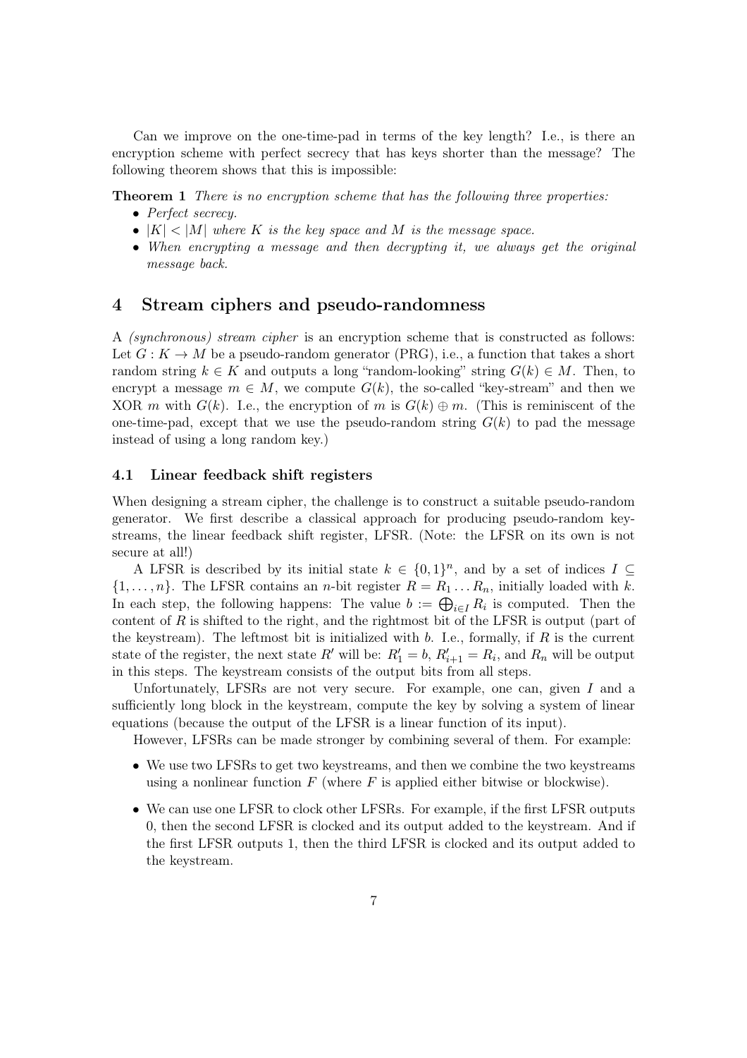Can we improve on the one-time-pad in terms of the key length? I.e., is there an encryption scheme with perfect secrecy that has keys shorter than the message? The following theorem shows that this is impossible:

**Theorem 1** *There is no encryption scheme that has the following three properties:*

- *Perfect secrecy.*
- *$|K| < |M|$ where $K$ is the key space and $M$ is the message space.*
- *When encrypting a message and then decrypting it, we always get the original message back.*

## 4 Stream ciphers and pseudo-randomness

A *(synchronous) stream cipher* is an encryption scheme that is constructed as follows: Let $G : K \to M$ be a pseudo-random generator (PRG), i.e., a function that takes a short random string $k \in K$ and outputs a long "random-looking" string $G(k) \in M$. Then, to encrypt a message $m \in M$, we compute $G(k)$, the so-called "key-stream" and then we XOR $m$ with $G(k)$. I.e., the encryption of $m$ is $G(k) \oplus m$. (This is reminiscent of the one-time-pad, except that we use the pseudo-random string $G(k)$ to pad the message instead of using a long random key.)

### 4.1 Linear feedback shift registers

When designing a stream cipher, the challenge is to construct a suitable pseudo-random generator. We first describe a classical approach for producing pseudo-random key-streams, the linear feedback shift register, LFSR. (Note: the LFSR on its own is not secure at all!)

A LFSR is described by its initial state $k \in \{0,1\}^n$, and by a set of indices $I \subseteq \{1, \dots, n\}$. The LFSR contains an $n$-bit register $R = R_1 \dots R_n$, initially loaded with $k$. In each step, the following happens: The value $b := \bigoplus_{i \in I} R_i$ is computed. Then the content of $R$ is shifted to the right, and the rightmost bit of the LFSR is output (part of the keystream). The leftmost bit is initialized with $b$. I.e., formally, if $R$ is the current state of the register, the next state $R'$ will be: $R'_1 = b$, $R'_{i+1} = R_i$, and $R_n$ will be output in this steps. The keystream consists of the output bits from all steps.

Unfortunately, LFSRs are not very secure. For example, one can, given $I$ and a sufficiently long block in the keystream, compute the key by solving a system of linear equations (because the output of the LFSR is a linear function of its input).

However, LFSRs can be made stronger by combining several of them. For example:

- We use two LFSRs to get two keystreams, and then we combine the two keystreams using a nonlinear function $F$ (where $F$ is applied either bitwise or blockwise).
- We can use one LFSR to clock other LFSRs. For example, if the first LFSR outputs 0, then the second LFSR is clocked and its output added to the keystream. And if the first LFSR outputs 1, then the third LFSR is clocked and its output added to the keystream.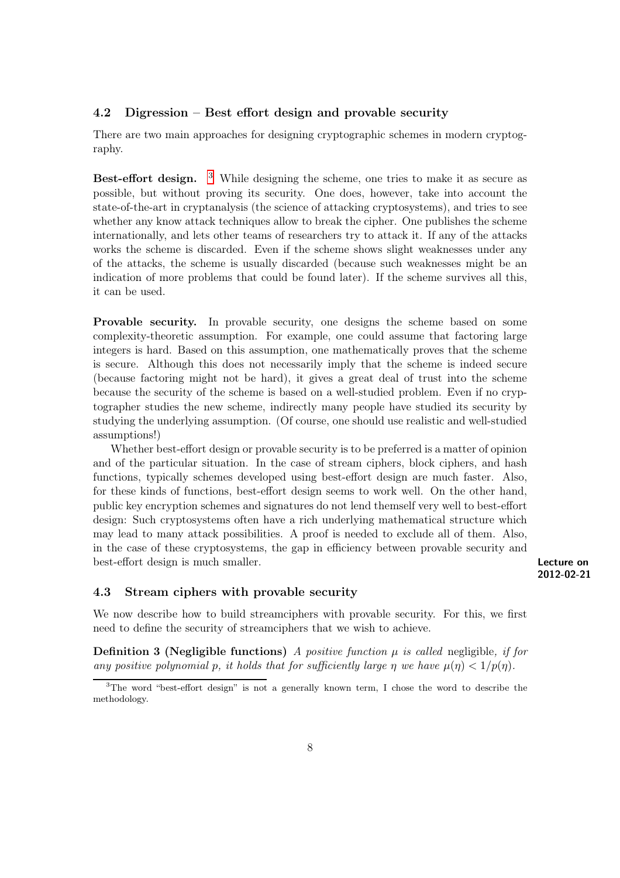### 4.2 Digression – Best effort design and provable security

There are two main approaches for designing cryptographic schemes in modern cryptography.

**Best-effort design.** [3] While designing the scheme, one tries to make it as secure as possible, but without proving its security. One does, however, take into account the state-of-the-art in cryptanalysis (the science of attacking cryptosystems), and tries to see whether any know attack techniques allow to break the cipher. One publishes the scheme internationally, and lets other teams of researchers try to attack it. If any of the attacks works the scheme is discarded. Even if the scheme shows slight weaknesses under any of the attacks, the scheme is usually discarded (because such weaknesses might be an indication of more problems that could be found later). If the scheme survives all this, it can be used.

**Provable security.** In provable security, one designs the scheme based on some complexity-theoretic assumption. For example, one could assume that factoring large integers is hard. Based on this assumption, one mathematically proves that the scheme is secure. Although this does not necessarily imply that the scheme is indeed secure (because factoring might not be hard), it gives a great deal of trust into the scheme because the security of the scheme is based on a well-studied problem. Even if no cryptographer studies the new scheme, indirectly many people have studied its security by studying the underlying assumption. (Of course, one should use realistic and well-studied assumptions!)

Whether best-effort design or provable security is to be preferred is a matter of opinion and of the particular situation. In the case of stream ciphers, block ciphers, and hash functions, typically schemes developed using best-effort design are much faster. Also, for these kinds of functions, best-effort design seems to work well. On the other hand, public key encryption schemes and signatures do not lend themself very well to best-effort design: Such cryptosystems often have a rich underlying mathematical structure which may lead to many attack possibilities. A proof is needed to exclude all of them. Also, in the case of these cryptosystems, the gap in efficiency between provable security and best-effort design is much smaller.

**Lecture on 2012-02-21**

### 4.3 Stream ciphers with provable security

We now describe how to build streamciphers with provable security. For this, we first need to define the security of streamciphers that we wish to achieve.

**Definition 3 (Negligible functions)** *A positive function $\mu$ is called* negligible*, if for any positive polynomial $p$, it holds that for sufficiently large $\eta$ we have $\mu(\eta) < 1/p(\eta)$.*

[3] The word "best-effort design" is not a generally known term, I chose the word to describe the methodology.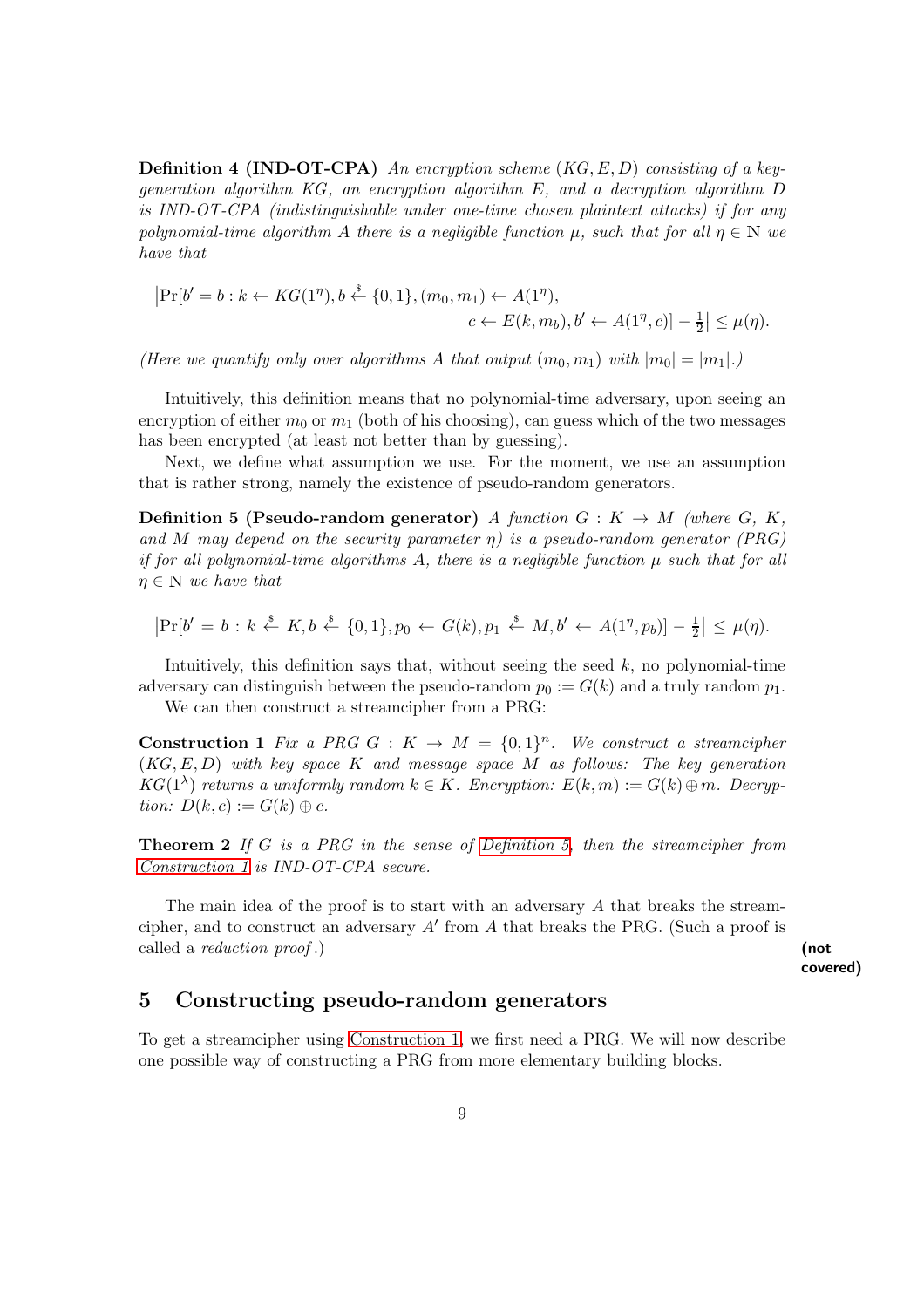**Definition 4 (IND-OT-CPA)** *An encryption scheme $(KG, E, D)$ consisting of a key-generation algorithm $KG$, an encryption algorithm $E$, and a decryption algorithm $D$ is IND-OT-CPA (indistinguishable under one-time chosen plaintext attacks) if for any polynomial-time algorithm $A$ there is a negligible function $\mu$, such that for all $\eta \in \mathbb{N}$ we have that*

$$\big|\Pr[b' = b : k \leftarrow KG(1^\eta), b \xleftarrow{\$} \{0,1\}, (m_0, m_1) \leftarrow A(1^\eta),$$
$$c \leftarrow E(k, m_b), b' \leftarrow A(1^\eta, c)] - \tfrac{1}{2}\big| \le \mu(\eta).$$

*(Here we quantify only over algorithms $A$ that output $(m_0, m_1)$ with $|m_0| = |m_1|$.)*

Intuitively, this definition means that no polynomial-time adversary, upon seeing an encryption of either $m_0$ or $m_1$ (both of his choosing), can guess which of the two messages has been encrypted (at least not better than by guessing).

Next, we define what assumption we use. For the moment, we use an assumption that is rather strong, namely the existence of pseudo-random generators.

**Definition 5 (Pseudo-random generator)** *A function $G : K \to M$ (where $G$, $K$, and $M$ may depend on the security parameter $\eta$) is a pseudo-random generator (PRG) if for all polynomial-time algorithms $A$, there is a negligible function $\mu$ such that for all $\eta \in \mathbb{N}$ we have that*

$$\big|\Pr[b' = b : k \xleftarrow{\$} K, b \xleftarrow{\$} \{0,1\}, p_0 \leftarrow G(k), p_1 \xleftarrow{\$} M, b' \leftarrow A(1^\eta, p_b)] - \tfrac{1}{2}\big| \le \mu(\eta).$$

Intuitively, this definition says that, without seeing the seed $k$, no polynomial-time adversary can distinguish between the pseudo-random $p_0 := G(k)$ and a truly random $p_1$.

We can then construct a streamcipher from a PRG:

**Construction 1** *Fix a PRG $G : K \to M = \{0,1\}^n$. We construct a streamcipher $(KG, E, D)$ with key space $K$ and message space $M$ as follows: The key generation $KG(1^\lambda)$ returns a uniformly random $k \in K$. Encryption: $E(k, m) := G(k) \oplus m$. Decryption: $D(k, c) := G(k) \oplus c$.*

**Theorem 2** *If $G$ is a PRG in the sense of Definition 5, then the streamcipher from Construction 1 is IND-OT-CPA secure.*

The main idea of the proof is to start with an adversary $A$ that breaks the streamcipher, and to construct an adversary $A'$ from $A$ that breaks the PRG. (Such a proof is called a *reduction proof*.) **(not covered)**

## 5 Constructing pseudo-random generators

To get a streamcipher using Construction 1, we first need a PRG. We will now describe one possible way of constructing a PRG from more elementary building blocks.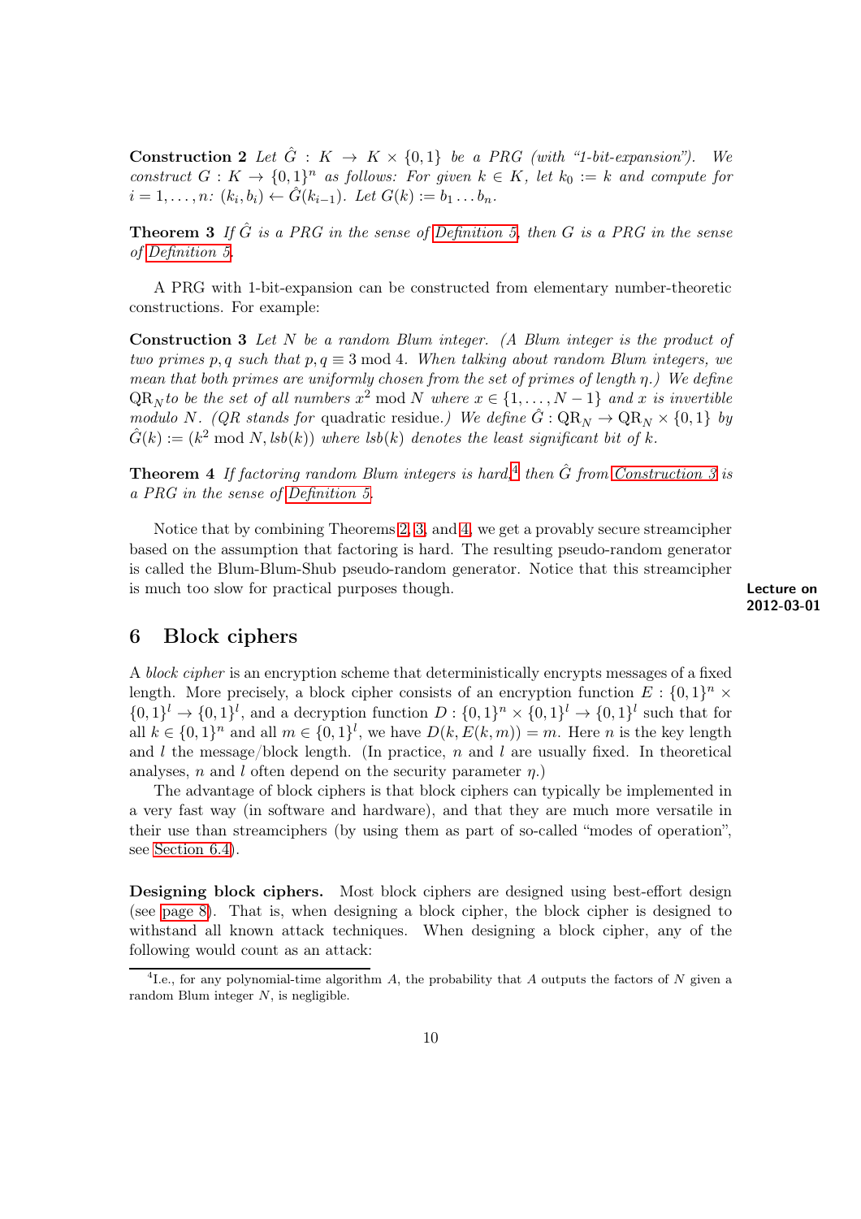**Construction 2** *Let $\hat{G} : K \to K \times \{0,1\}$ be a PRG (with "1-bit-expansion"). We construct $G : K \to \{0,1\}^n$ as follows: For given $k \in K$, let $k_0 := k$ and compute for $i = 1, \dots, n$: $(k_i, b_i) \leftarrow \hat{G}(k_{i-1})$. Let $G(k) := b_1 \dots b_n$.*

**Theorem 3** *If $\hat{G}$ is a PRG in the sense of Definition 5, then $G$ is a PRG in the sense of Definition 5.*

A PRG with 1-bit-expansion can be constructed from elementary number-theoretic constructions. For example:

**Construction 3** *Let $N$ be a random Blum integer. (A Blum integer is the product of two primes $p, q$ such that $p, q \equiv 3 \bmod 4$. When talking about random Blum integers, we mean that both primes are uniformly chosen from the set of primes of length $\eta$.) We define $\mathrm{QR}_N$ to be the set of all numbers $x^2 \bmod N$ where $x \in \{1, \dots, N-1\}$ and $x$ is invertible modulo $N$. (QR stands for* quadratic residue*.) We define $\hat{G} : \mathrm{QR}_N \to \mathrm{QR}_N \times \{0,1\}$ by $\hat{G}(k) := (k^2 \bmod N, lsb(k))$ where $lsb(k)$ denotes the least significant bit of $k$.*

**Theorem 4** *If factoring random Blum integers is hard,[4] then $\hat{G}$ from Construction 3 is a PRG in the sense of Definition 5.*

Notice that by combining Theorems 2, 3, and 4, we get a provably secure streamcipher based on the assumption that factoring is hard. The resulting pseudo-random generator is called the Blum-Blum-Shub pseudo-random generator. Notice that this streamcipher is much too slow for practical purposes though.

**Lecture on 2012-03-01**

## 6 Block ciphers

A *block cipher* is an encryption scheme that deterministically encrypts messages of a fixed length. More precisely, a block cipher consists of an encryption function $E : \{0,1\}^n \times \{0,1\}^l \to \{0,1\}^l$, and a decryption function $D : \{0,1\}^n \times \{0,1\}^l \to \{0,1\}^l$ such that for all $k \in \{0,1\}^n$ and all $m \in \{0,1\}^l$, we have $D(k, E(k,m)) = m$. Here $n$ is the key length and $l$ the message/block length. (In practice, $n$ and $l$ are usually fixed. In theoretical analyses, $n$ and $l$ often depend on the security parameter $\eta$.)

The advantage of block ciphers is that block ciphers can typically be implemented in a very fast way (in software and hardware), and that they are much more versatile in their use than streamciphers (by using them as part of so-called "modes of operation", see Section 6.4).

**Designing block ciphers.** Most block ciphers are designed using best-effort design (see page 8). That is, when designing a block cipher, the block cipher is designed to withstand all known attack techniques. When designing a block cipher, any of the following would count as an attack:

[4] I.e., for any polynomial-time algorithm $A$, the probability that $A$ outputs the factors of $N$ given a random Blum integer $N$, is negligible.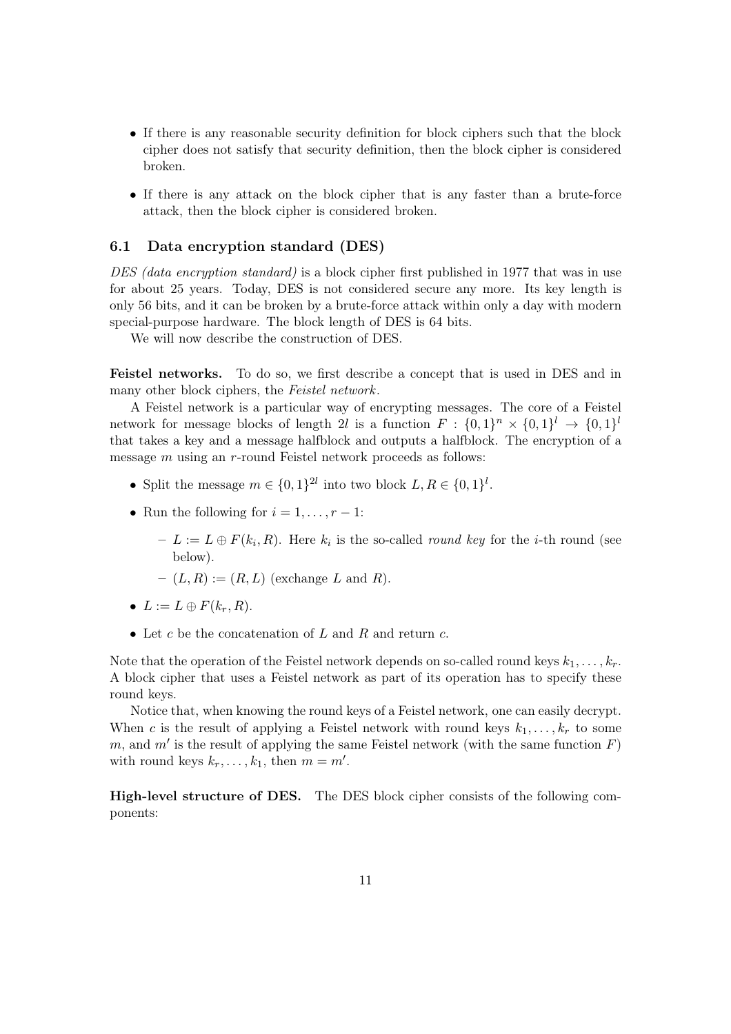- If there is any reasonable security definition for block ciphers such that the block cipher does not satisfy that security definition, then the block cipher is considered broken.
- If there is any attack on the block cipher that is any faster than a brute-force attack, then the block cipher is considered broken.

### 6.1 Data encryption standard (DES)

*DES (data encryption standard)* is a block cipher first published in 1977 that was in use for about 25 years. Today, DES is not considered secure any more. Its key length is only 56 bits, and it can be broken by a brute-force attack within only a day with modern special-purpose hardware. The block length of DES is 64 bits.

We will now describe the construction of DES.

**Feistel networks.** To do so, we first describe a concept that is used in DES and in many other block ciphers, the *Feistel network*.

A Feistel network is a particular way of encrypting messages. The core of a Feistel network for message blocks of length $2l$ is a function $F : \{0,1\}^n \times \{0,1\}^l \to \{0,1\}^l$ that takes a key and a message halfblock and outputs a halfblock. The encryption of a message $m$ using an $r$-round Feistel network proceeds as follows:

- Split the message $m \in \{0,1\}^{2l}$ into two block $L, R \in \{0,1\}^l$.
- Run the following for $i = 1, \dots, r-1$:
  - $L := L \oplus F(k_i, R)$. Here $k_i$ is the so-called *round key* for the $i$-th round (see below).
  - $(L, R) := (R, L)$ (exchange $L$ and $R$).
- $L := L \oplus F(k_r, R)$.
- Let $c$ be the concatenation of $L$ and $R$ and return $c$.

Note that the operation of the Feistel network depends on so-called round keys $k_1, \dots, k_r$. A block cipher that uses a Feistel network as part of its operation has to specify these round keys.

Notice that, when knowing the round keys of a Feistel network, one can easily decrypt. When $c$ is the result of applying a Feistel network with round keys $k_1, \dots, k_r$ to some $m$, and $m'$ is the result of applying the same Feistel network (with the same function $F$) with round keys $k_r, \dots, k_1$, then $m = m'$.

**High-level structure of DES.** The DES block cipher consists of the following components: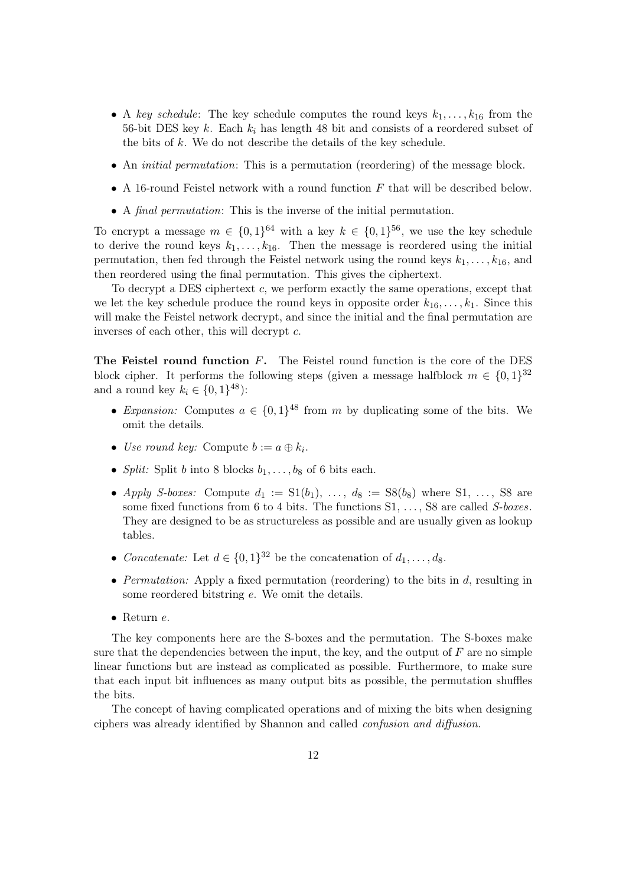- A *key schedule*: The key schedule computes the round keys $k_1, \dots, k_{16}$ from the 56-bit DES key $k$. Each $k_i$ has length 48 bit and consists of a reordered subset of the bits of $k$. We do not describe the details of the key schedule.
- An *initial permutation*: This is a permutation (reordering) of the message block.
- A 16-round Feistel network with a round function $F$ that will be described below.
- A *final permutation*: This is the inverse of the initial permutation.

To encrypt a message $m \in \{0,1\}^{64}$ with a key $k \in \{0,1\}^{56}$, we use the key schedule to derive the round keys $k_1, \dots, k_{16}$. Then the message is reordered using the initial permutation, then fed through the Feistel network using the round keys $k_1, \dots, k_{16}$, and then reordered using the final permutation. This gives the ciphertext.

To decrypt a DES ciphertext $c$, we perform exactly the same operations, except that we let the key schedule produce the round keys in opposite order $k_{16}, \dots, k_1$. Since this will make the Feistel network decrypt, and since the initial and the final permutation are inverses of each other, this will decrypt $c$.

**The Feistel round function $F$.** The Feistel round function is the core of the DES block cipher. It performs the following steps (given a message halfblock $m \in \{0,1\}^{32}$ and a round key $k_i \in \{0,1\}^{48}$):

- *Expansion:* Computes $a \in \{0,1\}^{48}$ from $m$ by duplicating some of the bits. We omit the details.
- *Use round key:* Compute $b := a \oplus k_i$.
- *Split:* Split $b$ into 8 blocks $b_1, \dots, b_8$ of 6 bits each.
- *Apply S-boxes:* Compute $d_1 := \mathrm{S1}(b_1)$, ..., $d_8 := \mathrm{S8}(b_8)$ where S1, ..., S8 are some fixed functions from 6 to 4 bits. The functions S1, ..., S8 are called *S-boxes*. They are designed to be as structureless as possible and are usually given as lookup tables.
- *Concatenate:* Let $d \in \{0,1\}^{32}$ be the concatenation of $d_1, \dots, d_8$.
- *Permutation:* Apply a fixed permutation (reordering) to the bits in $d$, resulting in some reordered bitstring $e$. We omit the details.
- Return $e$.

The key components here are the S-boxes and the permutation. The S-boxes make sure that the dependencies between the input, the key, and the output of $F$ are no simple linear functions but are instead as complicated as possible. Furthermore, to make sure that each input bit influences as many output bits as possible, the permutation shuffles the bits.

The concept of having complicated operations and of mixing the bits when designing ciphers was already identified by Shannon and called *confusion and diffusion*.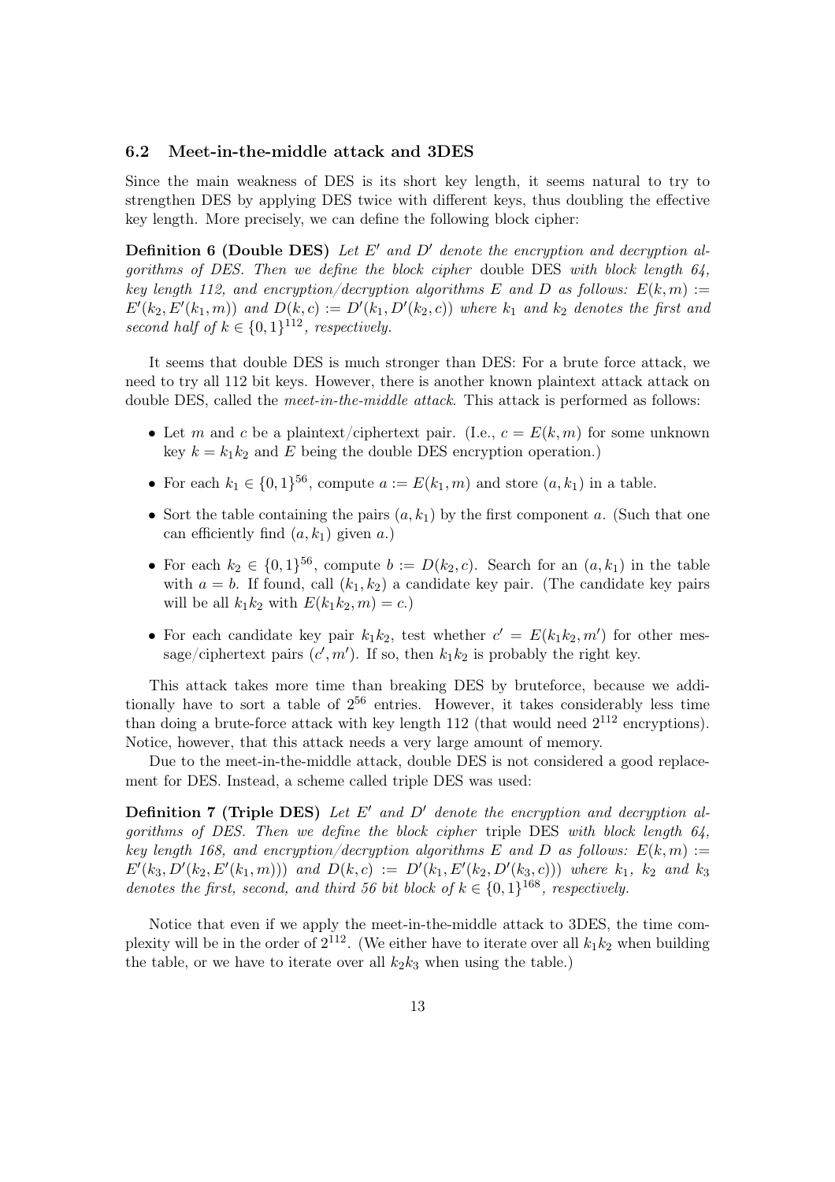### 6.2 Meet-in-the-middle attack and 3DES

Since the main weakness of DES is its short key length, it seems natural to try to strengthen DES by applying DES twice with different keys, thus doubling the effective key length. More precisely, we can define the following block cipher:

**Definition 6 (Double DES)** *Let $E'$ and $D'$ denote the encryption and decryption algorithms of DES. Then we define the block cipher* double DES *with block length 64, key length 112, and encryption/decryption algorithms $E$ and $D$ as follows: $E(k, m) := E'(k_2, E'(k_1, m))$ and $D(k, c) := D'(k_1, D'(k_2, c))$ where $k_1$ and $k_2$ denotes the first and second half of $k \in \{0, 1\}^{112}$, respectively.*

It seems that double DES is much stronger than DES: For a brute force attack, we need to try all 112 bit keys. However, there is another known plaintext attack attack on double DES, called the *meet-in-the-middle attack*. This attack is performed as follows:

- Let $m$ and $c$ be a plaintext/ciphertext pair. (I.e., $c = E(k, m)$ for some unknown key $k = k_1 k_2$ and $E$ being the double DES encryption operation.)
- For each $k_1 \in \{0, 1\}^{56}$, compute $a := E(k_1, m)$ and store $(a, k_1)$ in a table.
- Sort the table containing the pairs $(a, k_1)$ by the first component $a$. (Such that one can efficiently find $(a, k_1)$ given $a$.)
- For each $k_2 \in \{0, 1\}^{56}$, compute $b := D(k_2, c)$. Search for an $(a, k_1)$ in the table with $a = b$. If found, call $(k_1, k_2)$ a candidate key pair. (The candidate key pairs will be all $k_1 k_2$ with $E(k_1 k_2, m) = c$.)
- For each candidate key pair $k_1 k_2$, test whether $c' = E(k_1 k_2, m')$ for other message/ciphertext pairs $(c', m')$. If so, then $k_1 k_2$ is probably the right key.

This attack takes more time than breaking DES by bruteforce, because we additionally have to sort a table of $2^{56}$ entries. However, it takes considerably less time than doing a brute-force attack with key length 112 (that would need $2^{112}$ encryptions). Notice, however, that this attack needs a very large amount of memory.

Due to the meet-in-the-middle attack, double DES is not considered a good replacement for DES. Instead, a scheme called triple DES was used:

**Definition 7 (Triple DES)** *Let $E'$ and $D'$ denote the encryption and decryption algorithms of DES. Then we define the block cipher* triple DES *with block length 64, key length 168, and encryption/decryption algorithms $E$ and $D$ as follows: $E(k, m) := E'(k_3, D'(k_2, E'(k_1, m)))$ and $D(k, c) := D'(k_1, E'(k_2, D'(k_3, c)))$ where $k_1$, $k_2$ and $k_3$ denotes the first, second, and third 56 bit block of $k \in \{0, 1\}^{168}$, respectively.*

Notice that even if we apply the meet-in-the-middle attack to 3DES, the time complexity will be in the order of $2^{112}$. (We either have to iterate over all $k_1 k_2$ when building the table, or we have to iterate over all $k_2 k_3$ when using the table.)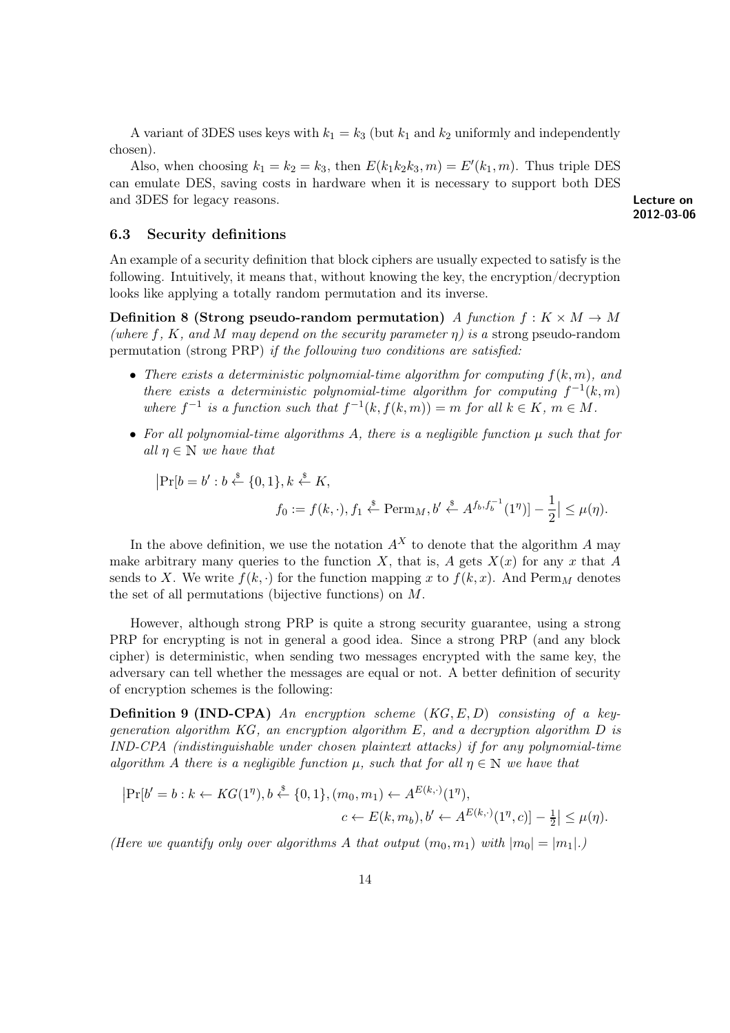A variant of 3DES uses keys with $k_1 = k_3$ (but $k_1$ and $k_2$ uniformly and independently chosen).

Also, when choosing $k_1 = k_2 = k_3$, then $E(k_1 k_2 k_3, m) = E'(k_1, m)$. Thus triple DES can emulate DES, saving costs in hardware when it is necessary to support both DES and 3DES for legacy reasons.

**Lecture on 2012-03-06**

### 6.3 Security definitions

An example of a security definition that block ciphers are usually expected to satisfy is the following. Intuitively, it means that, without knowing the key, the encryption/decryption looks like applying a totally random permutation and its inverse.

**Definition 8 (Strong pseudo-random permutation)** *A function $f : K \times M \to M$ (where $f$, $K$, and $M$ may depend on the security parameter $\eta$) is a* strong pseudo-random permutation *(strong PRP) if the following two conditions are satisfied:*

- *There exists a deterministic polynomial-time algorithm for computing $f(k, m)$, and there exists a deterministic polynomial-time algorithm for computing $f^{-1}(k, m)$ where $f^{-1}$ is a function such that $f^{-1}(k, f(k, m)) = m$ for all $k \in K$, $m \in M$.*
- *For all polynomial-time algorithms $A$, there is a negligible function $\mu$ such that for all $\eta \in \mathbb{N}$ we have that*

$$\Big|\Pr[b = b' : b \xleftarrow{\$} \{0,1\}, k \xleftarrow{\$} K, f_0 := f(k, \cdot), f_1 \xleftarrow{\$} \mathrm{Perm}_M, b' \xleftarrow{\$} A^{f_b, f_b^{-1}}(1^\eta)] - \frac{1}{2}\Big| \leq \mu(\eta).$$

In the above definition, we use the notation $A^X$ to denote that the algorithm $A$ may make arbitrary many queries to the function $X$, that is, $A$ gets $X(x)$ for any $x$ that $A$ sends to $X$. We write $f(k, \cdot)$ for the function mapping $x$ to $f(k, x)$. And $\mathrm{Perm}_M$ denotes the set of all permutations (bijective functions) on $M$.

However, although strong PRP is quite a strong security guarantee, using a strong PRP for encrypting is not in general a good idea. Since a strong PRP (and any block cipher) is deterministic, when sending two messages encrypted with the same key, the adversary can tell whether the messages are equal or not. A better definition of security of encryption schemes is the following:

**Definition 9 (IND-CPA)** *An encryption scheme $(KG, E, D)$ consisting of a key-generation algorithm $KG$, an encryption algorithm $E$, and a decryption algorithm $D$ is IND-CPA (indistinguishable under chosen plaintext attacks) if for any polynomial-time algorithm $A$ there is a negligible function $\mu$, such that for all $\eta \in \mathbb{N}$ we have that*

$$\Big|\Pr[b' = b : k \leftarrow KG(1^\eta), b \xleftarrow{\$} \{0,1\}, (m_0, m_1) \leftarrow A^{E(k,\cdot)}(1^\eta), c \leftarrow E(k, m_b), b' \leftarrow A^{E(k,\cdot)}(1^\eta, c)] - \tfrac{1}{2}\Big| \leq \mu(\eta).$$

*(Here we quantify only over algorithms $A$ that output $(m_0, m_1)$ with $|m_0| = |m_1|$.)*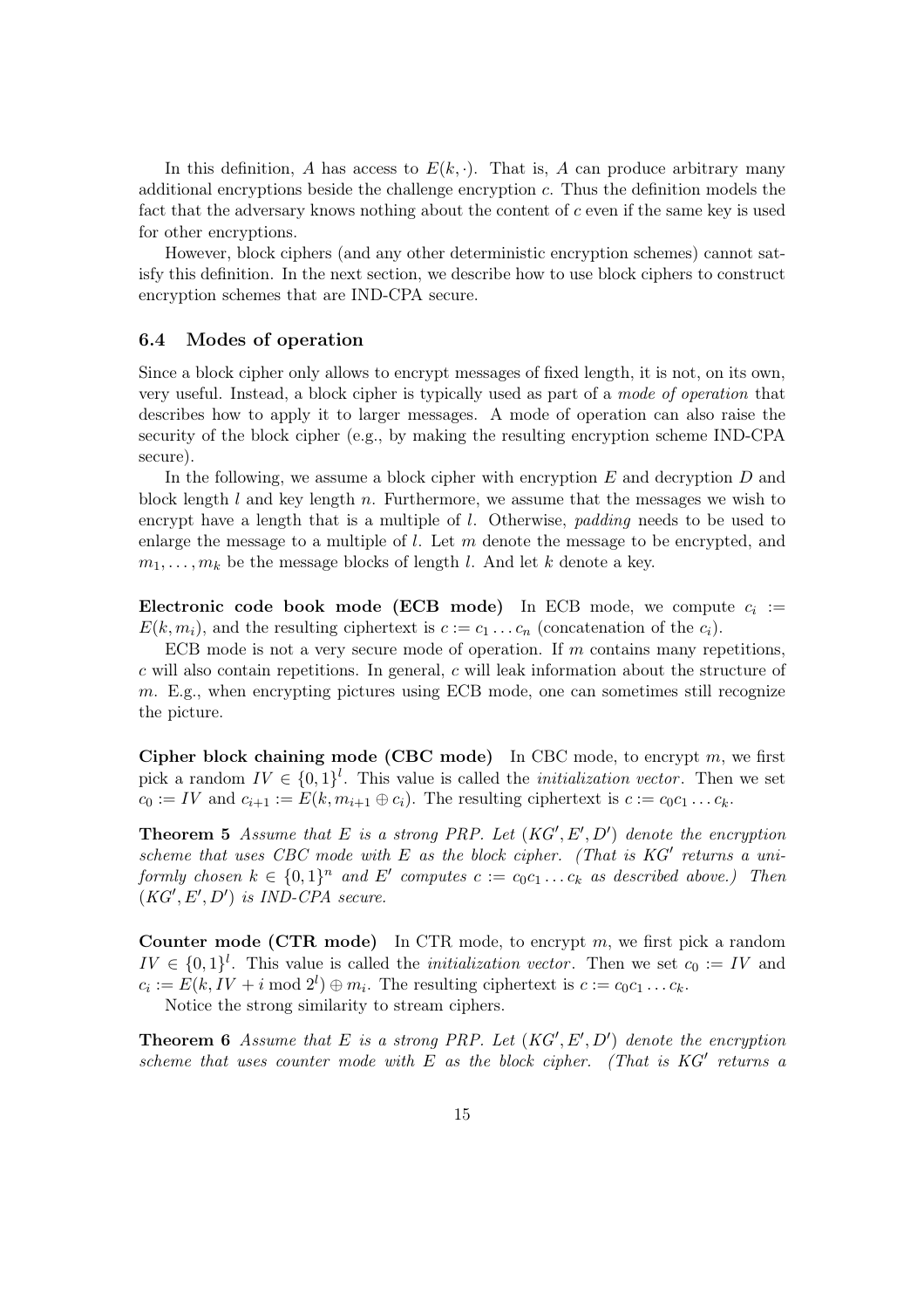In this definition, $A$ has access to $E(k, \cdot)$. That is, $A$ can produce arbitrary many additional encryptions beside the challenge encryption $c$. Thus the definition models the fact that the adversary knows nothing about the content of $c$ even if the same key is used for other encryptions.

However, block ciphers (and any other deterministic encryption schemes) cannot satisfy this definition. In the next section, we describe how to use block ciphers to construct encryption schemes that are IND-CPA secure.

### 6.4 Modes of operation

Since a block cipher only allows to encrypt messages of fixed length, it is not, on its own, very useful. Instead, a block cipher is typically used as part of a *mode of operation* that describes how to apply it to larger messages. A mode of operation can also raise the security of the block cipher (e.g., by making the resulting encryption scheme IND-CPA secure).

In the following, we assume a block cipher with encryption $E$ and decryption $D$ and block length $l$ and key length $n$. Furthermore, we assume that the messages we wish to encrypt have a length that is a multiple of $l$. Otherwise, *padding* needs to be used to enlarge the message to a multiple of $l$. Let $m$ denote the message to be encrypted, and $m_1, \dots, m_k$ be the message blocks of length $l$. And let $k$ denote a key.

**Electronic code book mode (ECB mode)** In ECB mode, we compute $c_i := E(k, m_i)$, and the resulting ciphertext is $c := c_1 \dots c_n$ (concatenation of the $c_i$).

ECB mode is not a very secure mode of operation. If $m$ contains many repetitions, $c$ will also contain repetitions. In general, $c$ will leak information about the structure of $m$. E.g., when encrypting pictures using ECB mode, one can sometimes still recognize the picture.

**Cipher block chaining mode (CBC mode)** In CBC mode, to encrypt $m$, we first pick a random $IV \in \{0,1\}^l$. This value is called the *initialization vector*. Then we set $c_0 := IV$ and $c_{i+1} := E(k, m_{i+1} \oplus c_i)$. The resulting ciphertext is $c := c_0 c_1 \dots c_k$.

**Theorem 5** *Assume that $E$ is a strong PRP. Let $(KG', E', D')$ denote the encryption scheme that uses CBC mode with $E$ as the block cipher. (That is $KG'$ returns a uniformly chosen $k \in \{0,1\}^n$ and $E'$ computes $c := c_0 c_1 \dots c_k$ as described above.) Then $(KG', E', D')$ is IND-CPA secure.*

**Counter mode (CTR mode)** In CTR mode, to encrypt $m$, we first pick a random $IV \in \{0,1\}^l$. This value is called the *initialization vector*. Then we set $c_0 := IV$ and $c_i := E(k, IV + i \bmod 2^l) \oplus m_i$. The resulting ciphertext is $c := c_0 c_1 \dots c_k$.

Notice the strong similarity to stream ciphers.

**Theorem 6** *Assume that $E$ is a strong PRP. Let $(KG', E', D')$ denote the encryption scheme that uses counter mode with $E$ as the block cipher. (That is $KG'$ returns a*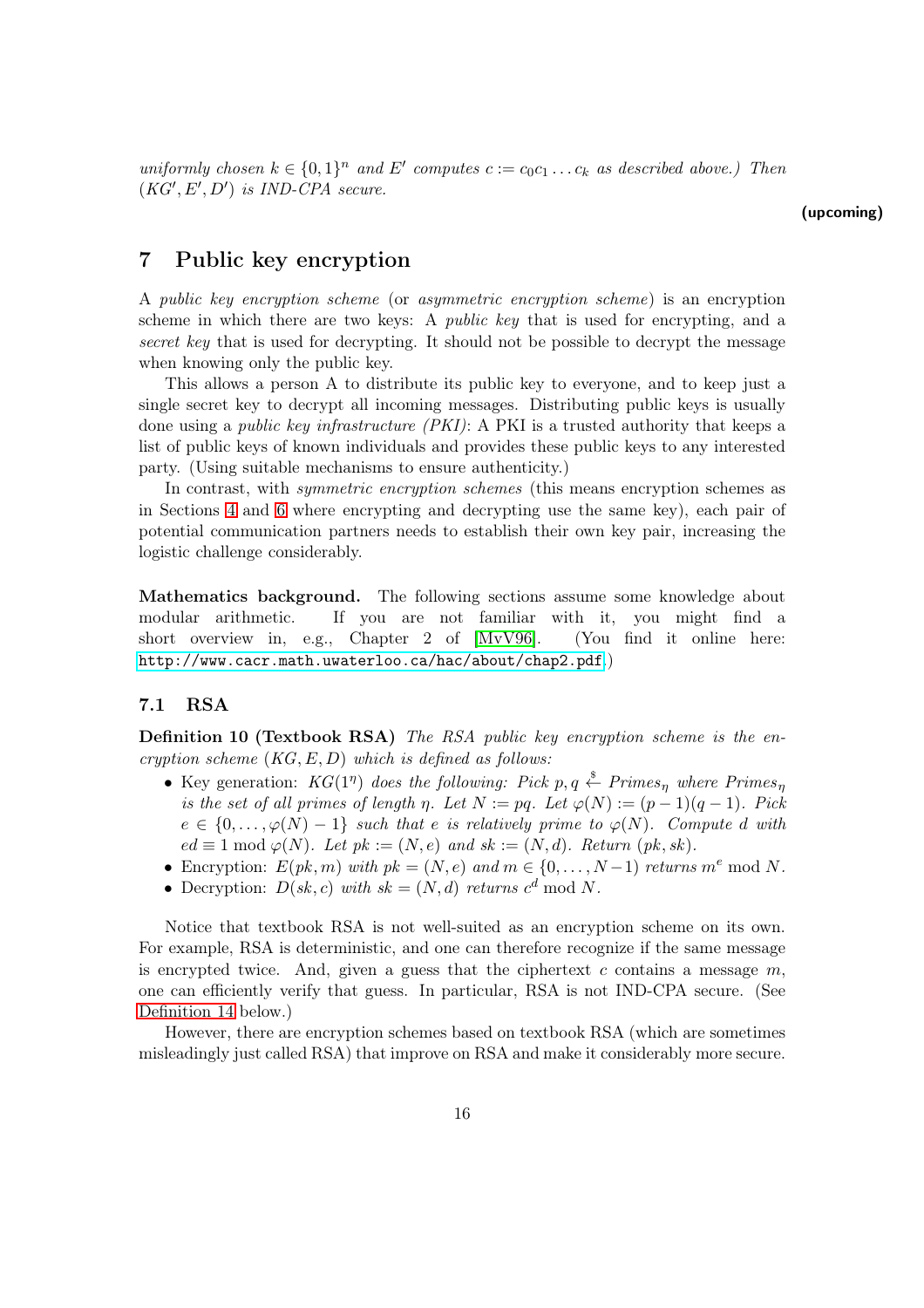*uniformly chosen* $k \in \{0,1\}^n$ *and* $E'$ *computes* $c := c_0 c_1 \dots c_k$ *as described above.) Then* $(KG', E', D')$ *is IND-CPA secure.*

**(upcoming)**

# 7 Public key encryption

A *public key encryption scheme* (or *asymmetric encryption scheme*) is an encryption scheme in which there are two keys: A *public key* that is used for encrypting, and a *secret key* that is used for decrypting. It should not be possible to decrypt the message when knowing only the public key.

This allows a person A to distribute its public key to everyone, and to keep just a single secret key to decrypt all incoming messages. Distributing public keys is usually done using a *public key infrastructure (PKI)*: A PKI is a trusted authority that keeps a list of public keys of known individuals and provides these public keys to any interested party. (Using suitable mechanisms to ensure authenticity.)

In contrast, with *symmetric encryption schemes* (this means encryption schemes as in Sections 4 and 6 where encrypting and decrypting use the same key), each pair of potential communication partners needs to establish their own key pair, increasing the logistic challenge considerably.

**Mathematics background.** The following sections assume some knowledge about modular arithmetic. If you are not familiar with it, you might find a short overview in, e.g., Chapter 2 of [MvV96]. (You find it online here: http://www.cacr.math.uwaterloo.ca/hac/about/chap2.pdf.)

## 7.1 RSA

**Definition 10 (Textbook RSA)** *The RSA public key encryption scheme is the encryption scheme* $(KG, E, D)$ *which is defined as follows:*

- Key generation: $KG(1^\eta)$ *does the following: Pick* $p, q \xleftarrow{\$} Primes_\eta$ *where* $Primes_\eta$ *is the set of all primes of length* $\eta$*. Let* $N := pq$*. Let* $\varphi(N) := (p-1)(q-1)$*. Pick* $e \in \{0, \dots, \varphi(N)-1\}$ *such that* $e$ *is relatively prime to* $\varphi(N)$*. Compute* $d$ *with* $ed \equiv 1 \bmod \varphi(N)$*. Let* $pk := (N, e)$ *and* $sk := (N, d)$*. Return* $(pk, sk)$*.*
- Encryption: $E(pk, m)$ *with* $pk = (N, e)$ *and* $m \in \{0, \dots, N-1\}$ *returns* $m^e \bmod N$*.*
- Decryption: $D(sk, c)$ *with* $sk = (N, d)$ *returns* $c^d \bmod N$*.*

Notice that textbook RSA is not well-suited as an encryption scheme on its own. For example, RSA is deterministic, and one can therefore recognize if the same message is encrypted twice. And, given a guess that the ciphertext $c$ contains a message $m$, one can efficiently verify that guess. In particular, RSA is not IND-CPA secure. (See Definition 14 below.)

However, there are encryption schemes based on textbook RSA (which are sometimes misleadingly just called RSA) that improve on RSA and make it considerably more secure.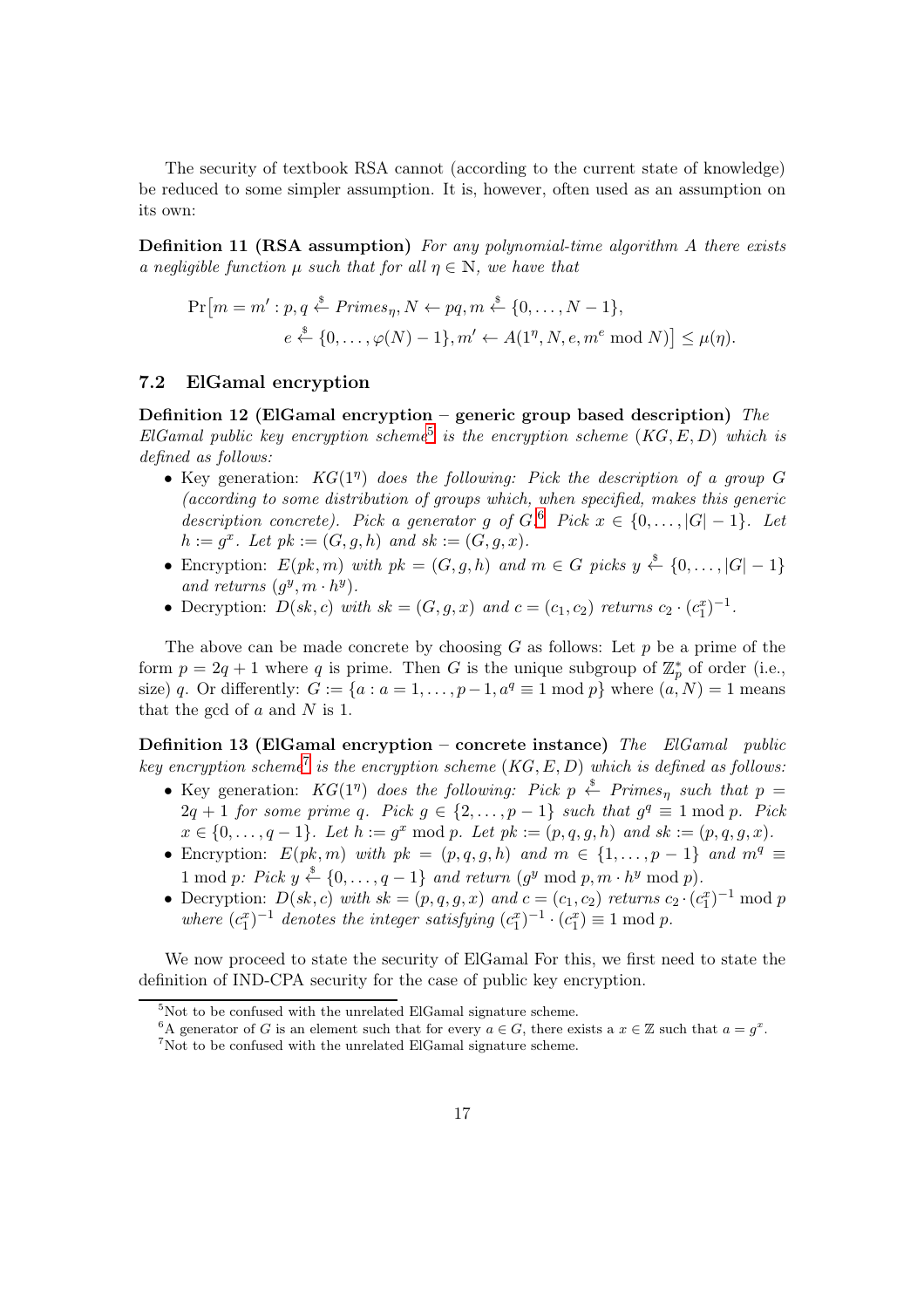The security of textbook RSA cannot (according to the current state of knowledge) be reduced to some simpler assumption. It is, however, often used as an assumption on its own:

**Definition 11 (RSA assumption)** *For any polynomial-time algorithm $A$ there exists a negligible function $\mu$ such that for all $\eta \in \mathbb{N}$, we have that*

$$\Pr\big[m = m' : p, q \xleftarrow{\$} \mathit{Primes}_\eta, N \leftarrow pq, m \xleftarrow{\$} \{0, \dots, N-1\},$$
$$e \xleftarrow{\$} \{0, \dots, \varphi(N) - 1\}, m' \leftarrow A(1^\eta, N, e, m^e \bmod N)\big] \leq \mu(\eta).$$

## 7.2 ElGamal encryption

**Definition 12 (ElGamal encryption – generic group based description)** *The ElGamal public key encryption scheme*[5] *is the encryption scheme $(KG, E, D)$ which is defined as follows:*

- *Key generation: $KG(1^\eta)$ does the following: Pick the description of a group $G$ (according to some distribution of groups which, when specified, makes this generic description concrete). Pick a generator $g$ of $G$.*[6] *Pick $x \in \{0, \dots, |G| - 1\}$. Let $h := g^x$. Let $pk := (G, g, h)$ and $sk := (G, g, x)$.*
- *Encryption: $E(pk, m)$ with $pk = (G, g, h)$ and $m \in G$ picks $y \xleftarrow{\$} \{0, \dots, |G| - 1\}$ and returns $(g^y, m \cdot h^y)$.*
- *Decryption: $D(sk, c)$ with $sk = (G, g, x)$ and $c = (c_1, c_2)$ returns $c_2 \cdot (c_1^x)^{-1}$.*

The above can be made concrete by choosing $G$ as follows: Let $p$ be a prime of the form $p = 2q + 1$ where $q$ is prime. Then $G$ is the unique subgroup of $\mathbb{Z}_p^*$ of order (i.e., size) $q$. Or differently: $G := \{a : a = 1, \dots, p-1, a^q \equiv 1 \bmod p\}$ where $(a, N) = 1$ means that the gcd of $a$ and $N$ is 1.

**Definition 13 (ElGamal encryption – concrete instance)** *The ElGamal public key encryption scheme*[7] *is the encryption scheme $(KG, E, D)$ which is defined as follows:*

- *Key generation: $KG(1^\eta)$ does the following: Pick $p \xleftarrow{\$} \mathit{Primes}_\eta$ such that $p = 2q + 1$ for some prime $q$. Pick $g \in \{2, \dots, p-1\}$ such that $g^q \equiv 1 \bmod p$. Pick $x \in \{0, \dots, q-1\}$. Let $h := g^x \bmod p$. Let $pk := (p, q, g, h)$ and $sk := (p, q, g, x)$.*
- *Encryption: $E(pk, m)$ with $pk = (p, q, g, h)$ and $m \in \{1, \dots, p-1\}$ and $m^q \equiv 1 \bmod p$: Pick $y \xleftarrow{\$} \{0, \dots, q-1\}$ and return $(g^y \bmod p, m \cdot h^y \bmod p)$.*
- *Decryption: $D(sk, c)$ with $sk = (p, q, g, x)$ and $c = (c_1, c_2)$ returns $c_2 \cdot (c_1^x)^{-1} \bmod p$ where $(c_1^x)^{-1}$ denotes the integer satisfying $(c_1^x)^{-1} \cdot (c_1^x) \equiv 1 \bmod p$.*

We now proceed to state the security of ElGamal For this, we first need to state the definition of IND-CPA security for the case of public key encryption.

[5] Not to be confused with the unrelated ElGamal signature scheme.

[6] A generator of $G$ is an element such that for every $a \in G$, there exists a $x \in \mathbb{Z}$ such that $a = g^x$.

[7] Not to be confused with the unrelated ElGamal signature scheme.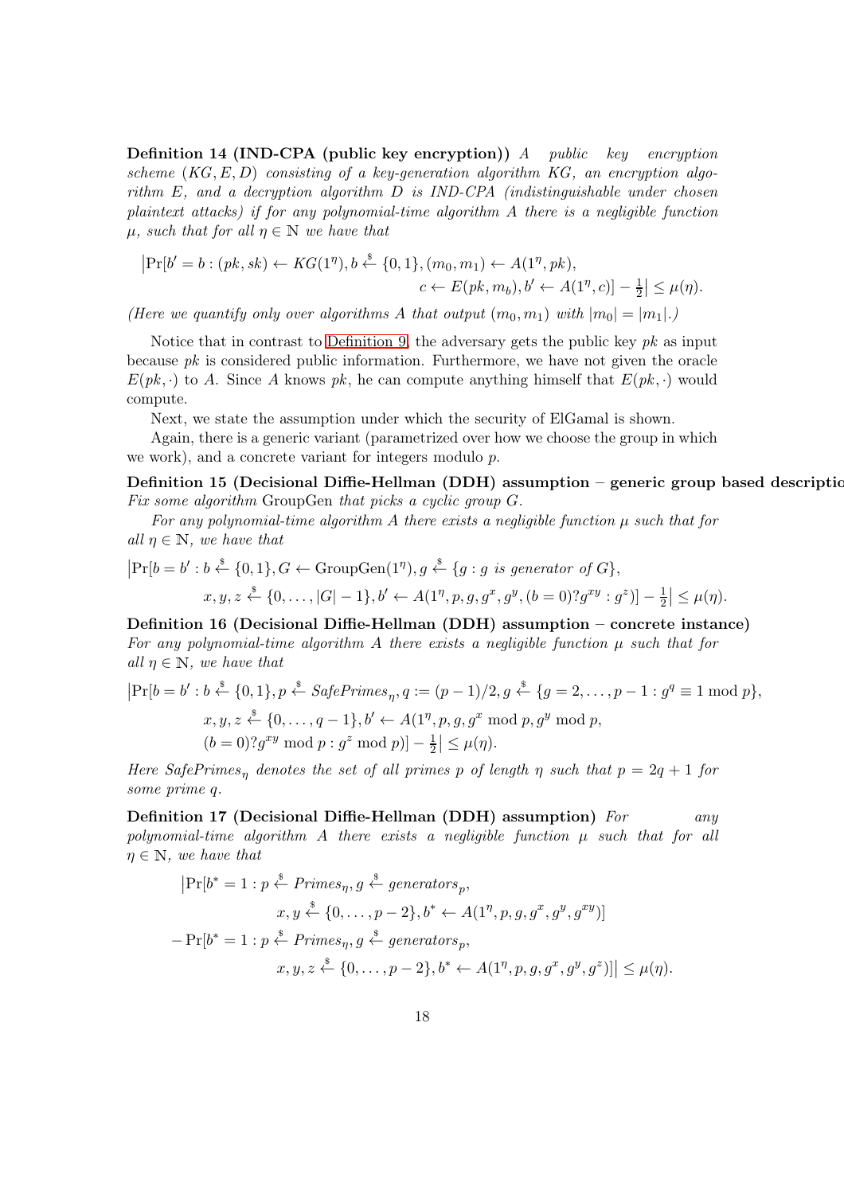**Definition 14 (IND-CPA (public key encryption))** *A public key encryption scheme $(KG, E, D)$ consisting of a key-generation algorithm $KG$, an encryption algorithm $E$, and a decryption algorithm $D$ is IND-CPA (indistinguishable under chosen plaintext attacks) if for any polynomial-time algorithm $A$ there is a negligible function $\mu$, such that for all $\eta \in \mathbb{N}$ we have that*

$$\big|\Pr[b' = b : (pk, sk) \leftarrow KG(1^\eta), b \xleftarrow{\$} \{0,1\}, (m_0, m_1) \leftarrow A(1^\eta, pk), \\ c \leftarrow E(pk, m_b), b' \leftarrow A(1^\eta, c)] - \tfrac{1}{2}\big| \leq \mu(\eta).$$

*(Here we quantify only over algorithms $A$ that output $(m_0, m_1)$ with $|m_0| = |m_1|$.)*

Notice that in contrast to Definition 9, the adversary gets the public key $pk$ as input because $pk$ is considered public information. Furthermore, we have not given the oracle $E(pk, \cdot)$ to $A$. Since $A$ knows $pk$, he can compute anything himself that $E(pk, \cdot)$ would compute.

Next, we state the assumption under which the security of ElGamal is shown.

Again, there is a generic variant (parametrized over how we choose the group in which we work), and a concrete variant for integers modulo $p$.

**Definition 15 (Decisional Diffie-Hellman (DDH) assumption – generic group based description)** *Fix some algorithm* GroupGen *that picks a cyclic group $G$.*

*For any polynomial-time algorithm $A$ there exists a negligible function $\mu$ such that for all $\eta \in \mathbb{N}$, we have that*

$$\big|\Pr[b = b' : b \xleftarrow{\$} \{0,1\}, G \leftarrow \text{GroupGen}(1^\eta), g \xleftarrow{\$} \{g : g \text{ is generator of } G\}, \\ x, y, z \xleftarrow{\$} \{0, \dots, |G| - 1\}, b' \leftarrow A(1^\eta, p, g, g^x, g^y, (b = 0)?g^{xy} : g^z)] - \tfrac{1}{2}\big| \leq \mu(\eta).$$

**Definition 16 (Decisional Diffie-Hellman (DDH) assumption – concrete instance)** *For any polynomial-time algorithm $A$ there exists a negligible function $\mu$ such that for all $\eta \in \mathbb{N}$, we have that*

$$\big|\Pr[b = b' : b \xleftarrow{\$} \{0,1\}, p \xleftarrow{\$} \mathit{SafePrimes}_\eta, q := (p-1)/2, g \xleftarrow{\$} \{g = 2, \dots, p-1 : g^q \equiv 1 \bmod p\}, \\ x, y, z \xleftarrow{\$} \{0, \dots, q-1\}, b' \leftarrow A(1^\eta, p, g, g^x \bmod p, g^y \bmod p, \\ (b = 0)?g^{xy} \bmod p : g^z \bmod p)] - \tfrac{1}{2}\big| \leq \mu(\eta).$$

*Here $\mathit{SafePrimes}_\eta$ denotes the set of all primes $p$ of length $\eta$ such that $p = 2q + 1$ for some prime $q$.*

**Definition 17 (Decisional Diffie-Hellman (DDH) assumption)** *For any polynomial-time algorithm $A$ there exists a negligible function $\mu$ such that for all $\eta \in \mathbb{N}$, we have that*

$$\big|\Pr[b^* = 1 : p \xleftarrow{\$} \mathit{Primes}_\eta, g \xleftarrow{\$} \mathit{generators}_p, \\ x, y \xleftarrow{\$} \{0, \dots, p-2\}, b^* \leftarrow A(1^\eta, p, g, g^x, g^y, g^{xy})] \\ - \Pr[b^* = 1 : p \xleftarrow{\$} \mathit{Primes}_\eta, g \xleftarrow{\$} \mathit{generators}_p, \\ x, y, z \xleftarrow{\$} \{0, \dots, p-2\}, b^* \leftarrow A(1^\eta, p, g, g^x, g^y, g^z)]\big| \leq \mu(\eta).$$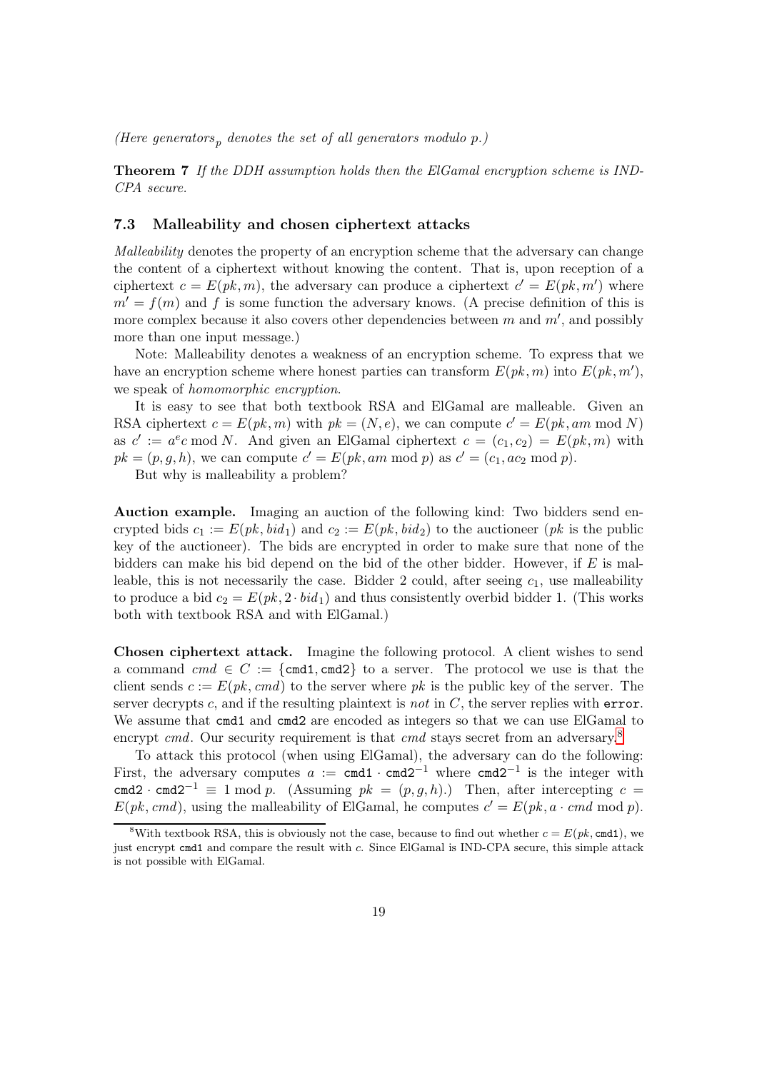*(Here generators$_p$ denotes the set of all generators modulo p.)*

**Theorem 7** *If the DDH assumption holds then the ElGamal encryption scheme is IND-CPA secure.*

### 7.3 Malleability and chosen ciphertext attacks

*Malleability* denotes the property of an encryption scheme that the adversary can change the content of a ciphertext without knowing the content. That is, upon reception of a ciphertext $c = E(pk, m)$, the adversary can produce a ciphertext $c' = E(pk, m')$ where $m' = f(m)$ and $f$ is some function the adversary knows. (A precise definition of this is more complex because it also covers other dependencies between $m$ and $m'$, and possibly more than one input message.)

Note: Malleability denotes a weakness of an encryption scheme. To express that we have an encryption scheme where honest parties can transform $E(pk, m)$ into $E(pk, m')$, we speak of *homomorphic encryption*.

It is easy to see that both textbook RSA and ElGamal are malleable. Given an RSA ciphertext $c = E(pk, m)$ with $pk = (N, e)$, we can compute $c' = E(pk, am \bmod N)$ as $c' := a^e c \bmod N$. And given an ElGamal ciphertext $c = (c_1, c_2) = E(pk, m)$ with $pk = (p, g, h)$, we can compute $c' = E(pk, am \bmod p)$ as $c' = (c_1, ac_2 \bmod p)$.

But why is malleability a problem?

**Auction example.** Imaging an auction of the following kind: Two bidders send encrypted bids $c_1 := E(pk, bid_1)$ and $c_2 := E(pk, bid_2)$ to the auctioneer ($pk$ is the public key of the auctioneer). The bids are encrypted in order to make sure that none of the bidders can make his bid depend on the bid of the other bidder. However, if $E$ is malleable, this is not necessarily the case. Bidder 2 could, after seeing $c_1$, use malleability to produce a bid $c_2 = E(pk, 2 \cdot bid_1)$ and thus consistently overbid bidder 1. (This works both with textbook RSA and with ElGamal.)

**Chosen ciphertext attack.** Imagine the following protocol. A client wishes to send a command $cmd \in C := \{\texttt{cmd1}, \texttt{cmd2}\}$ to a server. The protocol we use is that the client sends $c := E(pk, cmd)$ to the server where $pk$ is the public key of the server. The server decrypts $c$, and if the resulting plaintext is *not* in $C$, the server replies with `error`. We assume that `cmd1` and `cmd2` are encoded as integers so that we can use ElGamal to encrypt $cmd$. Our security requirement is that $cmd$ stays secret from an adversary.[8]

To attack this protocol (when using ElGamal), the adversary can do the following: First, the adversary computes $a := \texttt{cmd1} \cdot \texttt{cmd2}^{-1}$ where $\texttt{cmd2}^{-1}$ is the integer with $\texttt{cmd2} \cdot \texttt{cmd2}^{-1} \equiv 1 \bmod p$. (Assuming $pk = (p, g, h)$.) Then, after intercepting $c = E(pk, cmd)$, using the malleability of ElGamal, he computes $c' = E(pk, a \cdot cmd \bmod p)$.

[8] With textbook RSA, this is obviously not the case, because to find out whether $c = E(pk, \texttt{cmd1})$, we just encrypt `cmd1` and compare the result with $c$. Since ElGamal is IND-CPA secure, this simple attack is not possible with ElGamal.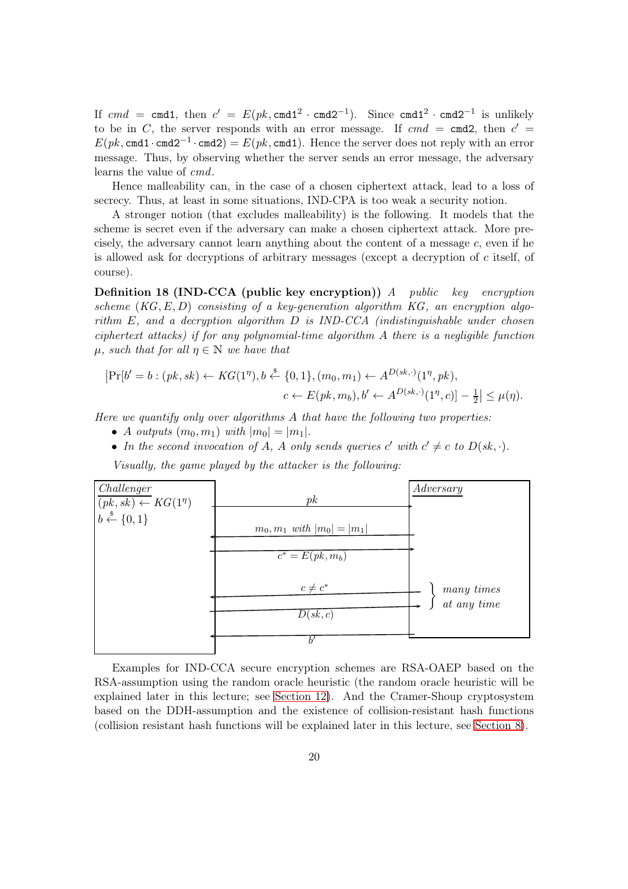If $cmd = \texttt{cmd1}$, then $c' = E(pk, \texttt{cmd1}^2 \cdot \texttt{cmd2}^{-1})$. Since $\texttt{cmd1}^2 \cdot \texttt{cmd2}^{-1}$ is unlikely to be in $C$, the server responds with an error message. If $cmd = \texttt{cmd2}$, then $c' = E(pk, \texttt{cmd1} \cdot \texttt{cmd2}^{-1} \cdot \texttt{cmd2}) = E(pk, \texttt{cmd1})$. Hence the server does not reply with an error message. Thus, by observing whether the server sends an error message, the adversary learns the value of $cmd$.

Hence malleability can, in the case of a chosen ciphertext attack, lead to a loss of secrecy. Thus, at least in some situations, IND-CPA is too weak a security notion.

A stronger notion (that excludes malleability) is the following. It models that the scheme is secret even if the adversary can make a chosen ciphertext attack. More precisely, the adversary cannot learn anything about the content of a message $c$, even if he is allowed ask for decryptions of arbitrary messages (except a decryption of $c$ itself, of course).

**Definition 18 (IND-CCA (public key encryption))** *A public key encryption scheme $(KG, E, D)$ consisting of a key-generation algorithm $KG$, an encryption algorithm $E$, and a decryption algorithm $D$ is IND-CCA (indistinguishable under chosen ciphertext attacks) if for any polynomial-time algorithm $A$ there is a negligible function $\mu$, such that for all $\eta \in \mathbb{N}$ we have that*

$$\big|\Pr[b' = b : (pk, sk) \leftarrow KG(1^\eta), b \xleftarrow{\$} \{0,1\}, (m_0, m_1) \leftarrow A^{D(sk,\cdot)}(1^\eta, pk), \\ c \leftarrow E(pk, m_b), b' \leftarrow A^{D(sk,\cdot)}(1^\eta, c)] - \tfrac{1}{2}\big| \leq \mu(\eta).$$

*Here we quantify only over algorithms $A$ that have the following two properties:*

- *$A$ outputs $(m_0, m_1)$ with $|m_0| = |m_1|$.*
- *In the second invocation of $A$, $A$ only sends queries $c'$ with $c' \neq c$ to $D(sk, \cdot)$.*

*Visually, the game played by the attacker is the following:*

| Challenger | | Adversary |
|---|---|---|
| $(pk, sk) \leftarrow KG(1^\eta)$, $b \xleftarrow{\$} \{0,1\}$ | $pk$ → | |
| | ← $m_0, m_1$ *with* $\lvert m_0\rvert = \lvert m_1\rvert$ | |
| | $c^* = E(pk, m_b)$ → | |
| | ← $c \neq c^*$ | *many times at any time* |
| | $D(sk, c)$ → | |
| | ← $b'$ | |

Examples for IND-CCA secure encryption schemes are RSA-OAEP based on the RSA-assumption using the random oracle heuristic (the random oracle heuristic will be explained later in this lecture; see Section 12). And the Cramer-Shoup cryptosystem based on the DDH-assumption and the existence of collision-resistant hash functions (collision resistant hash functions will be explained later in this lecture, see Section 8).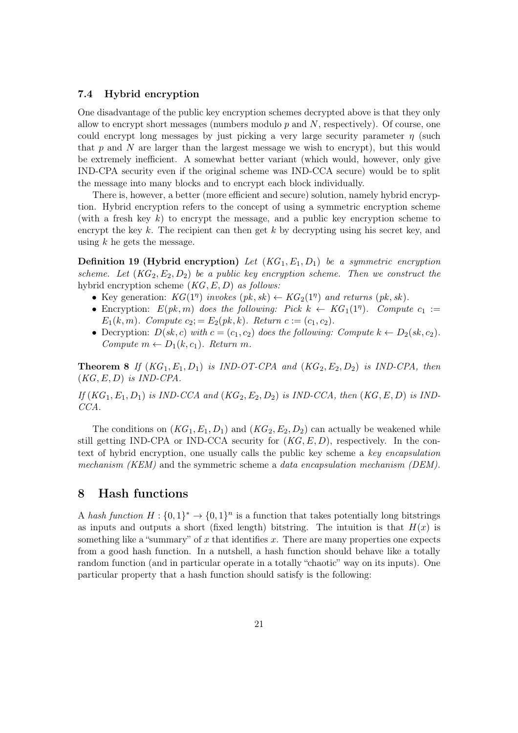### 7.4 Hybrid encryption

One disadvantage of the public key encryption schemes decrypted above is that they only allow to encrypt short messages (numbers modulo $p$ and $N$, respectively). Of course, one could encrypt long messages by just picking a very large security parameter $\eta$ (such that $p$ and $N$ are larger than the largest message we wish to encrypt), but this would be extremely inefficient. A somewhat better variant (which would, however, only give IND-CPA security even if the original scheme was IND-CCA secure) would be to split the message into many blocks and to encrypt each block individually.

There is, however, a better (more efficient and secure) solution, namely hybrid encryption. Hybrid encryption refers to the concept of using a symmetric encryption scheme (with a fresh key $k$) to encrypt the message, and a public key encryption scheme to encrypt the key $k$. The recipient can then get $k$ by decrypting using his secret key, and using $k$ he gets the message.

**Definition 19 (Hybrid encryption)** *Let $(KG_1, E_1, D_1)$ be a symmetric encryption scheme. Let $(KG_2, E_2, D_2)$ be a public key encryption scheme. Then we construct the* hybrid encryption scheme *$(KG, E, D)$ as follows:*

- Key generation: *$KG(1^\eta)$ invokes $(pk, sk) \leftarrow KG_2(1^\eta)$ and returns $(pk, sk)$.*
- Encryption: *$E(pk, m)$ does the following: Pick $k \leftarrow KG_1(1^\eta)$. Compute $c_1 := E_1(k, m)$. Compute $c_2; = E_2(pk, k)$. Return $c := (c_1, c_2)$.*
- Decryption: *$D(sk, c)$ with $c = (c_1, c_2)$ does the following: Compute $k \leftarrow D_2(sk, c_2)$. Compute $m \leftarrow D_1(k, c_1)$. Return $m$.*

**Theorem 8** *If $(KG_1, E_1, D_1)$ is IND-OT-CPA and $(KG_2, E_2, D_2)$ is IND-CPA, then $(KG, E, D)$ is IND-CPA.*

*If $(KG_1, E_1, D_1)$ is IND-CCA and $(KG_2, E_2, D_2)$ is IND-CCA, then $(KG, E, D)$ is IND-CCA.*

The conditions on $(KG_1, E_1, D_1)$ and $(KG_2, E_2, D_2)$ can actually be weakened while still getting IND-CPA or IND-CCA security for $(KG, E, D)$, respectively. In the context of hybrid encryption, one usually calls the public key scheme a *key encapsulation mechanism (KEM)* and the symmetric scheme a *data encapsulation mechanism (DEM)*.

## 8 Hash functions

A *hash function* $H : \{0,1\}^* \to \{0,1\}^n$ is a function that takes potentially long bitstrings as inputs and outputs a short (fixed length) bitstring. The intuition is that $H(x)$ is something like a "summary" of $x$ that identifies $x$. There are many properties one expects from a good hash function. In a nutshell, a hash function should behave like a totally random function (and in particular operate in a totally "chaotic" way on its inputs). One particular property that a hash function should satisfy is the following: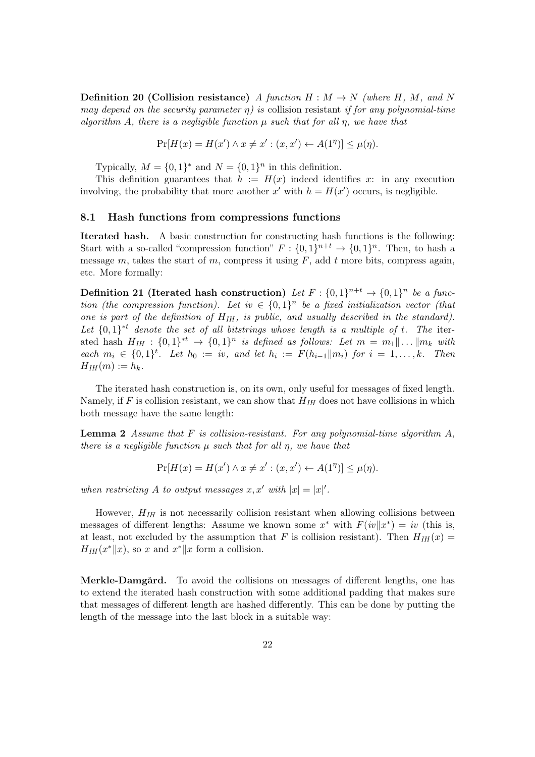**Definition 20 (Collision resistance)** *A function $H : M \to N$ (where $H$, $M$, and $N$ may depend on the security parameter $\eta$) is* collision resistant *if for any polynomial-time algorithm $A$, there is a negligible function $\mu$ such that for all $\eta$, we have that*

$$\Pr[H(x) = H(x') \wedge x \neq x' : (x, x') \leftarrow A(1^\eta)] \leq \mu(\eta).$$

Typically, $M = \{0,1\}^*$ and $N = \{0,1\}^n$ in this definition.

This definition guarantees that $h := H(x)$ indeed identifies $x$: in any execution involving, the probability that more another $x'$ with $h = H(x')$ occurs, is negligible.

### 8.1 Hash functions from compressions functions

**Iterated hash.** A basic construction for constructing hash functions is the following: Start with a so-called "compression function" $F : \{0,1\}^{n+t} \to \{0,1\}^n$. Then, to hash a message $m$, takes the start of $m$, compress it using $F$, add $t$ more bits, compress again, etc. More formally:

**Definition 21 (Iterated hash construction)** *Let $F : \{0,1\}^{n+t} \to \{0,1\}^n$ be a function (the compression function). Let $iv \in \{0,1\}^n$ be a fixed initialization vector (that one is part of the definition of $H_{IH}$, is public, and usually described in the standard). Let $\{0,1\}^{*t}$ denote the set of all bitstrings whose length is a multiple of $t$. The* iterated hash *$H_{IH} : \{0,1\}^{*t} \to \{0,1\}^n$ is defined as follows: Let $m = m_1 \| \dots \| m_k$ with each $m_i \in \{0,1\}^t$. Let $h_0 := iv$, and let $h_i := F(h_{i-1} \| m_i)$ for $i = 1, \dots, k$. Then $H_{IH}(m) := h_k$.*

The iterated hash construction is, on its own, only useful for messages of fixed length. Namely, if $F$ is collision resistant, we can show that $H_{IH}$ does not have collisions in which both message have the same length:

**Lemma 2** *Assume that $F$ is collision-resistant. For any polynomial-time algorithm $A$, there is a negligible function $\mu$ such that for all $\eta$, we have that*

$$\Pr[H(x) = H(x') \wedge x \neq x' : (x, x') \leftarrow A(1^\eta)] \leq \mu(\eta).$$

*when restricting $A$ to output messages $x, x'$ with $|x| = |x|'$.*

However, $H_{IH}$ is not necessarily collision resistant when allowing collisions between messages of different lengths: Assume we known some $x^*$ with $F(iv \| x^*) = iv$ (this is, at least, not excluded by the assumption that $F$ is collision resistant). Then $H_{IH}(x) = H_{IH}(x^* \| x)$, so $x$ and $x^* \| x$ form a collision.

**Merkle-Damgård.** To avoid the collisions on messages of different lengths, one has to extend the iterated hash construction with some additional padding that makes sure that messages of different length are hashed differently. This can be done by putting the length of the message into the last block in a suitable way: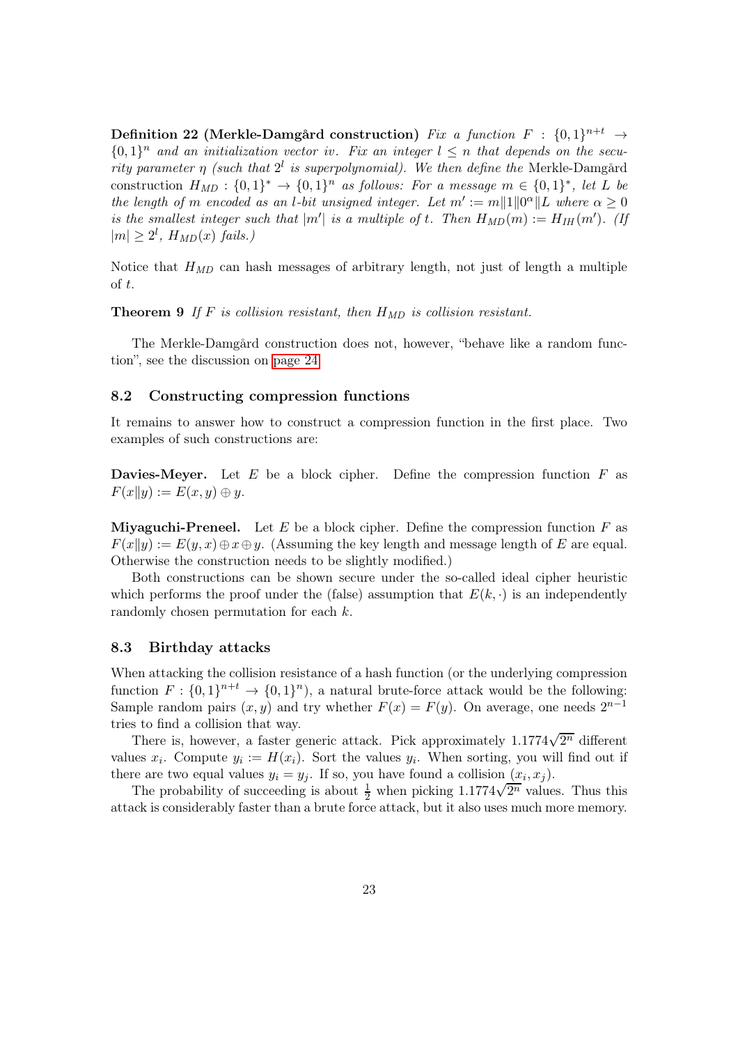**Definition 22 (Merkle-Damgård construction)** *Fix a function $F : \{0,1\}^{n+t} \to \{0,1\}^n$ and an initialization vector iv. Fix an integer $l \leq n$ that depends on the security parameter $\eta$ (such that $2^l$ is superpolynomial). We then define the* Merkle-Damgård construction *$H_{MD} : \{0,1\}^* \to \{0,1\}^n$ as follows: For a message $m \in \{0,1\}^*$, let $L$ be the length of $m$ encoded as an $l$-bit unsigned integer. Let $m' := m\|1\|0^\alpha\|L$ where $\alpha \geq 0$ is the smallest integer such that $|m'|$ is a multiple of $t$. Then $H_{MD}(m) := H_{IH}(m')$. (If $|m| \geq 2^l$, $H_{MD}(x)$ fails.)*

Notice that $H_{MD}$ can hash messages of arbitrary length, not just of length a multiple of $t$.

**Theorem 9** *If $F$ is collision resistant, then $H_{MD}$ is collision resistant.*

The Merkle-Damgård construction does not, however, "behave like a random function", see the discussion on page 24.

## 8.2 Constructing compression functions

It remains to answer how to construct a compression function in the first place. Two examples of such constructions are:

**Davies-Meyer.** Let $E$ be a block cipher. Define the compression function $F$ as $F(x\|y) := E(x, y) \oplus y$.

**Miyaguchi-Preneel.** Let $E$ be a block cipher. Define the compression function $F$ as $F(x\|y) := E(y, x) \oplus x \oplus y$. (Assuming the key length and message length of $E$ are equal. Otherwise the construction needs to be slightly modified.)

Both constructions can be shown secure under the so-called ideal cipher heuristic which performs the proof under the (false) assumption that $E(k, \cdot)$ is an independently randomly chosen permutation for each $k$.

## 8.3 Birthday attacks

When attacking the collision resistance of a hash function (or the underlying compression function $F : \{0,1\}^{n+t} \to \{0,1\}^n$), a natural brute-force attack would be the following: Sample random pairs $(x, y)$ and try whether $F(x) = F(y)$. On average, one needs $2^{n-1}$ tries to find a collision that way.

There is, however, a faster generic attack. Pick approximately $1.1774\sqrt{2^n}$ different values $x_i$. Compute $y_i := H(x_i)$. Sort the values $y_i$. When sorting, you will find out if there are two equal values $y_i = y_j$. If so, you have found a collision $(x_i, x_j)$.

The probability of succeeding is about $\frac{1}{2}$ when picking $1.1774\sqrt{2^n}$ values. Thus this attack is considerably faster than a brute force attack, but it also uses much more memory.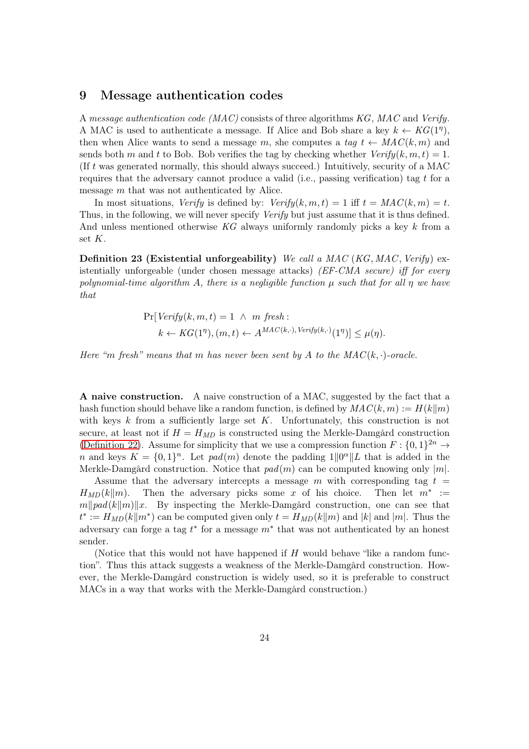## 9 Message authentication codes

A *message authentication code (MAC)* consists of three algorithms *KG*, *MAC* and *Verify*. A MAC is used to authenticate a message. If Alice and Bob share a key $k \leftarrow KG(1^\eta)$, then when Alice wants to send a message $m$, she computes a *tag* $t \leftarrow MAC(k, m)$ and sends both $m$ and $t$ to Bob. Bob verifies the tag by checking whether $Verify(k, m, t) = 1$. (If $t$ was generated normally, this should always succeed.) Intuitively, security of a MAC requires that the adversary cannot produce a valid (i.e., passing verification) tag $t$ for a message $m$ that was not authenticated by Alice.

In most situations, *Verify* is defined by: $Verify(k, m, t) = 1$ iff $t = MAC(k, m) = t$. Thus, in the following, we will never specify *Verify* but just assume that it is thus defined. And unless mentioned otherwise *KG* always uniformly randomly picks a key $k$ from a set $K$.

**Definition 23 (Existential unforgeability)** *We call a MAC (KG, MAC, Verify) existentially unforgeable (under chosen message attacks) (EF-CMA secure) iff for every polynomial-time algorithm A, there is a negligible function $\mu$ such that for all $\eta$ we have that*

$$\Pr[Verify(k, m, t) = 1 \ \wedge \ m \text{ fresh} :\\ k \leftarrow KG(1^\eta), (m, t) \leftarrow A^{MAC(k,\cdot), Verify(k,\cdot)}(1^\eta)] \leq \mu(\eta).$$

*Here "m fresh" means that m has never been sent by A to the $MAC(k, \cdot)$-oracle.*

**A naive construction.** A naive construction of a MAC, suggested by the fact that a hash function should behave like a random function, is defined by $MAC(k, m) := H(k\|m)$ with keys $k$ from a sufficiently large set $K$. Unfortunately, this construction is not secure, at least not if $H = H_{MD}$ is constructed using the Merkle-Damgård construction (Definition 22). Assume for simplicity that we use a compression function $F : \{0, 1\}^{2n} \rightarrow n$ and keys $K = \{0, 1\}^n$. Let $pad(m)$ denote the padding $1\|0^\alpha\|L$ that is added in the Merkle-Damgård construction. Notice that $pad(m)$ can be computed knowing only $|m|$.

Assume that the adversary intercepts a message $m$ with corresponding tag $t = H_{MD}(k\|m)$. Then the adversary picks some $x$ of his choice. Then let $m^* := m\|pad(k\|m)\|x$. By inspecting the Merkle-Damgård construction, one can see that $t^* := H_{MD}(k\|m^*)$ can be computed given only $t = H_{MD}(k\|m)$ and $|k|$ and $|m|$. Thus the adversary can forge a tag $t^*$ for a message $m^*$ that was not authenticated by an honest sender.

(Notice that this would not have happened if $H$ would behave "like a random function". Thus this attack suggests a weakness of the Merkle-Damgård construction. However, the Merkle-Damgård construction is widely used, so it is preferable to construct MACs in a way that works with the Merkle-Damgård construction.)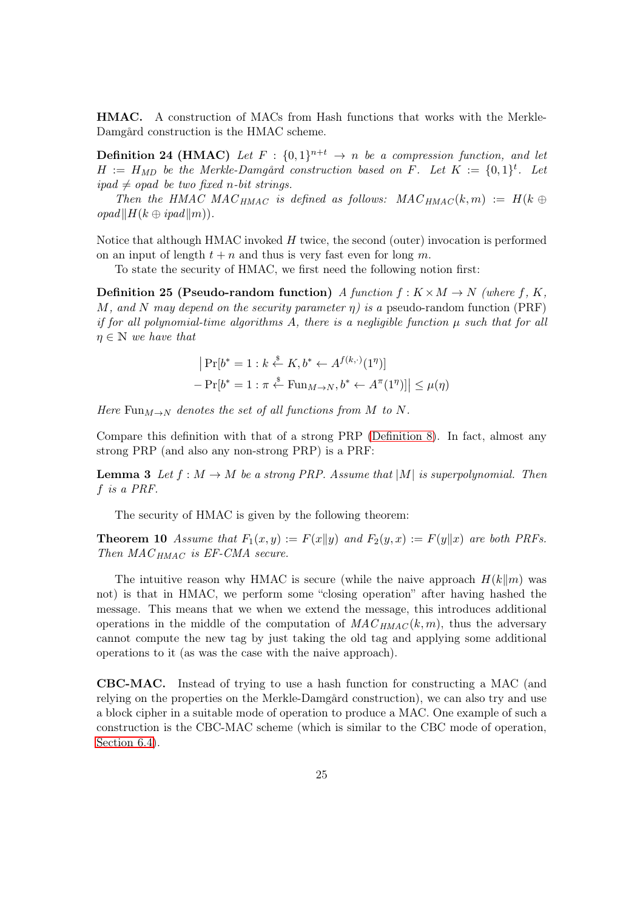**HMAC.** A construction of MACs from Hash functions that works with the Merkle-Damgård construction is the HMAC scheme.

**Definition 24 (HMAC)** *Let $F : \{0,1\}^{n+t} \to n$ be a compression function, and let $H := H_{MD}$ be the Merkle-Damgård construction based on $F$. Let $K := \{0,1\}^t$. Let $ipad \neq opad$ be two fixed $n$-bit strings.*

*Then the HMAC $MAC_{HMAC}$ is defined as follows: $MAC_{HMAC}(k, m) := H(k \oplus opad \| H(k \oplus ipad \| m))$.*

Notice that although HMAC invoked $H$ twice, the second (outer) invocation is performed on an input of length $t + n$ and thus is very fast even for long $m$.

To state the security of HMAC, we first need the following notion first:

**Definition 25 (Pseudo-random function)** *A function $f : K \times M \to N$ (where $f$, $K$, $M$, and $N$ may depend on the security parameter $\eta$) is a* pseudo-random function (PRF) *if for all polynomial-time algorithms $A$, there is a negligible function $\mu$ such that for all $\eta \in \mathbb{N}$ we have that*

$$\begin{aligned}
&\big|\Pr[b^* = 1 : k \xleftarrow{\$} K, b^* \leftarrow A^{f(k,\cdot)}(1^\eta)] \\
&- \Pr[b^* = 1 : \pi \xleftarrow{\$} \mathrm{Fun}_{M \to N}, b^* \leftarrow A^{\pi}(1^\eta)]\big| \leq \mu(\eta)
\end{aligned}$$

*Here $\mathrm{Fun}_{M \to N}$ denotes the set of all functions from $M$ to $N$.*

Compare this definition with that of a strong PRP (Definition 8). In fact, almost any strong PRP (and also any non-strong PRP) is a PRF:

**Lemma 3** *Let $f : M \to M$ be a strong PRP. Assume that $|M|$ is superpolynomial. Then $f$ is a PRF.*

The security of HMAC is given by the following theorem:

**Theorem 10** *Assume that $F_1(x, y) := F(x\|y)$ and $F_2(y, x) := F(y\|x)$ are both PRFs. Then $MAC_{HMAC}$ is EF-CMA secure.*

The intuitive reason why HMAC is secure (while the naive approach $H(k\|m)$ was not) is that in HMAC, we perform some "closing operation" after having hashed the message. This means that we when we extend the message, this introduces additional operations in the middle of the computation of $MAC_{HMAC}(k, m)$, thus the adversary cannot compute the new tag by just taking the old tag and applying some additional operations to it (as was the case with the naive approach).

**CBC-MAC.** Instead of trying to use a hash function for constructing a MAC (and relying on the properties on the Merkle-Damgård construction), we can also try and use a block cipher in a suitable mode of operation to produce a MAC. One example of such a construction is the CBC-MAC scheme (which is similar to the CBC mode of operation, Section 6.4).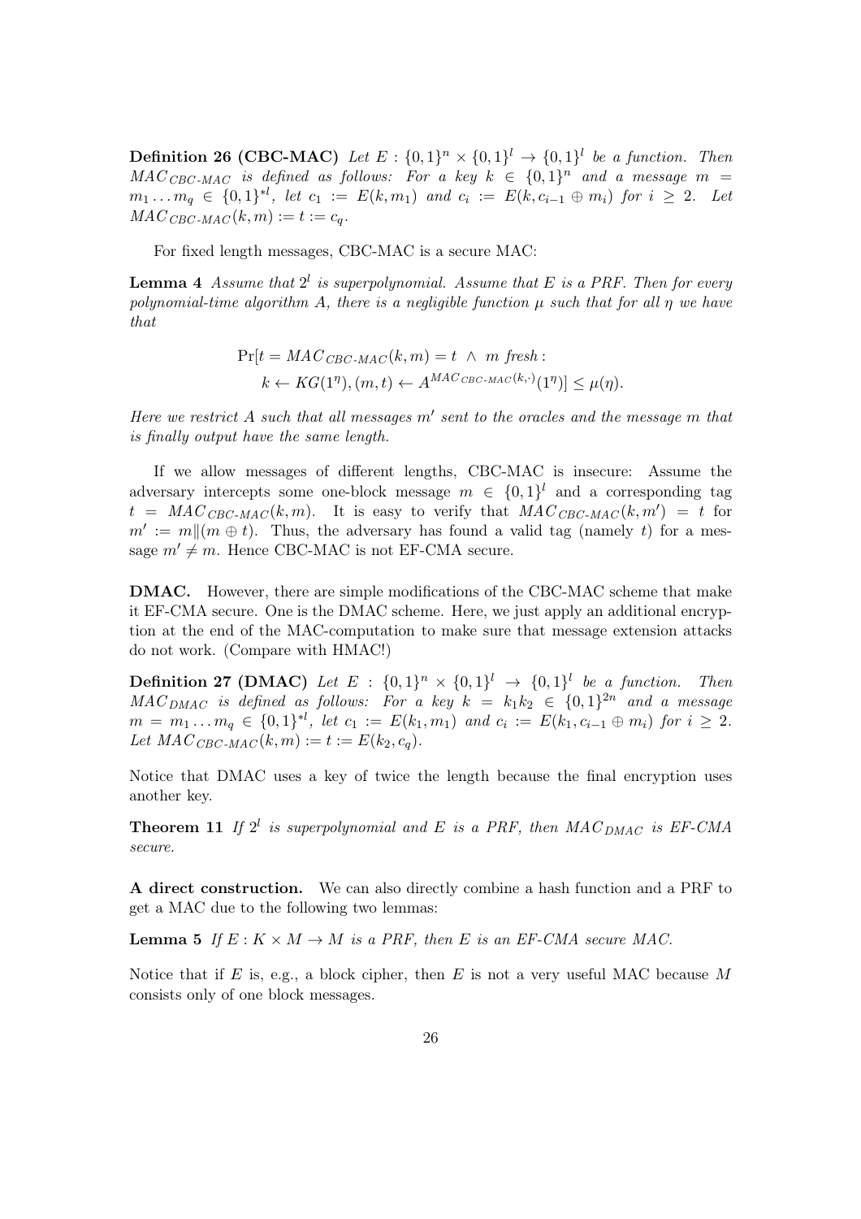**Definition 26 (CBC-MAC)** *Let $E : \{0,1\}^n \times \{0,1\}^l \to \{0,1\}^l$ be a function. Then $MAC_{CBC\text{-}MAC}$ is defined as follows: For a key $k \in \{0,1\}^n$ and a message $m = m_1 \dots m_q \in \{0,1\}^{*l}$, let $c_1 := E(k, m_1)$ and $c_i := E(k, c_{i-1} \oplus m_i)$ for $i \geq 2$. Let $MAC_{CBC\text{-}MAC}(k, m) := t := c_q$.*

For fixed length messages, CBC-MAC is a secure MAC:

**Lemma 4** *Assume that $2^l$ is superpolynomial. Assume that $E$ is a PRF. Then for every polynomial-time algorithm $A$, there is a negligible function $\mu$ such that for all $\eta$ we have that*

$$\Pr[t = MAC_{CBC\text{-}MAC}(k, m) = t \ \wedge \ m \text{ fresh} : \\ k \leftarrow KG(1^\eta), (m, t) \leftarrow A^{MAC_{CBC\text{-}MAC}(k,\cdot)}(1^\eta)] \leq \mu(\eta).$$

*Here we restrict $A$ such that all messages $m'$ sent to the oracles and the message $m$ that is finally output have the same length.*

If we allow messages of different lengths, CBC-MAC is insecure: Assume the adversary intercepts some one-block message $m \in \{0,1\}^l$ and a corresponding tag $t = MAC_{CBC\text{-}MAC}(k, m)$. It is easy to verify that $MAC_{CBC\text{-}MAC}(k, m') = t$ for $m' := m \| (m \oplus t)$. Thus, the adversary has found a valid tag (namely $t$) for a message $m' \neq m$. Hence CBC-MAC is not EF-CMA secure.

**DMAC.** However, there are simple modifications of the CBC-MAC scheme that make it EF-CMA secure. One is the DMAC scheme. Here, we just apply an additional encryption at the end of the MAC-computation to make sure that message extension attacks do not work. (Compare with HMAC!)

**Definition 27 (DMAC)** *Let $E : \{0,1\}^n \times \{0,1\}^l \to \{0,1\}^l$ be a function. Then $MAC_{DMAC}$ is defined as follows: For a key $k = k_1 k_2 \in \{0,1\}^{2n}$ and a message $m = m_1 \dots m_q \in \{0,1\}^{*l}$, let $c_1 := E(k_1, m_1)$ and $c_i := E(k_1, c_{i-1} \oplus m_i)$ for $i \geq 2$. Let $MAC_{CBC\text{-}MAC}(k, m) := t := E(k_2, c_q)$.*

Notice that DMAC uses a key of twice the length because the final encryption uses another key.

**Theorem 11** *If $2^l$ is superpolynomial and $E$ is a PRF, then $MAC_{DMAC}$ is EF-CMA secure.*

**A direct construction.** We can also directly combine a hash function and a PRF to get a MAC due to the following two lemmas:

**Lemma 5** *If $E : K \times M \to M$ is a PRF, then $E$ is an EF-CMA secure MAC.*

Notice that if $E$ is, e.g., a block cipher, then $E$ is not a very useful MAC because $M$ consists only of one block messages.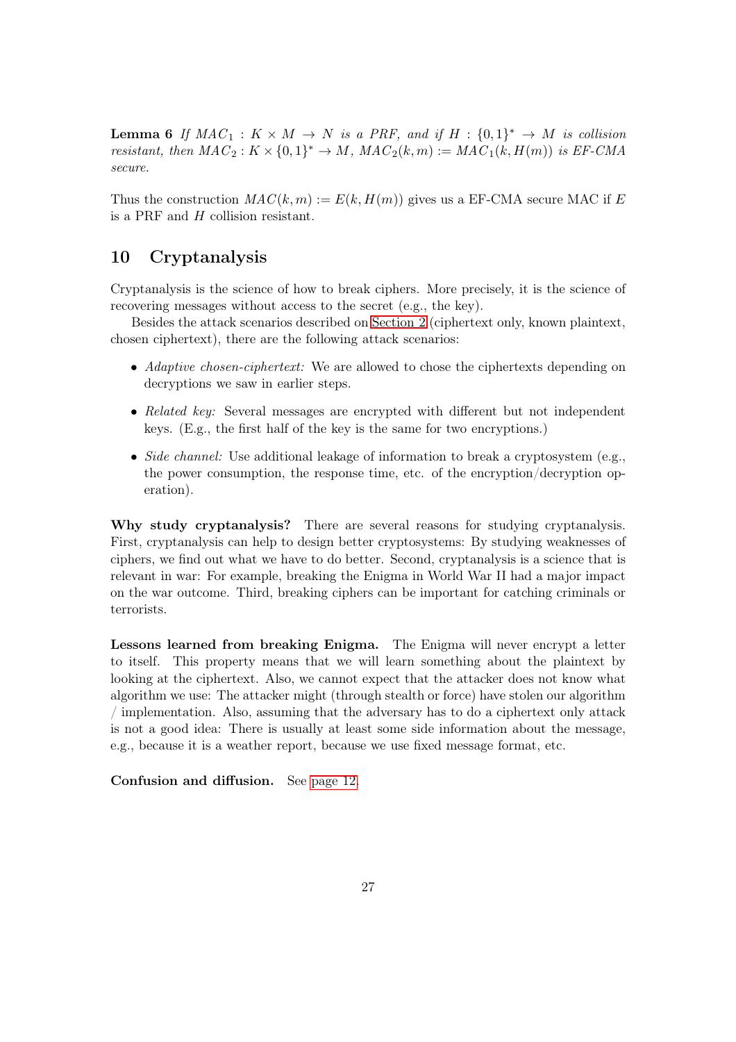**Lemma 6** *If $MAC_1 : K \times M \to N$ is a PRF, and if $H : \{0,1\}^* \to M$ is collision resistant, then $MAC_2 : K \times \{0,1\}^* \to M$, $MAC_2(k,m) := MAC_1(k, H(m))$ is EF-CMA secure.*

Thus the construction $MAC(k,m) := E(k, H(m))$ gives us a EF-CMA secure MAC if $E$ is a PRF and $H$ collision resistant.

# 10 Cryptanalysis

Cryptanalysis is the science of how to break ciphers. More precisely, it is the science of recovering messages without access to the secret (e.g., the key).

Besides the attack scenarios described on Section 2 (ciphertext only, known plaintext, chosen ciphertext), there are the following attack scenarios:

- *Adaptive chosen-ciphertext:* We are allowed to chose the ciphertexts depending on decryptions we saw in earlier steps.
- *Related key:* Several messages are encrypted with different but not independent keys. (E.g., the first half of the key is the same for two encryptions.)
- *Side channel:* Use additional leakage of information to break a cryptosystem (e.g., the power consumption, the response time, etc. of the encryption/decryption operation).

**Why study cryptanalysis?** There are several reasons for studying cryptanalysis. First, cryptanalysis can help to design better cryptosystems: By studying weaknesses of ciphers, we find out what we have to do better. Second, cryptanalysis is a science that is relevant in war: For example, breaking the Enigma in World War II had a major impact on the war outcome. Third, breaking ciphers can be important for catching criminals or terrorists.

**Lessons learned from breaking Enigma.** The Enigma will never encrypt a letter to itself. This property means that we will learn something about the plaintext by looking at the ciphertext. Also, we cannot expect that the attacker does not know what algorithm we use: The attacker might (through stealth or force) have stolen our algorithm / implementation. Also, assuming that the adversary has to do a ciphertext only attack is not a good idea: There is usually at least some side information about the message, e.g., because it is a weather report, because we use fixed message format, etc.

**Confusion and diffusion.** See page 12.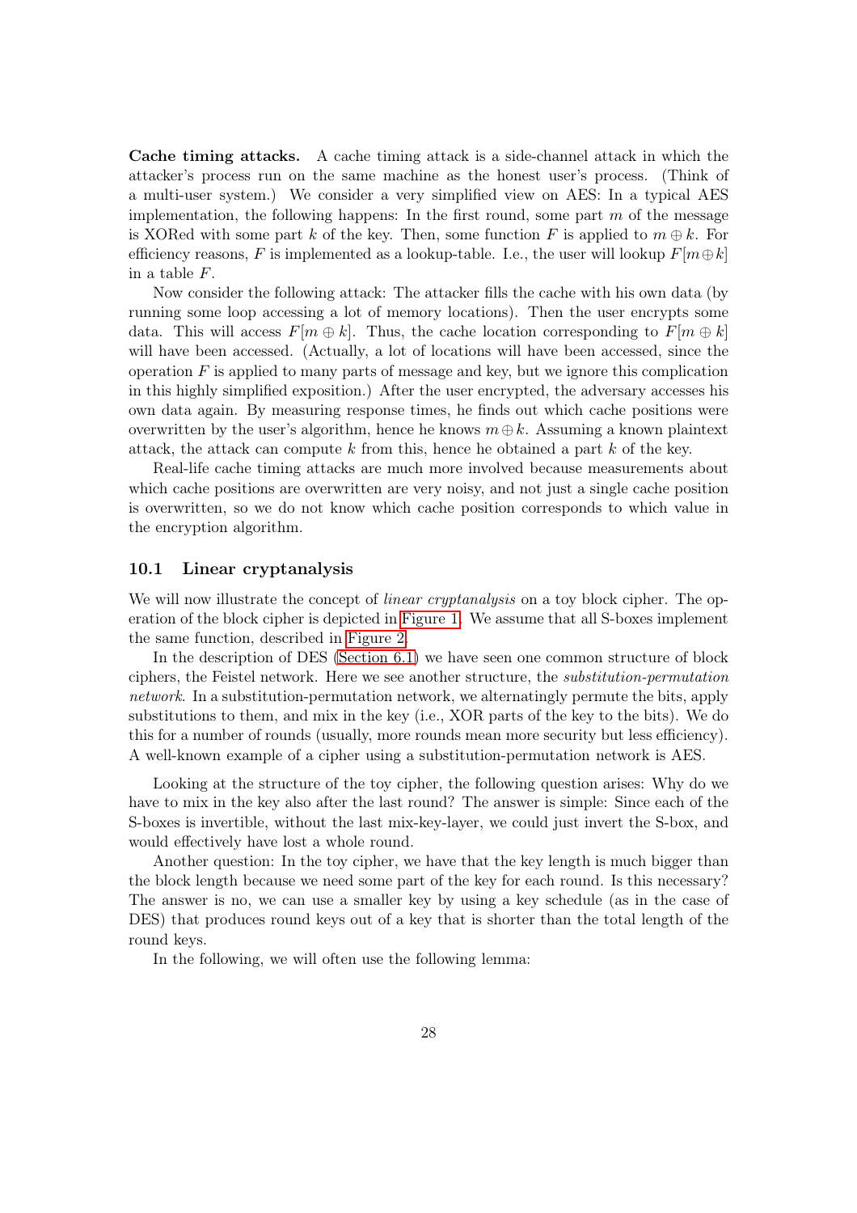**Cache timing attacks.** A cache timing attack is a side-channel attack in which the attacker's process run on the same machine as the honest user's process. (Think of a multi-user system.) We consider a very simplified view on AES: In a typical AES implementation, the following happens: In the first round, some part $m$ of the message is XORed with some part $k$ of the key. Then, some function $F$ is applied to $m \oplus k$. For efficiency reasons, $F$ is implemented as a lookup-table. I.e., the user will lookup $F[m \oplus k]$ in a table $F$.

Now consider the following attack: The attacker fills the cache with his own data (by running some loop accessing a lot of memory locations). Then the user encrypts some data. This will access $F[m \oplus k]$. Thus, the cache location corresponding to $F[m \oplus k]$ will have been accessed. (Actually, a lot of locations will have been accessed, since the operation $F$ is applied to many parts of message and key, but we ignore this complication in this highly simplified exposition.) After the user encrypted, the adversary accesses his own data again. By measuring response times, he finds out which cache positions were overwritten by the user's algorithm, hence he knows $m \oplus k$. Assuming a known plaintext attack, the attack can compute $k$ from this, hence he obtained a part $k$ of the key.

Real-life cache timing attacks are much more involved because measurements about which cache positions are overwritten are very noisy, and not just a single cache position is overwritten, so we do not know which cache position corresponds to which value in the encryption algorithm.

## 10.1 Linear cryptanalysis

We will now illustrate the concept of *linear cryptanalysis* on a toy block cipher. The operation of the block cipher is depicted in Figure 1. We assume that all S-boxes implement the same function, described in Figure 2.

In the description of DES (Section 6.1) we have seen one common structure of block ciphers, the Feistel network. Here we see another structure, the *substitution-permutation network*. In a substitution-permutation network, we alternatingly permute the bits, apply substitutions to them, and mix in the key (i.e., XOR parts of the key to the bits). We do this for a number of rounds (usually, more rounds mean more security but less efficiency). A well-known example of a cipher using a substitution-permutation network is AES.

Looking at the structure of the toy cipher, the following question arises: Why do we have to mix in the key also after the last round? The answer is simple: Since each of the S-boxes is invertible, without the last mix-key-layer, we could just invert the S-box, and would effectively have lost a whole round.

Another question: In the toy cipher, we have that the key length is much bigger than the block length because we need some part of the key for each round. Is this necessary? The answer is no, we can use a smaller key by using a key schedule (as in the case of DES) that produces round keys out of a key that is shorter than the total length of the round keys.

In the following, we will often use the following lemma: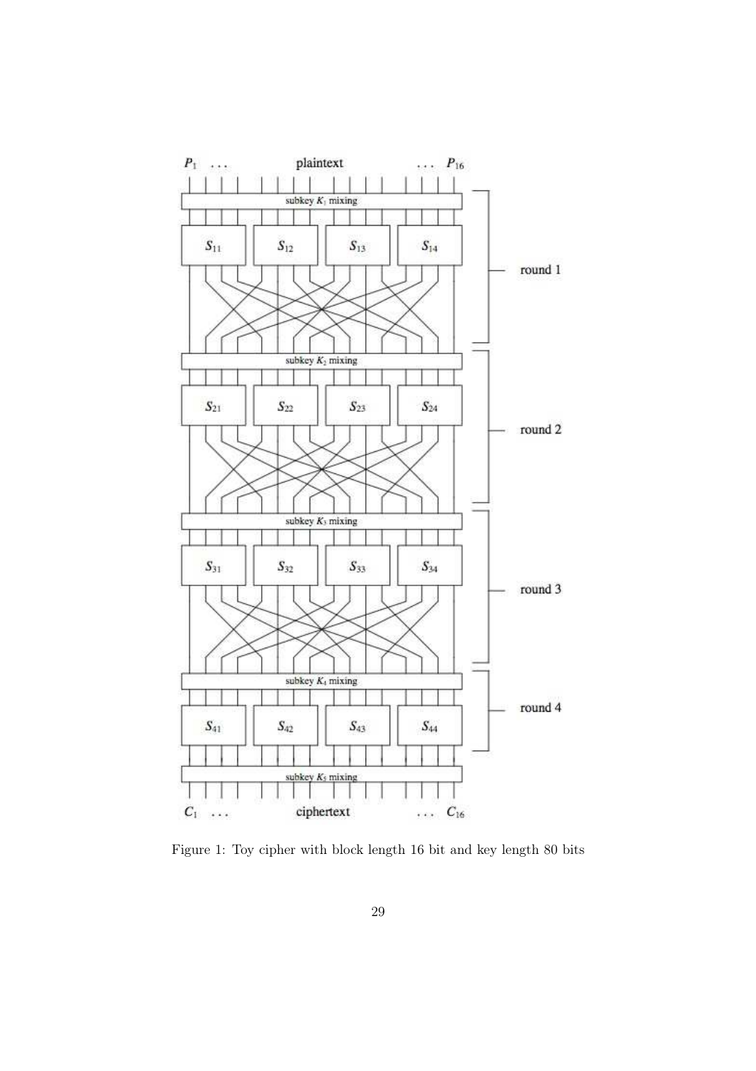Figure 1: Toy cipher with block length 16 bit and key length 80 bits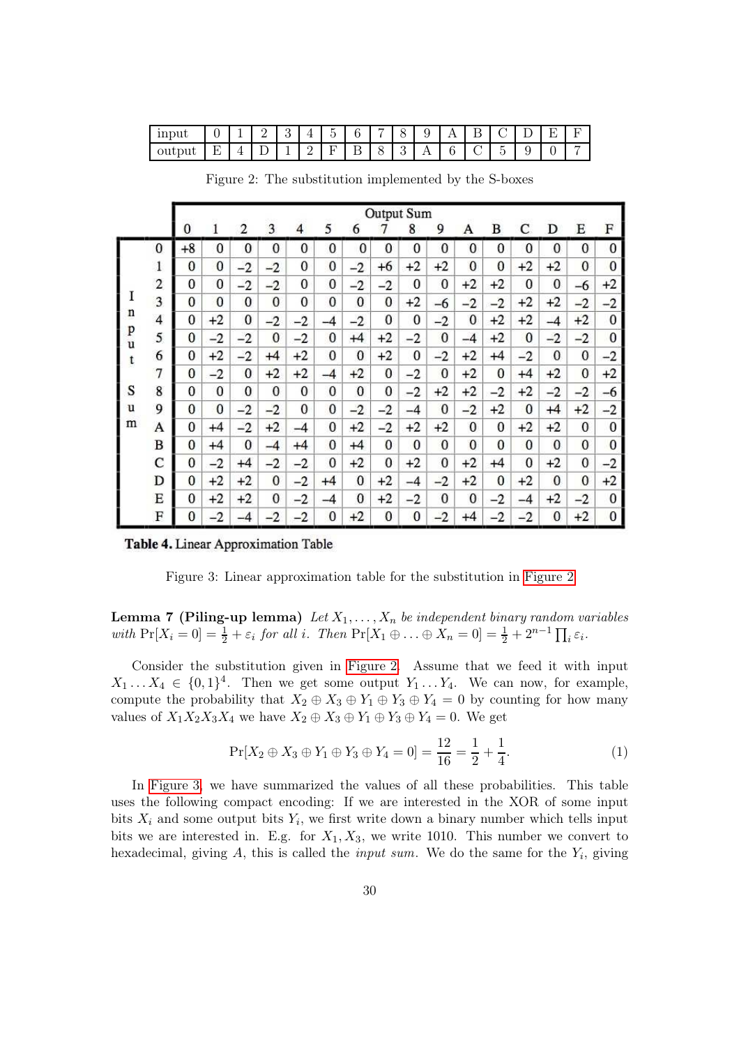| input | 0 | 1 | 2 | 3 | 4 | 5 | 6 | 7 | 8 | 9 | A | B | C | D | E | F |
|---|---|---|---|---|---|---|---|---|---|---|---|---|---|---|---|---|
| output | E | 4 | D | 1 | 2 | F | B | 8 | 3 | A | 6 | C | 5 | 9 | 0 | 7 |

Figure 2: The substitution implemented by the S-boxes

| Input Sum \ Output Sum | 0 | 1 | 2 | 3 | 4 | 5 | 6 | 7 | 8 | 9 | A | B | C | D | E | F |
|---|---|---|---|---|---|---|---|---|---|---|---|---|---|---|---|---|
| 0 | +8 | 0 | 0 | 0 | 0 | 0 | 0 | 0 | 0 | 0 | 0 | 0 | 0 | 0 | 0 | 0 |
| 1 | 0 | 0 | −2 | −2 | 0 | 0 | −2 | +6 | +2 | +2 | 0 | 0 | +2 | +2 | 0 | 0 |
| 2 | 0 | 0 | −2 | −2 | 0 | 0 | −2 | −2 | 0 | 0 | +2 | +2 | 0 | 0 | −6 | +2 |
| 3 | 0 | 0 | 0 | 0 | 0 | 0 | 0 | 0 | +2 | −6 | −2 | −2 | +2 | +2 | −2 | −2 |
| 4 | 0 | +2 | 0 | −2 | −2 | −4 | −2 | 0 | 0 | −2 | 0 | +2 | +2 | −4 | +2 | 0 |
| 5 | 0 | −2 | −2 | 0 | −2 | 0 | +4 | +2 | −2 | 0 | −4 | +2 | 0 | −2 | −2 | 0 |
| 6 | 0 | +2 | −2 | +4 | +2 | 0 | 0 | +2 | 0 | −2 | +2 | +4 | −2 | 0 | 0 | −2 |
| 7 | 0 | −2 | 0 | +2 | +2 | −4 | +2 | 0 | −2 | 0 | +2 | 0 | +4 | +2 | 0 | +2 |
| 8 | 0 | 0 | 0 | 0 | 0 | 0 | 0 | 0 | −2 | +2 | +2 | −2 | +2 | −2 | −2 | −6 |
| 9 | 0 | 0 | −2 | −2 | 0 | 0 | −2 | −2 | −4 | 0 | −2 | +2 | 0 | +4 | +2 | −2 |
| A | 0 | +4 | −2 | +2 | −4 | 0 | +2 | −2 | +2 | +2 | 0 | 0 | +2 | +2 | 0 | 0 |
| B | 0 | +4 | 0 | −4 | +4 | 0 | +4 | 0 | 0 | 0 | 0 | 0 | 0 | 0 | 0 | 0 |
| C | 0 | −2 | +4 | −2 | −2 | 0 | +2 | 0 | +2 | 0 | +2 | +4 | 0 | +2 | 0 | −2 |
| D | 0 | +2 | +2 | 0 | −2 | +4 | 0 | +2 | −4 | −2 | +2 | 0 | +2 | 0 | 0 | +2 |
| E | 0 | +2 | +2 | 0 | −2 | −4 | 0 | +2 | −2 | 0 | 0 | −2 | −4 | +2 | −2 | 0 |
| F | 0 | −2 | −4 | −2 | −2 | 0 | +2 | 0 | 0 | −2 | +4 | −2 | −2 | 0 | +2 | 0 |

**Table 4.** Linear Approximation Table

Figure 3: Linear approximation table for the substitution in Figure 2

**Lemma 7 (Piling-up lemma)** *Let $X_1, \ldots, X_n$ be independent binary random variables with $\Pr[X_i = 0] = \frac{1}{2} + \varepsilon_i$ for all $i$. Then $\Pr[X_1 \oplus \ldots \oplus X_n = 0] = \frac{1}{2} + 2^{n-1} \prod_i \varepsilon_i$.*

Consider the substitution given in Figure 2. Assume that we feed it with input $X_1 \ldots X_4 \in \{0,1\}^4$. Then we get some output $Y_1 \ldots Y_4$. We can now, for example, compute the probability that $X_2 \oplus X_3 \oplus Y_1 \oplus Y_3 \oplus Y_4 = 0$ by counting for how many values of $X_1X_2X_3X_4$ we have $X_2 \oplus X_3 \oplus Y_1 \oplus Y_3 \oplus Y_4 = 0$. We get

$$\Pr[X_2 \oplus X_3 \oplus Y_1 \oplus Y_3 \oplus Y_4 = 0] = \frac{12}{16} = \frac{1}{2} + \frac{1}{4}. \tag{1}$$

In Figure 3, we have summarized the values of all these probabilities. This table uses the following compact encoding: If we are interested in the XOR of some input bits $X_i$ and some output bits $Y_i$, we first write down a binary number which tells input bits we are interested in. E.g. for $X_1, X_3$, we write 1010. This number we convert to hexadecimal, giving $A$, this is called the *input sum*. We do the same for the $Y_i$, giving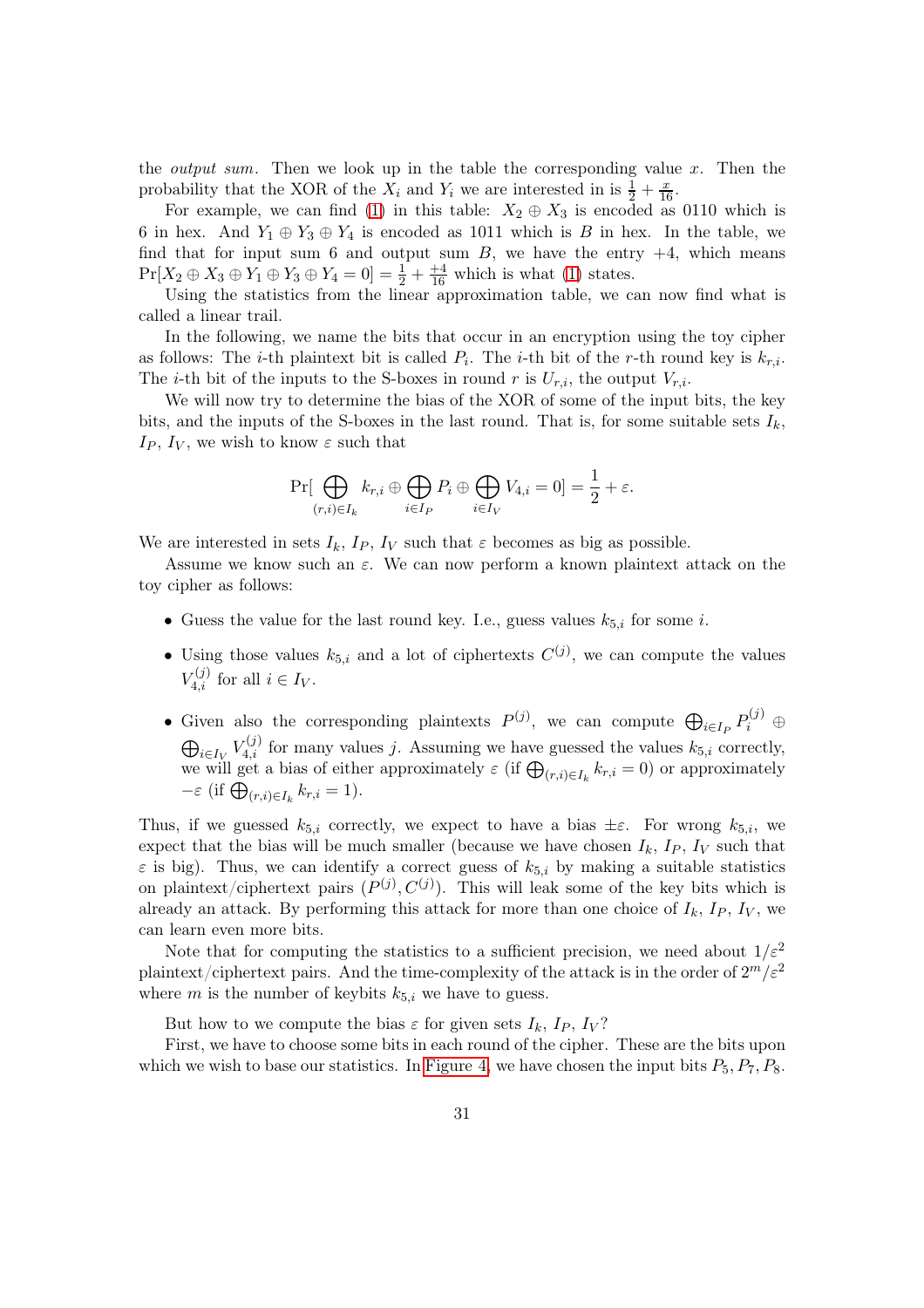the *output sum*. Then we look up in the table the corresponding value $x$. Then the probability that the XOR of the $X_i$ and $Y_i$ we are interested in is $\frac{1}{2} + \frac{x}{16}$.

For example, we can find (1) in this table: $X_2 \oplus X_3$ is encoded as 0110 which is 6 in hex. And $Y_1 \oplus Y_3 \oplus Y_4$ is encoded as 1011 which is $B$ in hex. In the table, we find that for input sum 6 and output sum $B$, we have the entry $+4$, which means $\Pr[X_2 \oplus X_3 \oplus Y_1 \oplus Y_3 \oplus Y_4 = 0] = \frac{1}{2} + \frac{+4}{16}$ which is what (1) states.

Using the statistics from the linear approximation table, we can now find what is called a linear trail.

In the following, we name the bits that occur in an encryption using the toy cipher as follows: The $i$-th plaintext bit is called $P_i$. The $i$-th bit of the $r$-th round key is $k_{r,i}$. The $i$-th bit of the inputs to the S-boxes in round $r$ is $U_{r,i}$, the output $V_{r,i}$.

We will now try to determine the bias of the XOR of some of the input bits, the key bits, and the inputs of the S-boxes in the last round. That is, for some suitable sets $I_k$, $I_P$, $I_V$, we wish to know $\varepsilon$ such that

$$\Pr[\bigoplus_{(r,i)\in I_k} k_{r,i} \oplus \bigoplus_{i\in I_P} P_i \oplus \bigoplus_{i\in I_V} V_{4,i} = 0] = \frac{1}{2} + \varepsilon.$$

We are interested in sets $I_k$, $I_P$, $I_V$ such that $\varepsilon$ becomes as big as possible.

Assume we know such an $\varepsilon$. We can now perform a known plaintext attack on the toy cipher as follows:

- Guess the value for the last round key. I.e., guess values $k_{5,i}$ for some $i$.
- Using those values $k_{5,i}$ and a lot of ciphertexts $C^{(j)}$, we can compute the values $V_{4,i}^{(j)}$ for all $i \in I_V$.
- Given also the corresponding plaintexts $P^{(j)}$, we can compute $\bigoplus_{i\in I_P} P_i^{(j)} \oplus \bigoplus_{i\in I_V} V_{4,i}^{(j)}$ for many values $j$. Assuming we have guessed the values $k_{5,i}$ correctly, we will get a bias of either approximately $\varepsilon$ (if $\bigoplus_{(r,i)\in I_k} k_{r,i} = 0$) or approximately $-\varepsilon$ (if $\bigoplus_{(r,i)\in I_k} k_{r,i} = 1$).

Thus, if we guessed $k_{5,i}$ correctly, we expect to have a bias $\pm\varepsilon$. For wrong $k_{5,i}$, we expect that the bias will be much smaller (because we have chosen $I_k$, $I_P$, $I_V$ such that $\varepsilon$ is big). Thus, we can identify a correct guess of $k_{5,i}$ by making a suitable statistics on plaintext/ciphertext pairs $(P^{(j)}, C^{(j)})$. This will leak some of the key bits which is already an attack. By performing this attack for more than one choice of $I_k$, $I_P$, $I_V$, we can learn even more bits.

Note that for computing the statistics to a sufficient precision, we need about $1/\varepsilon^2$ plaintext/ciphertext pairs. And the time-complexity of the attack is in the order of $2^m/\varepsilon^2$ where $m$ is the number of keybits $k_{5,i}$ we have to guess.

But how to we compute the bias $\varepsilon$ for given sets $I_k$, $I_P$, $I_V$?

First, we have to choose some bits in each round of the cipher. These are the bits upon which we wish to base our statistics. In Figure 4, we have chosen the input bits $P_5, P_7, P_8$.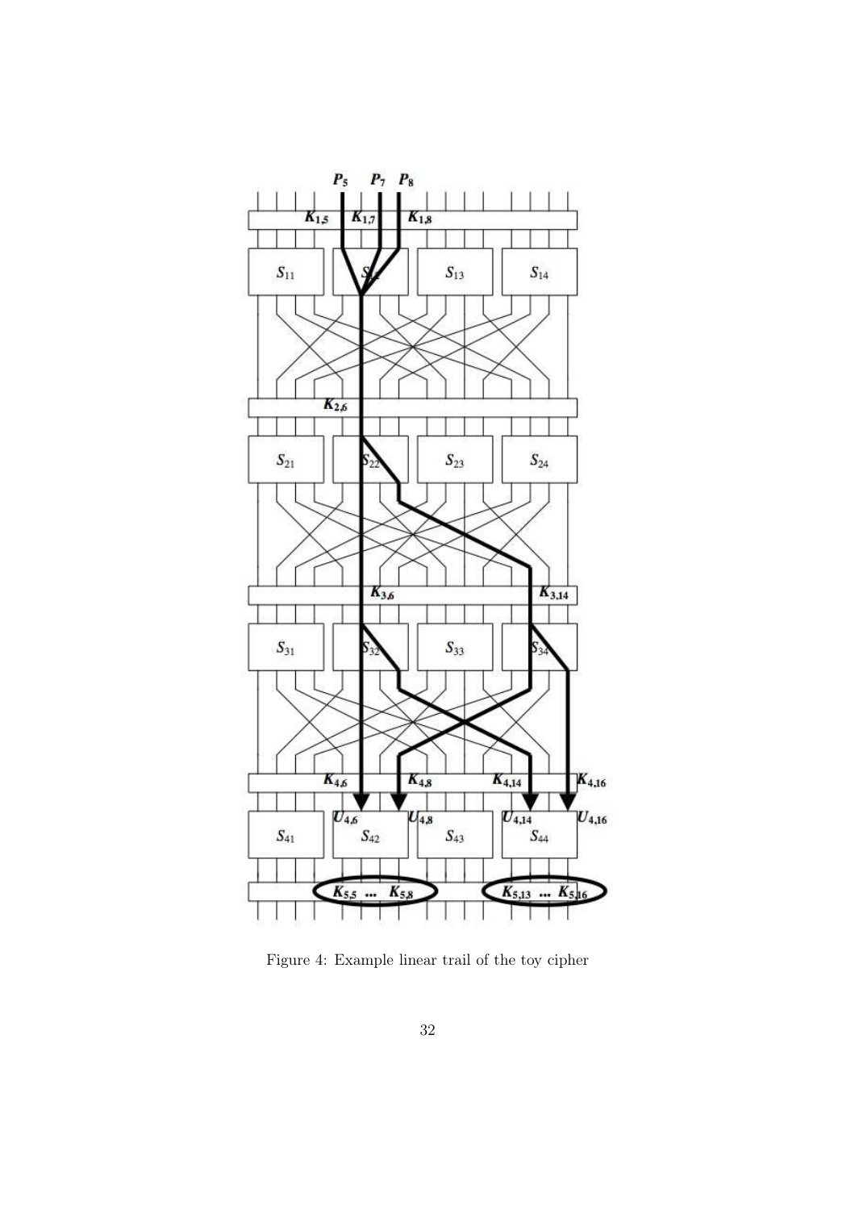Figure 4: Example linear trail of the toy cipher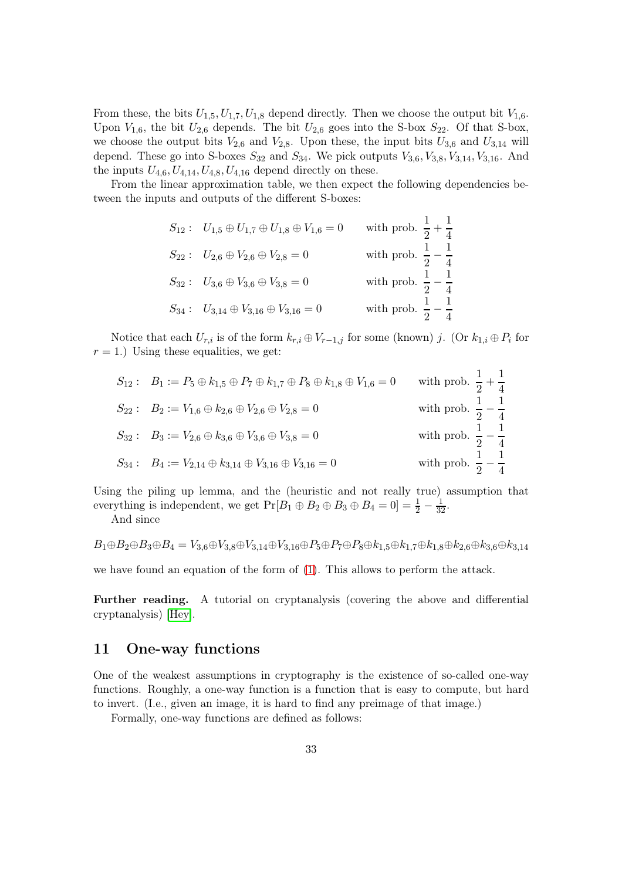From these, the bits $U_{1,5}, U_{1,7}, U_{1,8}$ depend directly. Then we choose the output bit $V_{1,6}$. Upon $V_{1,6}$, the bit $U_{2,6}$ depends. The bit $U_{2,6}$ goes into the S-box $S_{22}$. Of that S-box, we choose the output bits $V_{2,6}$ and $V_{2,8}$. Upon these, the input bits $U_{3,6}$ and $U_{3,14}$ will depend. These go into S-boxes $S_{32}$ and $S_{34}$. We pick outputs $V_{3,6}, V_{3,8}, V_{3,14}, V_{3,16}$. And the inputs $U_{4,6}, U_{4,14}, U_{4,8}, U_{4,16}$ depend directly on these.

From the linear approximation table, we then expect the following dependencies between the inputs and outputs of the different S-boxes:

$$
\begin{aligned}
S_{12}: &\quad U_{1,5} \oplus U_{1,7} \oplus U_{1,8} \oplus V_{1,6} = 0 &&\text{with prob. } \frac{1}{2} + \frac{1}{4} \\
S_{22}: &\quad U_{2,6} \oplus V_{2,6} \oplus V_{2,8} = 0 &&\text{with prob. } \frac{1}{2} - \frac{1}{4} \\
S_{32}: &\quad U_{3,6} \oplus V_{3,6} \oplus V_{3,8} = 0 &&\text{with prob. } \frac{1}{2} - \frac{1}{4} \\
S_{34}: &\quad U_{3,14} \oplus V_{3,16} \oplus V_{3,16} = 0 &&\text{with prob. } \frac{1}{2} - \frac{1}{4}
\end{aligned}
$$

Notice that each $U_{r,i}$ is of the form $k_{r,i} \oplus V_{r-1,j}$ for some (known) $j$. (Or $k_{1,i} \oplus P_i$ for $r = 1$.) Using these equalities, we get:

$$
\begin{aligned}
S_{12}: &\quad B_1 := P_5 \oplus k_{1,5} \oplus P_7 \oplus k_{1,7} \oplus P_8 \oplus k_{1,8} \oplus V_{1,6} = 0 &&\text{with prob. } \frac{1}{2} + \frac{1}{4} \\
S_{22}: &\quad B_2 := V_{1,6} \oplus k_{2,6} \oplus V_{2,6} \oplus V_{2,8} = 0 &&\text{with prob. } \frac{1}{2} - \frac{1}{4} \\
S_{32}: &\quad B_3 := V_{2,6} \oplus k_{3,6} \oplus V_{3,6} \oplus V_{3,8} = 0 &&\text{with prob. } \frac{1}{2} - \frac{1}{4} \\
S_{34}: &\quad B_4 := V_{2,14} \oplus k_{3,14} \oplus V_{3,16} \oplus V_{3,16} = 0 &&\text{with prob. } \frac{1}{2} - \frac{1}{4}
\end{aligned}
$$

Using the piling up lemma, and the (heuristic and not really true) assumption that everything is independent, we get $\Pr[B_1 \oplus B_2 \oplus B_3 \oplus B_4 = 0] = \frac{1}{2} - \frac{1}{32}$.

And since

$$B_1 \oplus B_2 \oplus B_3 \oplus B_4 = V_{3,6} \oplus V_{3,8} \oplus V_{3,14} \oplus V_{3,16} \oplus P_5 \oplus P_7 \oplus P_8 \oplus k_{1,5} \oplus k_{1,7} \oplus k_{1,8} \oplus k_{2,6} \oplus k_{3,6} \oplus k_{3,14}$$

we have found an equation of the form of (1). This allows to perform the attack.

**Further reading.** A tutorial on cryptanalysis (covering the above and differential cryptanalysis) [Hey].

## 11 One-way functions

One of the weakest assumptions in cryptography is the existence of so-called one-way functions. Roughly, a one-way function is a function that is easy to compute, but hard to invert. (I.e., given an image, it is hard to find any preimage of that image.)

Formally, one-way functions are defined as follows: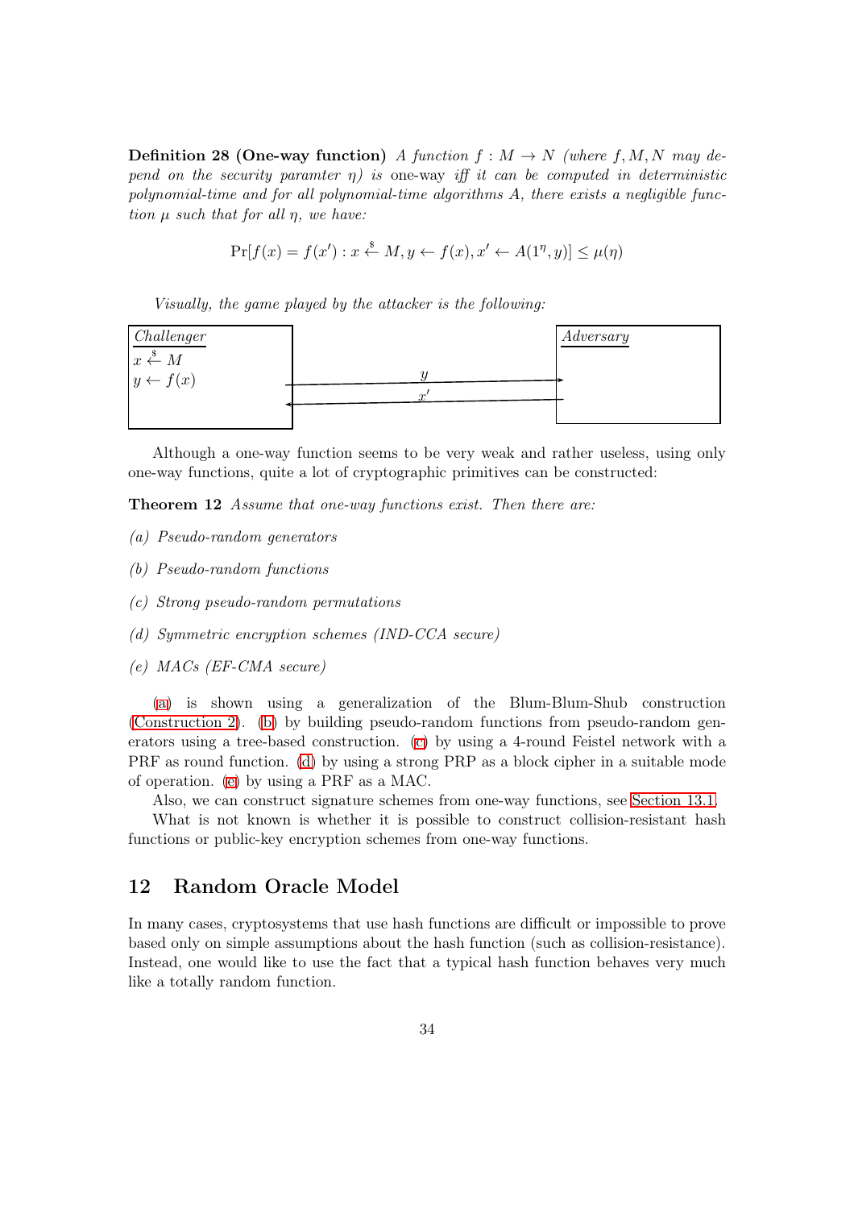**Definition 28 (One-way function)** *A function $f : M \to N$ (where $f, M, N$ may depend on the security paramter $\eta$) is* one-way *iff it can be computed in deterministic polynomial-time and for all polynomial-time algorithms $A$, there exists a negligible function $\mu$ such that for all $\eta$, we have:*

$$\Pr[f(x) = f(x') : x \xleftarrow{\$} M, y \leftarrow f(x), x' \leftarrow A(1^\eta, y)] \le \mu(\eta)$$

*Visually, the game played by the attacker is the following:*

| Challenger | | Adversary |
|---|---|---|
| $x \xleftarrow{\$} M$ | $y$ → | |
| $y \leftarrow f(x)$ | ← $x'$ | |

Although a one-way function seems to be very weak and rather useless, using only one-way functions, quite a lot of cryptographic primitives can be constructed:

**Theorem 12** *Assume that one-way functions exist. Then there are:*

*(a) Pseudo-random generators*

*(b) Pseudo-random functions*

*(c) Strong pseudo-random permutations*

*(d) Symmetric encryption schemes (IND-CCA secure)*

*(e) MACs (EF-CMA secure)*

(a) is shown using a generalization of the Blum-Blum-Shub construction (Construction 2). (b) by building pseudo-random functions from pseudo-random generators using a tree-based construction. (c) by using a 4-round Feistel network with a PRF as round function. (d) by using a strong PRP as a block cipher in a suitable mode of operation. (e) by using a PRF as a MAC.

Also, we can construct signature schemes from one-way functions, see Section 13.1.

What is not known is whether it is possible to construct collision-resistant hash functions or public-key encryption schemes from one-way functions.

## 12 Random Oracle Model

In many cases, cryptosystems that use hash functions are difficult or impossible to prove based only on simple assumptions about the hash function (such as collision-resistance). Instead, one would like to use the fact that a typical hash function behaves very much like a totally random function.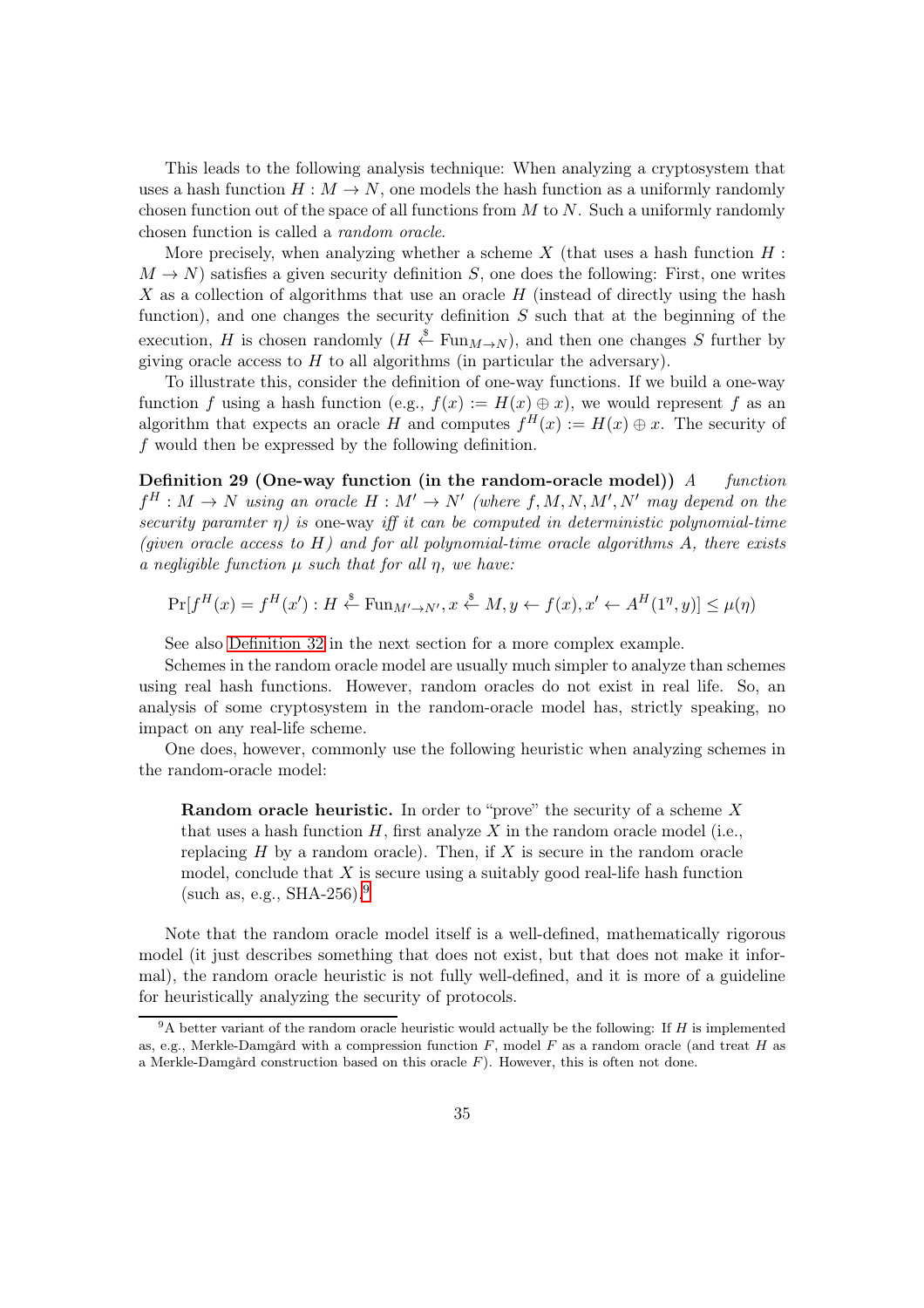This leads to the following analysis technique: When analyzing a cryptosystem that uses a hash function $H : M \to N$, one models the hash function as a uniformly randomly chosen function out of the space of all functions from $M$ to $N$. Such a uniformly randomly chosen function is called a *random oracle*.

More precisely, when analyzing whether a scheme $X$ (that uses a hash function $H : M \to N$) satisfies a given security definition $S$, one does the following: First, one writes $X$ as a collection of algorithms that use an oracle $H$ (instead of directly using the hash function), and one changes the security definition $S$ such that at the beginning of the execution, $H$ is chosen randomly ($H \xleftarrow{\$} \mathrm{Fun}_{M \to N}$), and then one changes $S$ further by giving oracle access to $H$ to all algorithms (in particular the adversary).

To illustrate this, consider the definition of one-way functions. If we build a one-way function $f$ using a hash function (e.g., $f(x) := H(x) \oplus x$), we would represent $f$ as an algorithm that expects an oracle $H$ and computes $f^H(x) := H(x) \oplus x$. The security of $f$ would then be expressed by the following definition.

**Definition 29 (One-way function (in the random-oracle model))** *A function $f^H : M \to N$ using an oracle $H : M' \to N'$ (where $f, M, N, M', N'$ may depend on the security paramter $\eta$) is* one-way *iff it can be computed in deterministic polynomial-time (given oracle access to $H$) and for all polynomial-time oracle algorithms $A$, there exists a negligible function $\mu$ such that for all $\eta$, we have:*

$$\Pr[f^H(x) = f^H(x') : H \xleftarrow{\$} \mathrm{Fun}_{M' \to N'}, x \xleftarrow{\$} M, y \leftarrow f(x), x' \leftarrow A^H(1^\eta, y)] \leq \mu(\eta)$$

See also Definition 32 in the next section for a more complex example.

Schemes in the random oracle model are usually much simpler to analyze than schemes using real hash functions. However, random oracles do not exist in real life. So, an analysis of some cryptosystem in the random-oracle model has, strictly speaking, no impact on any real-life scheme.

One does, however, commonly use the following heuristic when analyzing schemes in the random-oracle model:

> **Random oracle heuristic.** In order to "prove" the security of a scheme $X$ that uses a hash function $H$, first analyze $X$ in the random oracle model (i.e., replacing $H$ by a random oracle). Then, if $X$ is secure in the random oracle model, conclude that $X$ is secure using a suitably good real-life hash function (such as, e.g., SHA-256).[9]

Note that the random oracle model itself is a well-defined, mathematically rigorous model (it just describes something that does not exist, but that does not make it informal), the random oracle heuristic is not fully well-defined, and it is more of a guideline for heuristically analyzing the security of protocols.

[9] A better variant of the random oracle heuristic would actually be the following: If $H$ is implemented as, e.g., Merkle-Damgård with a compression function $F$, model $F$ as a random oracle (and treat $H$ as a Merkle-Damgård construction based on this oracle $F$). However, this is often not done.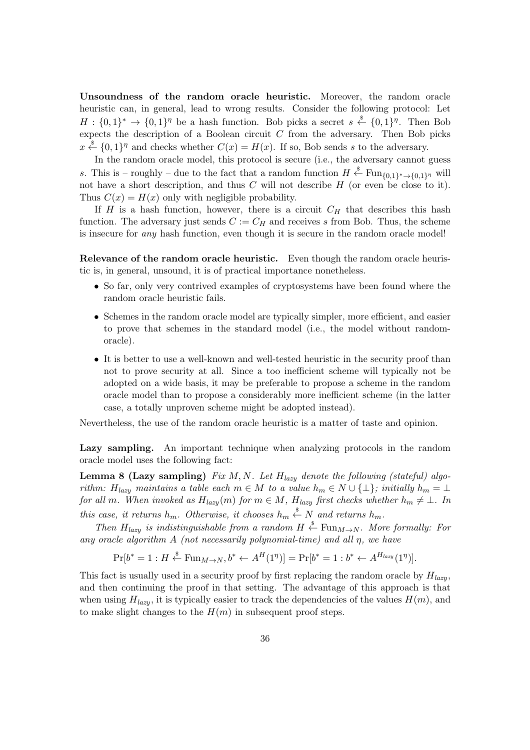**Unsoundness of the random oracle heuristic.** Moreover, the random oracle heuristic can, in general, lead to wrong results. Consider the following protocol: Let $H : \{0,1\}^* \to \{0,1\}^\eta$ be a hash function. Bob picks a secret $s \xleftarrow{\$} \{0,1\}^\eta$. Then Bob expects the description of a Boolean circuit $C$ from the adversary. Then Bob picks $x \xleftarrow{\$} \{0,1\}^\eta$ and checks whether $C(x) = H(x)$. If so, Bob sends $s$ to the adversary.

In the random oracle model, this protocol is secure (i.e., the adversary cannot guess $s$. This is – roughly – due to the fact that a random function $H \xleftarrow{\$} \mathrm{Fun}_{\{0,1\}^* \to \{0,1\}^\eta}$ will not have a short description, and thus $C$ will not describe $H$ (or even be close to it). Thus $C(x) = H(x)$ only with negligible probability.

If $H$ is a hash function, however, there is a circuit $C_H$ that describes this hash function. The adversary just sends $C := C_H$ and receives $s$ from Bob. Thus, the scheme is insecure for *any* hash function, even though it is secure in the random oracle model!

**Relevance of the random oracle heuristic.** Even though the random oracle heuristic is, in general, unsound, it is of practical importance nonetheless.

- So far, only very contrived examples of cryptosystems have been found where the random oracle heuristic fails.
- Schemes in the random oracle model are typically simpler, more efficient, and easier to prove that schemes in the standard model (i.e., the model without random-oracle).
- It is better to use a well-known and well-tested heuristic in the security proof than not to prove security at all. Since a too inefficient scheme will typically not be adopted on a wide basis, it may be preferable to propose a scheme in the random oracle model than to propose a considerably more inefficient scheme (in the latter case, a totally unproven scheme might be adopted instead).

Nevertheless, the use of the random oracle heuristic is a matter of taste and opinion.

**Lazy sampling.** An important technique when analyzing protocols in the random oracle model uses the following fact:

**Lemma 8 (Lazy sampling)** *Fix $M, N$. Let $H_{lazy}$ denote the following (stateful) algorithm: $H_{lazy}$ maintains a table each $m \in M$ to a value $h_m \in N \cup \{\bot\}$; initially $h_m = \bot$ for all $m$. When invoked as $H_{lazy}(m)$ for $m \in M$, $H_{lazy}$ first checks whether $h_m \neq \bot$. In this case, it returns $h_m$. Otherwise, it chooses $h_m \xleftarrow{\$} N$ and returns $h_m$.*

*Then $H_{lazy}$ is indistinguishable from a random $H \xleftarrow{\$} \mathrm{Fun}_{M \to N}$. More formally: For any oracle algorithm $A$ (not necessarily polynomial-time) and all $\eta$, we have*

$$\Pr[b^* = 1 : H \xleftarrow{\$} \mathrm{Fun}_{M \to N}, b^* \leftarrow A^H(1^\eta)] = \Pr[b^* = 1 : b^* \leftarrow A^{H_{lazy}}(1^\eta)].$$

This fact is usually used in a security proof by first replacing the random oracle by $H_{lazy}$, and then continuing the proof in that setting. The advantage of this approach is that when using $H_{lazy}$, it is typically easier to track the dependencies of the values $H(m)$, and to make slight changes to the $H(m)$ in subsequent proof steps.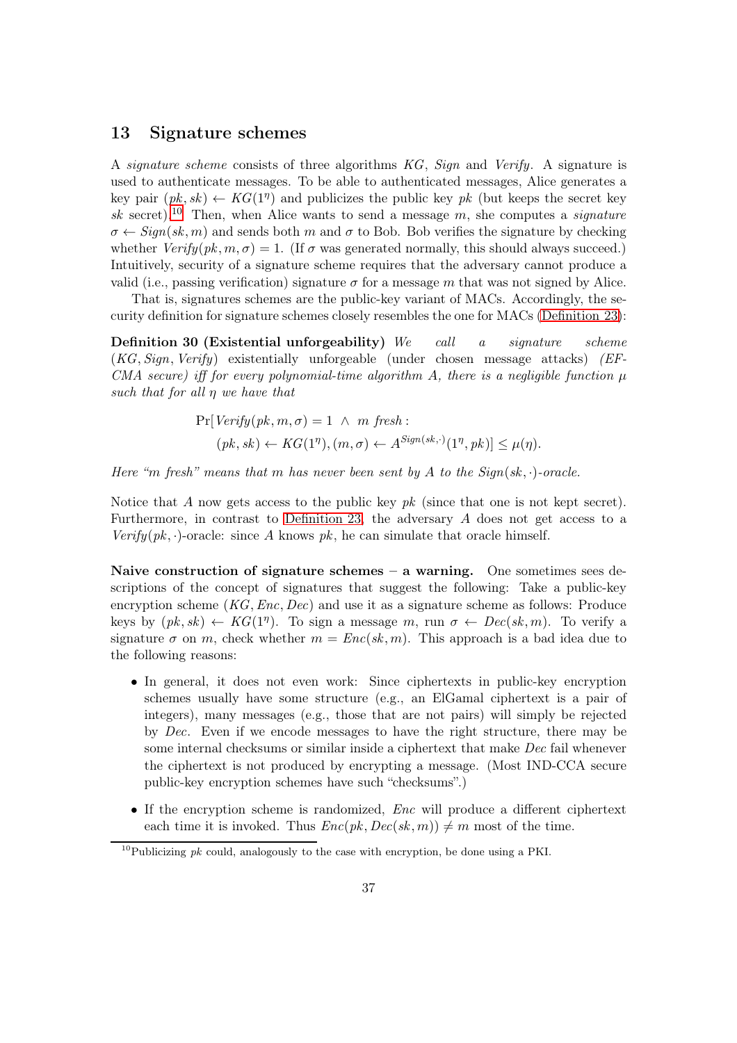## 13 Signature schemes

A *signature scheme* consists of three algorithms $KG$, $Sign$ and $Verify$. A signature is used to authenticate messages. To be able to authenticated messages, Alice generates a key pair $(pk, sk) \leftarrow KG(1^\eta)$ and publicizes the public key $pk$ (but keeps the secret key $sk$ secret).[10] Then, when Alice wants to send a message $m$, she computes a *signature* $\sigma \leftarrow Sign(sk, m)$ and sends both $m$ and $\sigma$ to Bob. Bob verifies the signature by checking whether $Verify(pk, m, \sigma) = 1$. (If $\sigma$ was generated normally, this should always succeed.) Intuitively, security of a signature scheme requires that the adversary cannot produce a valid (i.e., passing verification) signature $\sigma$ for a message $m$ that was not signed by Alice.

That is, signatures schemes are the public-key variant of MACs. Accordingly, the security definition for signature schemes closely resembles the one for MACs (Definition 23):

**Definition 30 (Existential unforgeability)** *We call a signature scheme $(KG, Sign, Verify)$ existentially unforgeable (under chosen message attacks) (EF-CMA secure) iff for every polynomial-time algorithm $A$, there is a negligible function $\mu$ such that for all $\eta$ we have that*

$$\Pr[Verify(pk, m, \sigma) = 1 \ \wedge\ m \text{ fresh} : \\ (pk, sk) \leftarrow KG(1^\eta), (m, \sigma) \leftarrow A^{Sign(sk,\cdot)}(1^\eta, pk)] \leq \mu(\eta).$$

*Here "$m$ fresh" means that $m$ has never been sent by $A$ to the $Sign(sk, \cdot)$-oracle.*

Notice that $A$ now gets access to the public key $pk$ (since that one is not kept secret). Furthermore, in contrast to Definition 23, the adversary $A$ does not get access to a $Verify(pk, \cdot)$-oracle: since $A$ knows $pk$, he can simulate that oracle himself.

**Naive construction of signature schemes – a warning.** One sometimes sees descriptions of the concept of signatures that suggest the following: Take a public-key encryption scheme $(KG, Enc, Dec)$ and use it as a signature scheme as follows: Produce keys by $(pk, sk) \leftarrow KG(1^\eta)$. To sign a message $m$, run $\sigma \leftarrow Dec(sk, m)$. To verify a signature $\sigma$ on $m$, check whether $m = Enc(sk, m)$. This approach is a bad idea due to the following reasons:

- In general, it does not even work: Since ciphertexts in public-key encryption schemes usually have some structure (e.g., an ElGamal ciphertext is a pair of integers), many messages (e.g., those that are not pairs) will simply be rejected by $Dec$. Even if we encode messages to have the right structure, there may be some internal checksums or similar inside a ciphertext that make $Dec$ fail whenever the ciphertext is not produced by encrypting a message. (Most IND-CCA secure public-key encryption schemes have such "checksums".)
- If the encryption scheme is randomized, $Enc$ will produce a different ciphertext each time it is invoked. Thus $Enc(pk, Dec(sk, m)) \neq m$ most of the time.

[10] Publicizing $pk$ could, analogously to the case with encryption, be done using a PKI.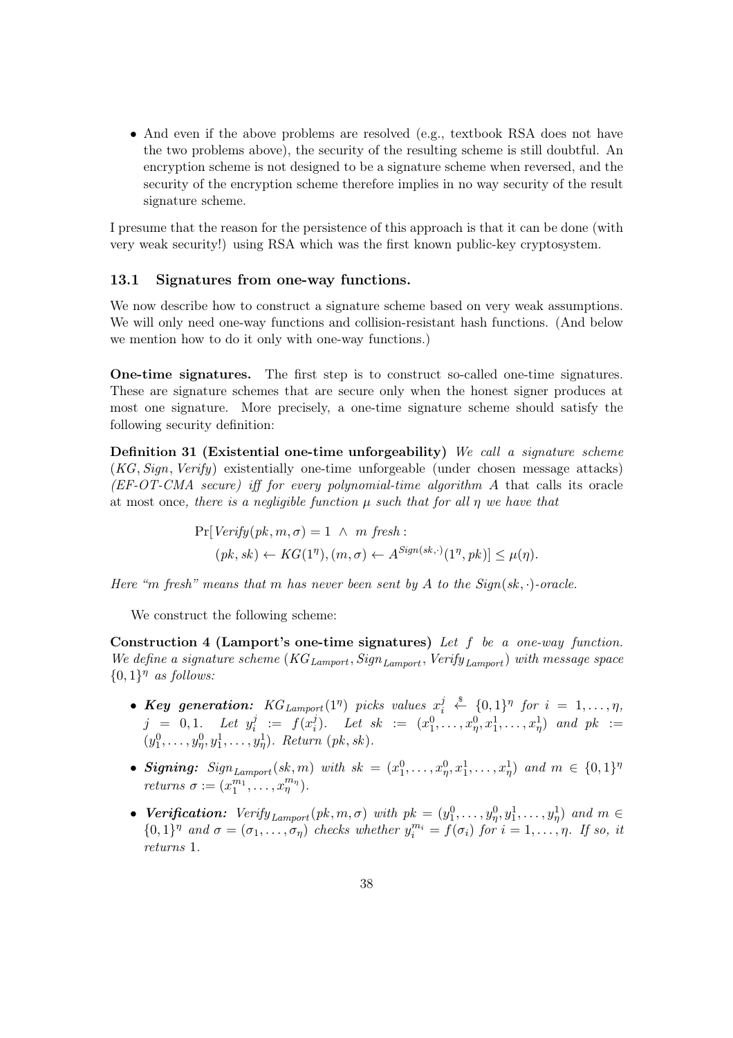- And even if the above problems are resolved (e.g., textbook RSA does not have the two problems above), the security of the resulting scheme is still doubtful. An encryption scheme is not designed to be a signature scheme when reversed, and the security of the encryption scheme therefore implies in no way security of the result signature scheme.

I presume that the reason for the persistence of this approach is that it can be done (with very weak security!) using RSA which was the first known public-key cryptosystem.

### 13.1 Signatures from one-way functions.

We now describe how to construct a signature scheme based on very weak assumptions. We will only need one-way functions and collision-resistant hash functions. (And below we mention how to do it only with one-way functions.)

**One-time signatures.** The first step is to construct so-called one-time signatures. These are signature schemes that are secure only when the honest signer produces at most one signature. More precisely, a one-time signature scheme should satisfy the following security definition:

**Definition 31 (Existential one-time unforgeability)** *We call a signature scheme $(KG, Sign, Verify)$ existentially one-time unforgeable (under chosen message attacks) (EF-OT-CMA secure) iff for every polynomial-time algorithm $A$* that calls its oracle at most once*, there is a negligible function $\mu$ such that for all $\eta$ we have that*

$$\Pr[Verify(pk, m, \sigma) = 1 \ \wedge \ m \text{ fresh} : \\ (pk, sk) \leftarrow KG(1^\eta), (m, \sigma) \leftarrow A^{Sign(sk,\cdot)}(1^\eta, pk)] \leq \mu(\eta).$$

*Here "m fresh" means that $m$ has never been sent by $A$ to the $Sign(sk, \cdot)$-oracle.*

We construct the following scheme:

**Construction 4 (Lamport's one-time signatures)** *Let $f$ be a one-way function. We define a signature scheme $(KG_{Lamport}, Sign_{Lamport}, Verify_{Lamport})$ with message space $\{0,1\}^\eta$ as follows:*

- ***Key generation:*** *$KG_{Lamport}(1^\eta)$ picks values $x_i^j \xleftarrow{\$} \{0,1\}^\eta$ for $i = 1, \dots, \eta$, $j = 0, 1$. Let $y_i^j := f(x_i^j)$. Let $sk := (x_1^0, \dots, x_\eta^0, x_1^1, \dots, x_\eta^1)$ and $pk := (y_1^0, \dots, y_\eta^0, y_1^1, \dots, y_\eta^1)$. Return $(pk, sk)$.*
- ***Signing:*** *$Sign_{Lamport}(sk, m)$ with $sk = (x_1^0, \dots, x_\eta^0, x_1^1, \dots, x_\eta^1)$ and $m \in \{0,1\}^\eta$ returns $\sigma := (x_1^{m_1}, \dots, x_\eta^{m_\eta})$.*
- ***Verification:*** *$Verify_{Lamport}(pk, m, \sigma)$ with $pk = (y_1^0, \dots, y_\eta^0, y_1^1, \dots, y_\eta^1)$ and $m \in \{0,1\}^\eta$ and $\sigma = (\sigma_1, \dots, \sigma_\eta)$ checks whether $y_i^{m_i} = f(\sigma_i)$ for $i = 1, \dots, \eta$. If so, it returns 1.*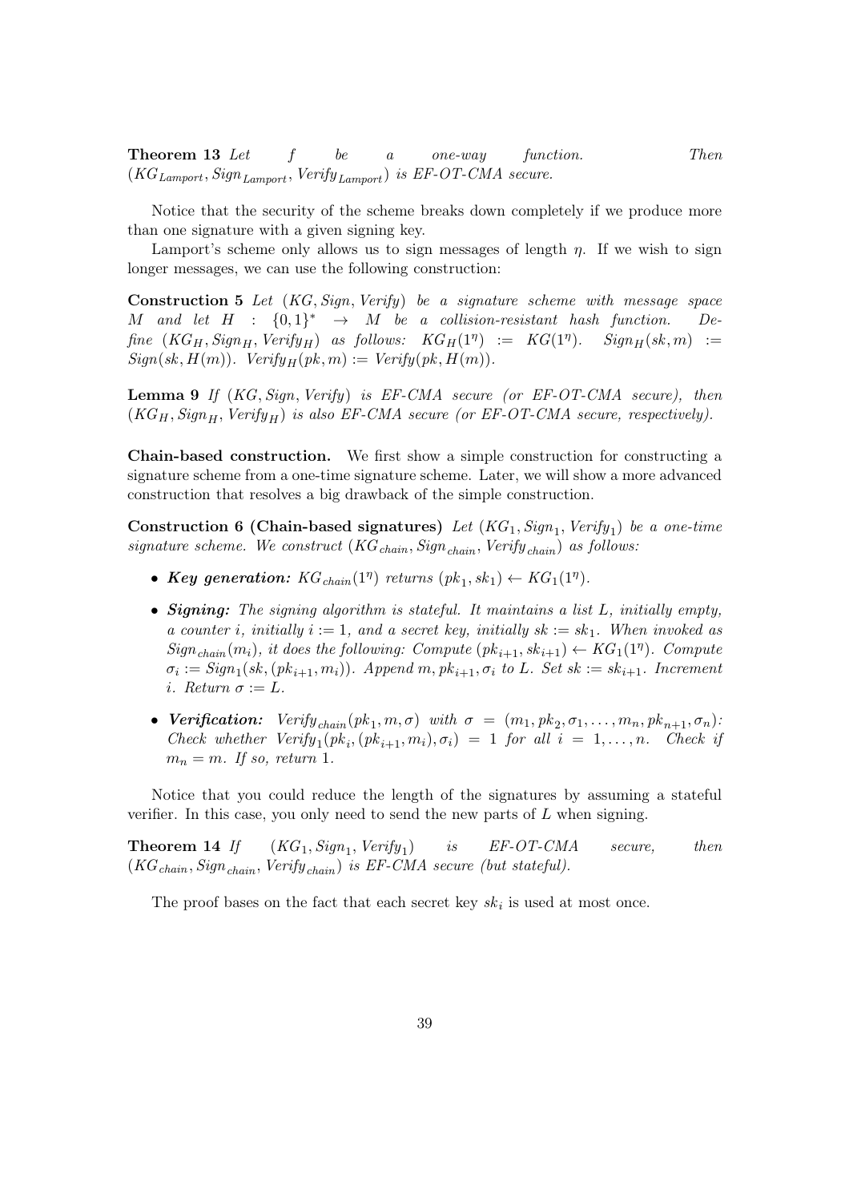**Theorem 13** *Let $f$ be a one-way function. Then $(KG_{Lamport}, Sign_{Lamport}, Verify_{Lamport})$ is EF-OT-CMA secure.*

Notice that the security of the scheme breaks down completely if we produce more than one signature with a given signing key.

Lamport's scheme only allows us to sign messages of length $\eta$. If we wish to sign longer messages, we can use the following construction:

**Construction 5** *Let $(KG, Sign, Verify)$ be a signature scheme with message space $M$ and let $H : \{0,1\}^* \to M$ be a collision-resistant hash function. Define $(KG_H, Sign_H, Verify_H)$ as follows: $KG_H(1^\eta) := KG(1^\eta)$. $Sign_H(sk, m) := Sign(sk, H(m))$. $Verify_H(pk, m) := Verify(pk, H(m))$.*

**Lemma 9** *If $(KG, Sign, Verify)$ is EF-CMA secure (or EF-OT-CMA secure), then $(KG_H, Sign_H, Verify_H)$ is also EF-CMA secure (or EF-OT-CMA secure, respectively).*

**Chain-based construction.** We first show a simple construction for constructing a signature scheme from a one-time signature scheme. Later, we will show a more advanced construction that resolves a big drawback of the simple construction.

**Construction 6 (Chain-based signatures)** *Let $(KG_1, Sign_1, Verify_1)$ be a one-time signature scheme. We construct $(KG_{chain}, Sign_{chain}, Verify_{chain})$ as follows:*

- ***Key generation:*** *$KG_{chain}(1^\eta)$ returns $(pk_1, sk_1) \leftarrow KG_1(1^\eta)$.*
- ***Signing:*** *The signing algorithm is stateful. It maintains a list $L$, initially empty, a counter $i$, initially $i := 1$, and a secret key, initially $sk := sk_1$. When invoked as $Sign_{chain}(m_i)$, it does the following: Compute $(pk_{i+1}, sk_{i+1}) \leftarrow KG_1(1^\eta)$. Compute $\sigma_i := Sign_1(sk, (pk_{i+1}, m_i))$. Append $m, pk_{i+1}, \sigma_i$ to $L$. Set $sk := sk_{i+1}$. Increment $i$. Return $\sigma := L$.*
- ***Verification:*** *$Verify_{chain}(pk_1, m, \sigma)$ with $\sigma = (m_1, pk_2, \sigma_1, \dots, m_n, pk_{n+1}, \sigma_n)$: Check whether $Verify_1(pk_i, (pk_{i+1}, m_i), \sigma_i) = 1$ for all $i = 1, \dots, n$. Check if $m_n = m$. If so, return 1.*

Notice that you could reduce the length of the signatures by assuming a stateful verifier. In this case, you only need to send the new parts of $L$ when signing.

**Theorem 14** *If $(KG_1, Sign_1, Verify_1)$ is EF-OT-CMA secure, then $(KG_{chain}, Sign_{chain}, Verify_{chain})$ is EF-CMA secure (but stateful).*

The proof bases on the fact that each secret key $sk_i$ is used at most once.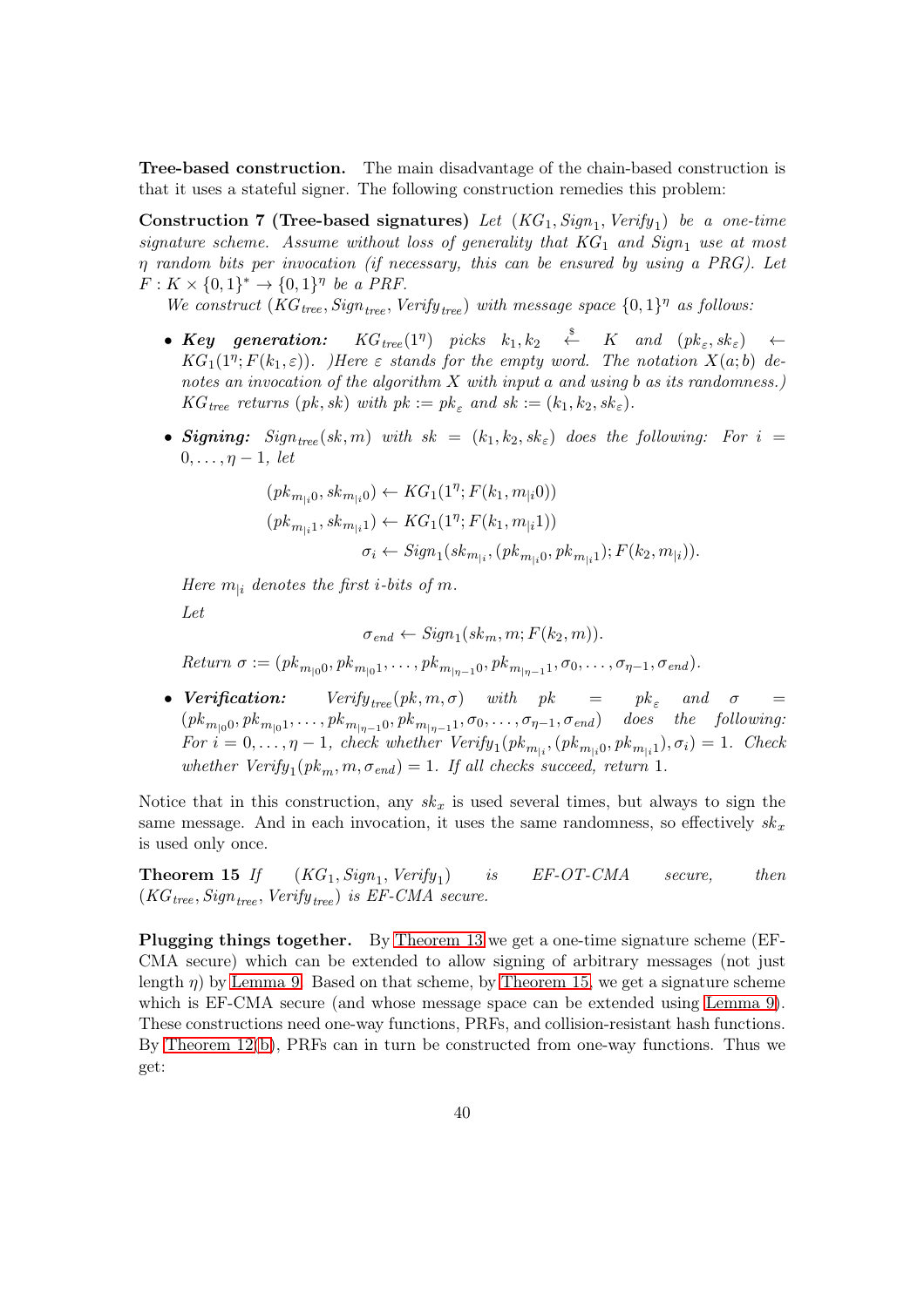**Tree-based construction.** The main disadvantage of the chain-based construction is that it uses a stateful signer. The following construction remedies this problem:

**Construction 7 (Tree-based signatures)** *Let $(KG_1, Sign_1, Verify_1)$ be a one-time signature scheme. Assume without loss of generality that $KG_1$ and $Sign_1$ use at most $\eta$ random bits per invocation (if necessary, this can be ensured by using a PRG). Let $F : K \times \{0,1\}^* \to \{0,1\}^\eta$ be a PRF.*

*We construct $(KG_{tree}, Sign_{tree}, Verify_{tree})$ with message space $\{0,1\}^\eta$ as follows:*

- ***Key generation:*** *$KG_{tree}(1^\eta)$ picks $k_1, k_2 \stackrel{\$}{\leftarrow} K$ and $(pk_\varepsilon, sk_\varepsilon) \leftarrow KG_1(1^\eta; F(k_1, \varepsilon))$. )Here $\varepsilon$ stands for the empty word. The notation $X(a;b)$ denotes an invocation of the algorithm $X$ with input $a$ and using $b$ as its randomness.) $KG_{tree}$ returns $(pk, sk)$ with $pk := pk_\varepsilon$ and $sk := (k_1, k_2, sk_\varepsilon)$.*

- ***Signing:*** *$Sign_{tree}(sk, m)$ with $sk = (k_1, k_2, sk_\varepsilon)$ does the following: For $i = 0, \dots, \eta - 1$, let*

$$(pk_{m_{|i}0}, sk_{m_{|i}0}) \leftarrow KG_1(1^\eta; F(k_1, m_{|i}0))$$
$$(pk_{m_{|i}1}, sk_{m_{|i}1}) \leftarrow KG_1(1^\eta; F(k_1, m_{|i}1))$$
$$\sigma_i \leftarrow Sign_1(sk_{m_{|i}}, (pk_{m_{|i}0}, pk_{m_{|i}1}); F(k_2, m_{|i})).$$

  *Here $m_{|i}$ denotes the first $i$-bits of $m$.*

  *Let*

$$\sigma_{end} \leftarrow Sign_1(sk_m, m; F(k_2, m)).$$

  *Return $\sigma := (pk_{m_{|0}0}, pk_{m_{|0}1}, \dots, pk_{m_{|\eta-1}0}, pk_{m_{|\eta-1}1}, \sigma_0, \dots, \sigma_{\eta-1}, \sigma_{end})$.*

- ***Verification:*** *$Verify_{tree}(pk, m, \sigma)$ with $pk = pk_\varepsilon$ and $\sigma = (pk_{m_{|0}0}, pk_{m_{|0}1}, \dots, pk_{m_{|\eta-1}0}, pk_{m_{|\eta-1}1}, \sigma_0, \dots, \sigma_{\eta-1}, \sigma_{end})$ does the following: For $i = 0, \dots, \eta-1$, check whether $Verify_1(pk_{m_{|i}}, (pk_{m_{|i}0}, pk_{m_{|i}1}), \sigma_i) = 1$. Check whether $Verify_1(pk_m, m, \sigma_{end}) = 1$. If all checks succeed, return 1.*

Notice that in this construction, any $sk_x$ is used several times, but always to sign the same message. And in each invocation, it uses the same randomness, so effectively $sk_x$ is used only once.

**Theorem 15** *If $(KG_1, Sign_1, Verify_1)$ is EF-OT-CMA secure, then $(KG_{tree}, Sign_{tree}, Verify_{tree})$ is EF-CMA secure.*

**Plugging things together.** By Theorem 13 we get a one-time signature scheme (EF-CMA secure) which can be extended to allow signing of arbitrary messages (not just length $\eta$) by Lemma 9. Based on that scheme, by Theorem 15, we get a signature scheme which is EF-CMA secure (and whose message space can be extended using Lemma 9). These constructions need one-way functions, PRFs, and collision-resistant hash functions. By Theorem 12(b), PRFs can in turn be constructed from one-way functions. Thus we get: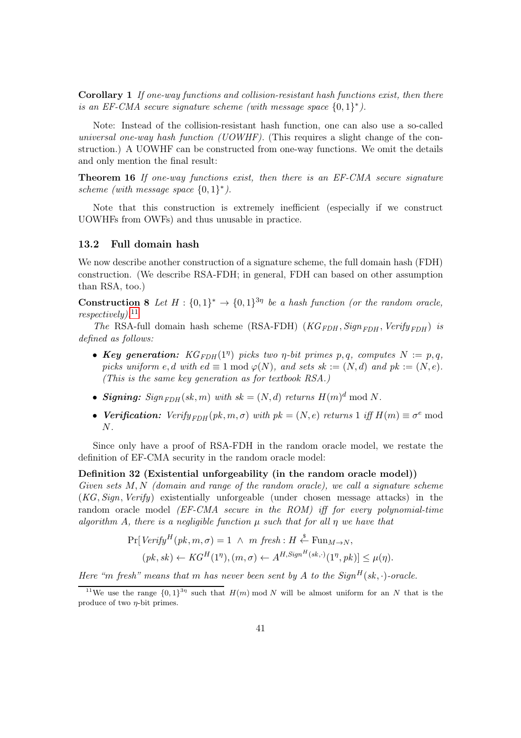**Corollary 1** *If one-way functions and collision-resistant hash functions exist, then there is an EF-CMA secure signature scheme (with message space $\{0,1\}^*$).*

Note: Instead of the collision-resistant hash function, one can also use a so-called *universal one-way hash function (UOWHF)*. (This requires a slight change of the construction.) A UOWHF can be constructed from one-way functions. We omit the details and only mention the final result:

**Theorem 16** *If one-way functions exist, then there is an EF-CMA secure signature scheme (with message space $\{0,1\}^*$).*

Note that this construction is extremely inefficient (especially if we construct UOWHFs from OWFs) and thus unusable in practice.

### 13.2 Full domain hash

We now describe another construction of a signature scheme, the full domain hash (FDH) construction. (We describe RSA-FDH; in general, FDH can based on other assumption than RSA, too.)

**Construction 8** *Let $H : \{0,1\}^* \to \{0,1\}^{3\eta}$ be a hash function (or the random oracle, respectively).*[11]

*The* RSA-full domain hash scheme (RSA-FDH) *$(KG_{FDH}, Sign_{FDH}, Verify_{FDH})$ is defined as follows:*

- ***Key generation:*** *$KG_{FDH}(1^\eta)$ picks two $\eta$-bit primes $p, q$, computes $N := p, q$, picks uniform $e, d$ with $ed \equiv 1 \bmod \varphi(N)$, and sets $sk := (N, d)$ and $pk := (N, e)$. (This is the same key generation as for textbook RSA.)*
- ***Signing:*** *$Sign_{FDH}(sk, m)$ with $sk = (N, d)$ returns $H(m)^d \bmod N$.*
- ***Verification:*** *$Verify_{FDH}(pk, m, \sigma)$ with $pk = (N, e)$ returns 1 iff $H(m) \equiv \sigma^e \bmod N$.*

Since only have a proof of RSA-FDH in the random oracle model, we restate the definition of EF-CMA security in the random oracle model:

**Definition 32 (Existential unforgeability (in the random oracle model))** *Given sets $M, N$ (domain and range of the random oracle), we call a signature scheme* $(KG, Sign, Verify)$ existentially unforgeable (under chosen message attacks) in the random oracle model *(EF-CMA secure in the ROM) iff for every polynomial-time algorithm $A$, there is a negligible function $\mu$ such that for all $\eta$ we have that*

$$\Pr[\,Verify^H(pk, m, \sigma) = 1 \ \wedge\ m \text{ fresh} : H \xleftarrow{\$} \mathrm{Fun}_{M \to N},$$
$$(pk, sk) \leftarrow KG^H(1^\eta), (m, \sigma) \leftarrow A^{H, Sign^H(sk, \cdot)}(1^\eta, pk)] \le \mu(\eta).$$

*Here "$m$ fresh" means that $m$ has never been sent by $A$ to the $Sign^H(sk, \cdot)$-oracle.*

[11] We use the range $\{0,1\}^{3\eta}$ such that $H(m) \bmod N$ will be almost uniform for an $N$ that is the produce of two $\eta$-bit primes.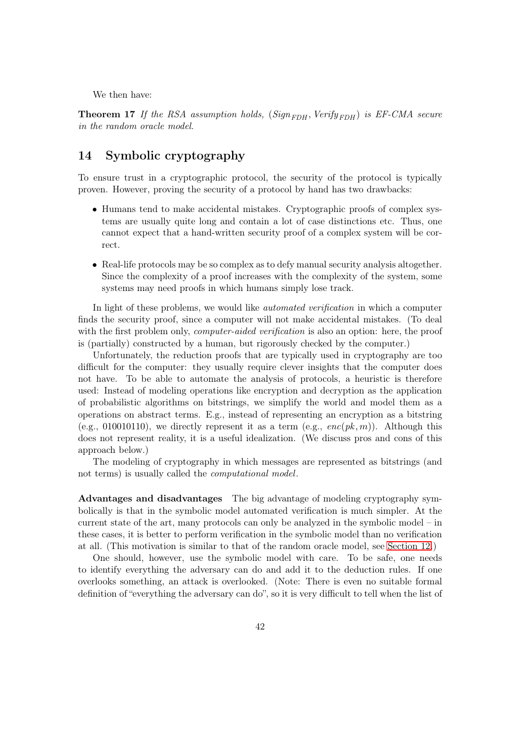We then have:

**Theorem 17** *If the RSA assumption holds,* $(Sign_{FDH}, Verify_{FDH})$ *is EF-CMA secure in the random oracle model.*

## 14 Symbolic cryptography

To ensure trust in a cryptographic protocol, the security of the protocol is typically proven. However, proving the security of a protocol by hand has two drawbacks:

- Humans tend to make accidental mistakes. Cryptographic proofs of complex systems are usually quite long and contain a lot of case distinctions etc. Thus, one cannot expect that a hand-written security proof of a complex system will be correct.
- Real-life protocols may be so complex as to defy manual security analysis altogether. Since the complexity of a proof increases with the complexity of the system, some systems may need proofs in which humans simply lose track.

In light of these problems, we would like *automated verification* in which a computer finds the security proof, since a computer will not make accidental mistakes. (To deal with the first problem only, *computer-aided verification* is also an option: here, the proof is (partially) constructed by a human, but rigorously checked by the computer.)

Unfortunately, the reduction proofs that are typically used in cryptography are too difficult for the computer: they usually require clever insights that the computer does not have. To be able to automate the analysis of protocols, a heuristic is therefore used: Instead of modeling operations like encryption and decryption as the application of probabilistic algorithms on bitstrings, we simplify the world and model them as a operations on abstract terms. E.g., instead of representing an encryption as a bitstring (e.g., 010010110), we directly represent it as a term (e.g., $enc(pk, m)$). Although this does not represent reality, it is a useful idealization. (We discuss pros and cons of this approach below.)

The modeling of cryptography in which messages are represented as bitstrings (and not terms) is usually called the *computational model*.

**Advantages and disadvantages** The big advantage of modeling cryptography symbolically is that in the symbolic model automated verification is much simpler. At the current state of the art, many protocols can only be analyzed in the symbolic model – in these cases, it is better to perform verification in the symbolic model than no verification at all. (This motivation is similar to that of the random oracle model, see Section 12.)

One should, however, use the symbolic model with care. To be safe, one needs to identify everything the adversary can do and add it to the deduction rules. If one overlooks something, an attack is overlooked. (Note: There is even no suitable formal definition of "everything the adversary can do", so it is very difficult to tell when the list of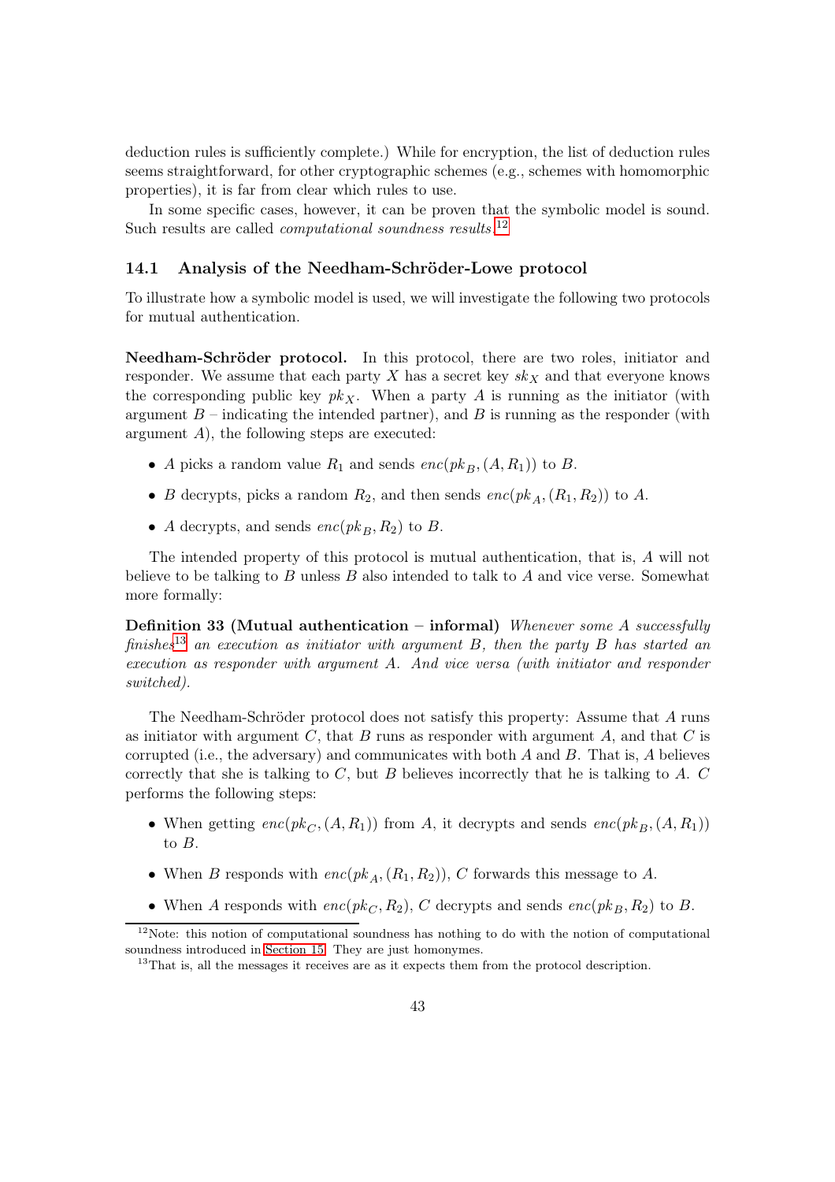deduction rules is sufficiently complete.) While for encryption, the list of deduction rules seems straightforward, for other cryptographic schemes (e.g., schemes with homomorphic properties), it is far from clear which rules to use.

In some specific cases, however, it can be proven that the symbolic model is sound. Such results are called *computational soundness results*.[12]

### 14.1 Analysis of the Needham-Schröder-Lowe protocol

To illustrate how a symbolic model is used, we will investigate the following two protocols for mutual authentication.

**Needham-Schröder protocol.** In this protocol, there are two roles, initiator and responder. We assume that each party $X$ has a secret key $sk_X$ and that everyone knows the corresponding public key $pk_X$. When a party $A$ is running as the initiator (with argument $B$ – indicating the intended partner), and $B$ is running as the responder (with argument $A$), the following steps are executed:

- $A$ picks a random value $R_1$ and sends $enc(pk_B, (A, R_1))$ to $B$.
- $B$ decrypts, picks a random $R_2$, and then sends $enc(pk_A, (R_1, R_2))$ to $A$.
- $A$ decrypts, and sends $enc(pk_B, R_2)$ to $B$.

The intended property of this protocol is mutual authentication, that is, $A$ will not believe to be talking to $B$ unless $B$ also intended to talk to $A$ and vice verse. Somewhat more formally:

**Definition 33 (Mutual authentication – informal)** *Whenever some $A$ successfully finishes[13] an execution as initiator with argument $B$, then the party $B$ has started an execution as responder with argument $A$. And vice versa (with initiator and responder switched).*

The Needham-Schröder protocol does not satisfy this property: Assume that $A$ runs as initiator with argument $C$, that $B$ runs as responder with argument $A$, and that $C$ is corrupted (i.e., the adversary) and communicates with both $A$ and $B$. That is, $A$ believes correctly that she is talking to $C$, but $B$ believes incorrectly that he is talking to $A$. $C$ performs the following steps:

- When getting $enc(pk_C, (A, R_1))$ from $A$, it decrypts and sends $enc(pk_B, (A, R_1))$ to $B$.
- When $B$ responds with $enc(pk_A, (R_1, R_2))$, $C$ forwards this message to $A$.
- When $A$ responds with $enc(pk_C, R_2)$, $C$ decrypts and sends $enc(pk_B, R_2)$ to $B$.

[12] Note: this notion of computational soundness has nothing to do with the notion of computational soundness introduced in Section 15. They are just homonymes.

[13] That is, all the messages it receives are as it expects them from the protocol description.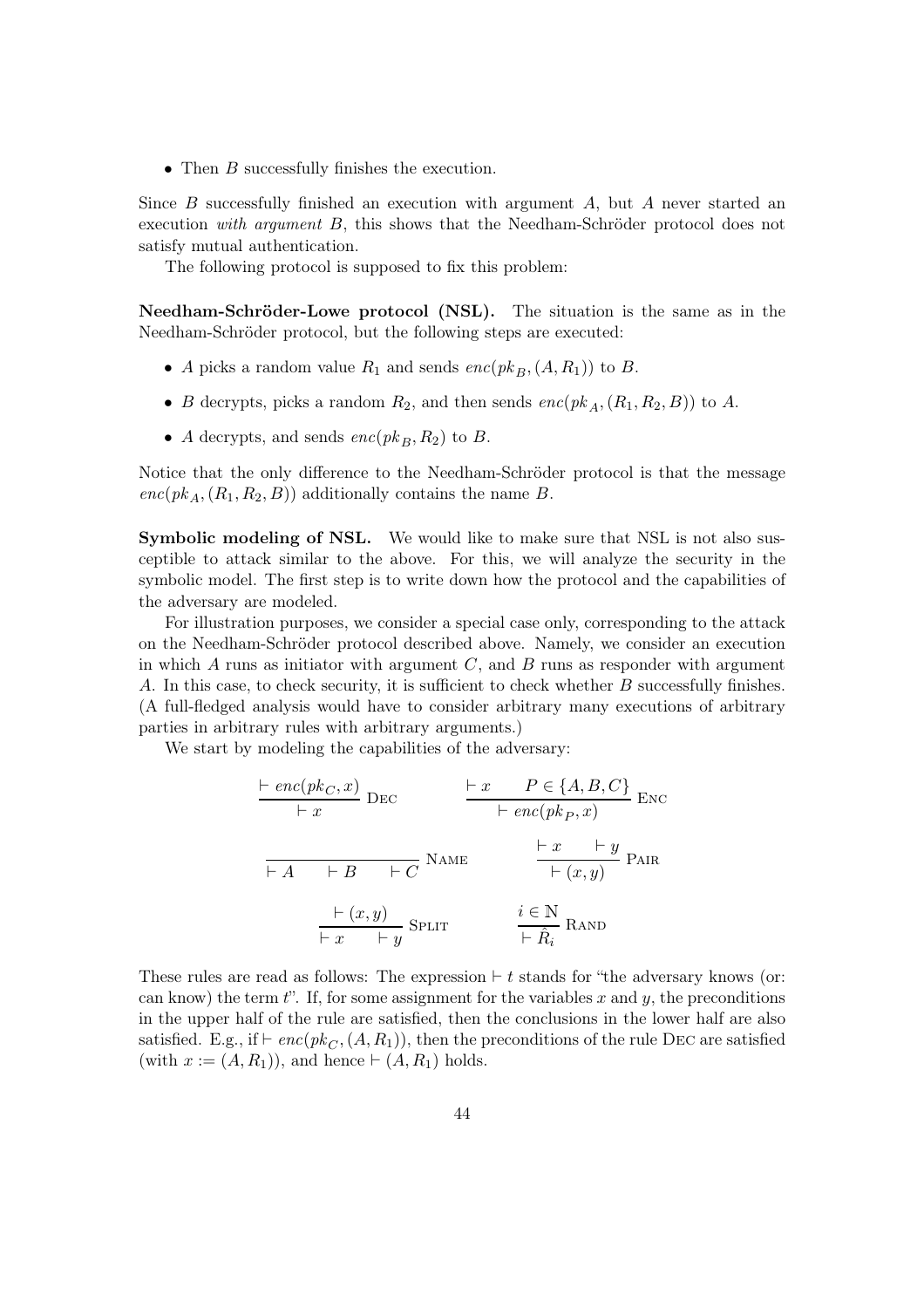- Then $B$ successfully finishes the execution.

Since $B$ successfully finished an execution with argument $A$, but $A$ never started an execution *with argument* $B$, this shows that the Needham-Schröder protocol does not satisfy mutual authentication.

The following protocol is supposed to fix this problem:

**Needham-Schröder-Lowe protocol (NSL).** The situation is the same as in the Needham-Schröder protocol, but the following steps are executed:

- $A$ picks a random value $R_1$ and sends $enc(pk_B, (A, R_1))$ to $B$.
- $B$ decrypts, picks a random $R_2$, and then sends $enc(pk_A, (R_1, R_2, B))$ to $A$.
- $A$ decrypts, and sends $enc(pk_B, R_2)$ to $B$.

Notice that the only difference to the Needham-Schröder protocol is that the message $enc(pk_A, (R_1, R_2, B))$ additionally contains the name $B$.

**Symbolic modeling of NSL.** We would like to make sure that NSL is not also susceptible to attack similar to the above. For this, we will analyze the security in the symbolic model. The first step is to write down how the protocol and the capabilities of the adversary are modeled.

For illustration purposes, we consider a special case only, corresponding to the attack on the Needham-Schröder protocol described above. Namely, we consider an execution in which $A$ runs as initiator with argument $C$, and $B$ runs as responder with argument $A$. In this case, to check security, it is sufficient to check whether $B$ successfully finishes. (A full-fledged analysis would have to consider arbitrary many executions of arbitrary parties in arbitrary rules with arbitrary arguments.)

We start by modeling the capabilities of the adversary:

$$\frac{\vdash enc(pk_C, x)}{\vdash x}\ \textsc{Dec} \qquad\qquad \frac{\vdash x \qquad P \in \{A, B, C\}}{\vdash enc(pk_P, x)}\ \textsc{Enc}$$

$$\frac{}{\vdash A \qquad \vdash B \qquad \vdash C}\ \textsc{Name} \qquad\qquad \frac{\vdash x \qquad \vdash y}{\vdash (x, y)}\ \textsc{Pair}$$

$$\frac{\vdash (x, y)}{\vdash x \qquad \vdash y}\ \textsc{Split} \qquad\qquad \frac{i \in \mathbb{N}}{\vdash \hat{R}_i}\ \textsc{Rand}$$

These rules are read as follows: The expression $\vdash t$ stands for "the adversary knows (or: can know) the term $t$". If, for some assignment for the variables $x$ and $y$, the preconditions in the upper half of the rule are satisfied, then the conclusions in the lower half are also satisfied. E.g., if $\vdash enc(pk_C, (A, R_1))$, then the preconditions of the rule Dec are satisfied (with $x := (A, R_1)$), and hence $\vdash (A, R_1)$ holds.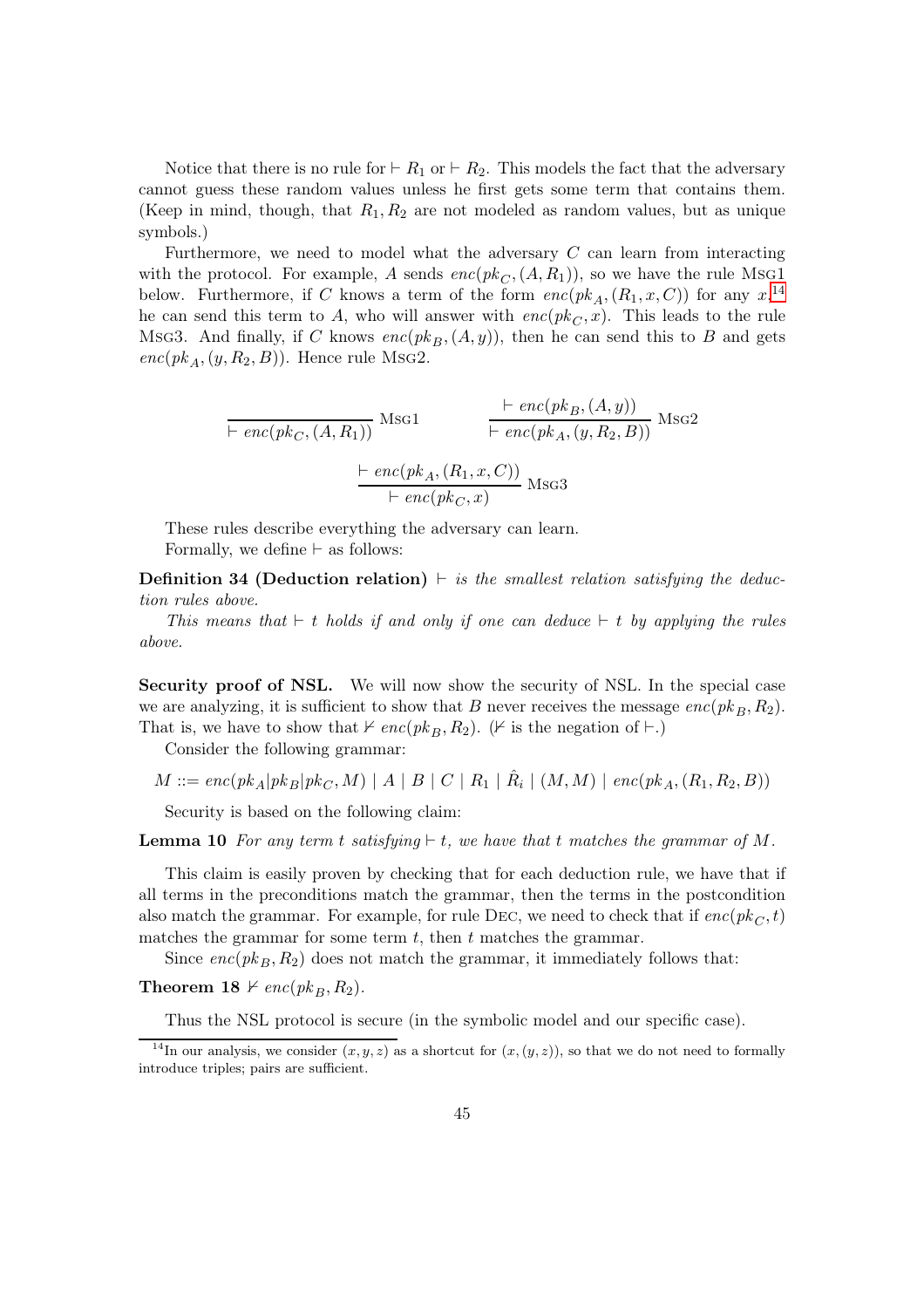Notice that there is no rule for $\vdash R_1$ or $\vdash R_2$. This models the fact that the adversary cannot guess these random values unless he first gets some term that contains them. (Keep in mind, though, that $R_1, R_2$ are not modeled as random values, but as unique symbols.)

Furthermore, we need to model what the adversary $C$ can learn from interacting with the protocol. For example, $A$ sends $enc(pk_C, (A, R_1))$, so we have the rule Msg1 below. Furthermore, if $C$ knows a term of the form $enc(pk_A, (R_1, x, C))$ for any $x$,[14] he can send this term to $A$, who will answer with $enc(pk_C, x)$. This leads to the rule Msg3. And finally, if $C$ knows $enc(pk_B, (A, y))$, then he can send this to $B$ and gets $enc(pk_A, (y, R_2, B))$. Hence rule Msg2.

$$\frac{}{\vdash enc(pk_C, (A, R_1))}\ \text{Msg1} \qquad \frac{\vdash enc(pk_B, (A, y))}{\vdash enc(pk_A, (y, R_2, B))}\ \text{Msg2}$$

$$\frac{\vdash enc(pk_A, (R_1, x, C))}{\vdash enc(pk_C, x)}\ \text{Msg3}$$

These rules describe everything the adversary can learn.

Formally, we define $\vdash$ as follows:

**Definition 34 (Deduction relation)** *$\vdash$ is the smallest relation satisfying the deduction rules above.*

*This means that $\vdash t$ holds if and only if one can deduce $\vdash t$ by applying the rules above.*

**Security proof of NSL.** We will now show the security of NSL. In the special case we are analyzing, it is sufficient to show that $B$ never receives the message $enc(pk_B, R_2)$. That is, we have to show that $\nvdash enc(pk_B, R_2)$. ($\nvdash$ is the negation of $\vdash$.)

Consider the following grammar:

$$M ::= enc(pk_A|pk_B|pk_C, M) \mid A \mid B \mid C \mid R_1 \mid \hat{R}_i \mid (M, M) \mid enc(pk_A, (R_1, R_2, B))$$

Security is based on the following claim:

**Lemma 10** *For any term $t$ satisfying $\vdash t$, we have that $t$ matches the grammar of $M$.*

This claim is easily proven by checking that for each deduction rule, we have that if all terms in the preconditions match the grammar, then the terms in the postcondition also match the grammar. For example, for rule Dec, we need to check that if $enc(pk_C, t)$ matches the grammar for some term $t$, then $t$ matches the grammar.

Since $enc(pk_B, R_2)$ does not match the grammar, it immediately follows that:

**Theorem 18** $\nvdash enc(pk_B, R_2)$.

Thus the NSL protocol is secure (in the symbolic model and our specific case).

[14] In our analysis, we consider $(x, y, z)$ as a shortcut for $(x, (y, z))$, so that we do not need to formally introduce triples; pairs are sufficient.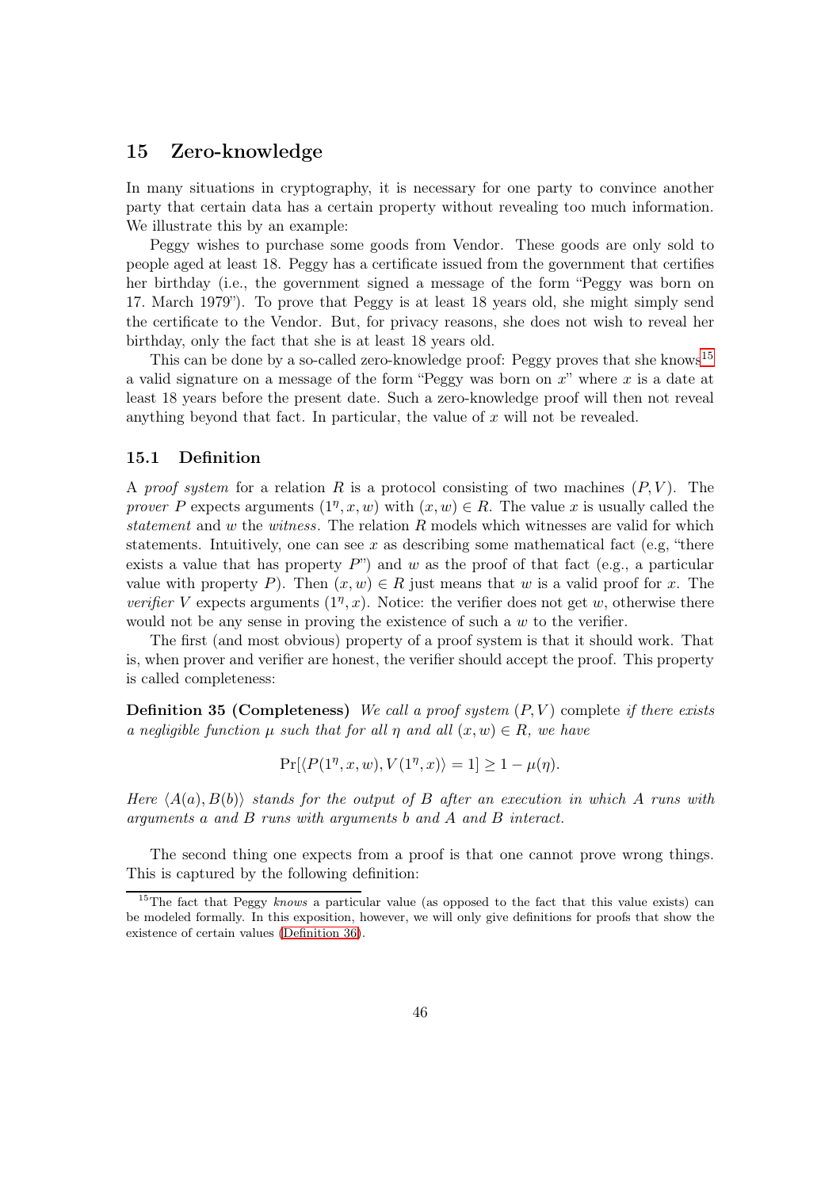## 15 Zero-knowledge

In many situations in cryptography, it is necessary for one party to convince another party that certain data has a certain property without revealing too much information. We illustrate this by an example:

Peggy wishes to purchase some goods from Vendor. These goods are only sold to people aged at least 18. Peggy has a certificate issued from the government that certifies her birthday (i.e., the government signed a message of the form "Peggy was born on 17. March 1979"). To prove that Peggy is at least 18 years old, she might simply send the certificate to the Vendor. But, for privacy reasons, she does not wish to reveal her birthday, only the fact that she is at least 18 years old.

This can be done by a so-called zero-knowledge proof: Peggy proves that she knows[15] a valid signature on a message of the form "Peggy was born on $x$" where $x$ is a date at least 18 years before the present date. Such a zero-knowledge proof will then not reveal anything beyond that fact. In particular, the value of $x$ will not be revealed.

### 15.1 Definition

A *proof system* for a relation $R$ is a protocol consisting of two machines $(P, V)$. The *prover* $P$ expects arguments $(1^\eta, x, w)$ with $(x, w) \in R$. The value $x$ is usually called the *statement* and $w$ the *witness*. The relation $R$ models which witnesses are valid for which statements. Intuitively, one can see $x$ as describing some mathematical fact (e.g, "there exists a value that has property $P$") and $w$ as the proof of that fact (e.g., a particular value with property $P$). Then $(x, w) \in R$ just means that $w$ is a valid proof for $x$. The *verifier* $V$ expects arguments $(1^\eta, x)$. Notice: the verifier does not get $w$, otherwise there would not be any sense in proving the existence of such a $w$ to the verifier.

The first (and most obvious) property of a proof system is that it should work. That is, when prover and verifier are honest, the verifier should accept the proof. This property is called completeness:

**Definition 35 (Completeness)** *We call a proof system $(P, V)$* complete *if there exists a negligible function $\mu$ such that for all $\eta$ and all $(x, w) \in R$, we have*

$$\Pr[\langle P(1^\eta, x, w), V(1^\eta, x)\rangle = 1] \geq 1 - \mu(\eta).$$

*Here $\langle A(a), B(b)\rangle$ stands for the output of $B$ after an execution in which $A$ runs with arguments $a$ and $B$ runs with arguments $b$ and $A$ and $B$ interact.*

The second thing one expects from a proof is that one cannot prove wrong things. This is captured by the following definition:

[15] The fact that Peggy *knows* a particular value (as opposed to the fact that this value exists) can be modeled formally. In this exposition, however, we will only give definitions for proofs that show the existence of certain values (Definition 36).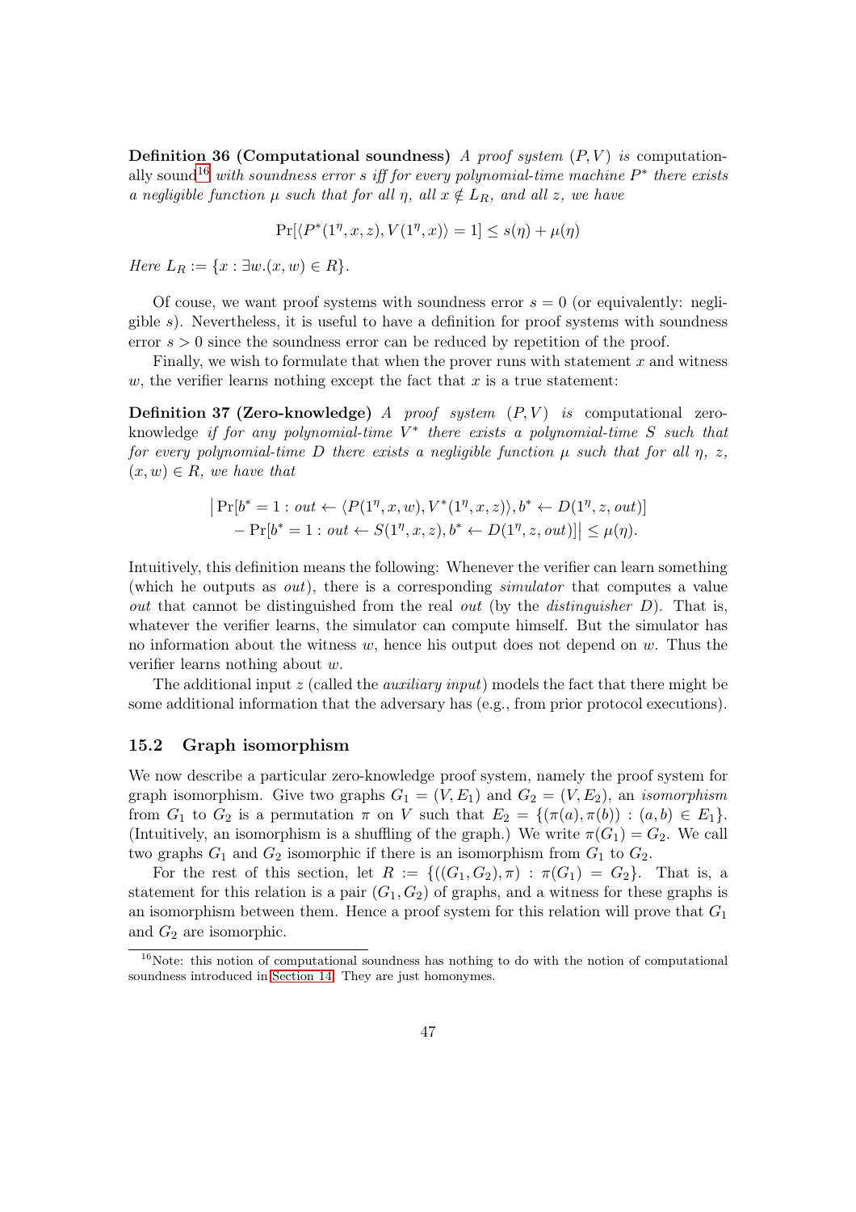**Definition 36 (Computational soundness)** *A proof system $(P, V)$ is* computationally sound[16] *with soundness error $s$ iff for every polynomial-time machine $P^*$ there exists a negligible function $\mu$ such that for all $\eta$, all $x \notin L_R$, and all $z$, we have*

$$\Pr[\langle P^*(1^\eta, x, z), V(1^\eta, x)\rangle = 1] \le s(\eta) + \mu(\eta)$$

*Here $L_R := \{x : \exists w.(x, w) \in R\}$.*

Of couse, we want proof systems with soundness error $s = 0$ (or equivalently: negligible $s$). Nevertheless, it is useful to have a definition for proof systems with soundness error $s > 0$ since the soundness error can be reduced by repetition of the proof.

Finally, we wish to formulate that when the prover runs with statement $x$ and witness $w$, the verifier learns nothing except the fact that $x$ is a true statement:

**Definition 37 (Zero-knowledge)** *A proof system $(P, V)$ is* computational zero-knowledge *if for any polynomial-time $V^*$ there exists a polynomial-time $S$ such that for every polynomial-time $D$ there exists a negligible function $\mu$ such that for all $\eta$, $z$, $(x, w) \in R$, we have that*

$$\begin{aligned}\big|\Pr[b^* = 1 : out \leftarrow \langle P(1^\eta, x, w), V^*(1^\eta, x, z)\rangle, b^* \leftarrow D(1^\eta, z, out)] \\ - \Pr[b^* = 1 : out \leftarrow S(1^\eta, x, z), b^* \leftarrow D(1^\eta, z, out)]\big| \le \mu(\eta).\end{aligned}$$

Intuitively, this definition means the following: Whenever the verifier can learn something (which he outputs as *out*), there is a corresponding *simulator* that computes a value *out* that cannot be distinguished from the real *out* (by the *distinguisher* $D$). That is, whatever the verifier learns, the simulator can compute himself. But the simulator has no information about the witness $w$, hence his output does not depend on $w$. Thus the verifier learns nothing about $w$.

The additional input $z$ (called the *auxiliary input*) models the fact that there might be some additional information that the adversary has (e.g., from prior protocol executions).

### 15.2 Graph isomorphism

We now describe a particular zero-knowledge proof system, namely the proof system for graph isomorphism. Give two graphs $G_1 = (V, E_1)$ and $G_2 = (V, E_2)$, an *isomorphism* from $G_1$ to $G_2$ is a permutation $\pi$ on $V$ such that $E_2 = \{(\pi(a), \pi(b)) : (a, b) \in E_1\}$. (Intuitively, an isomorphism is a shuffling of the graph.) We write $\pi(G_1) = G_2$. We call two graphs $G_1$ and $G_2$ isomorphic if there is an isomorphism from $G_1$ to $G_2$.

For the rest of this section, let $R := \{((G_1, G_2), \pi) : \pi(G_1) = G_2\}$. That is, a statement for this relation is a pair $(G_1, G_2)$ of graphs, and a witness for these graphs is an isomorphism between them. Hence a proof system for this relation will prove that $G_1$ and $G_2$ are isomorphic.

[16] Note: this notion of computational soundness has nothing to do with the notion of computational soundness introduced in Section 14. They are just homonymes.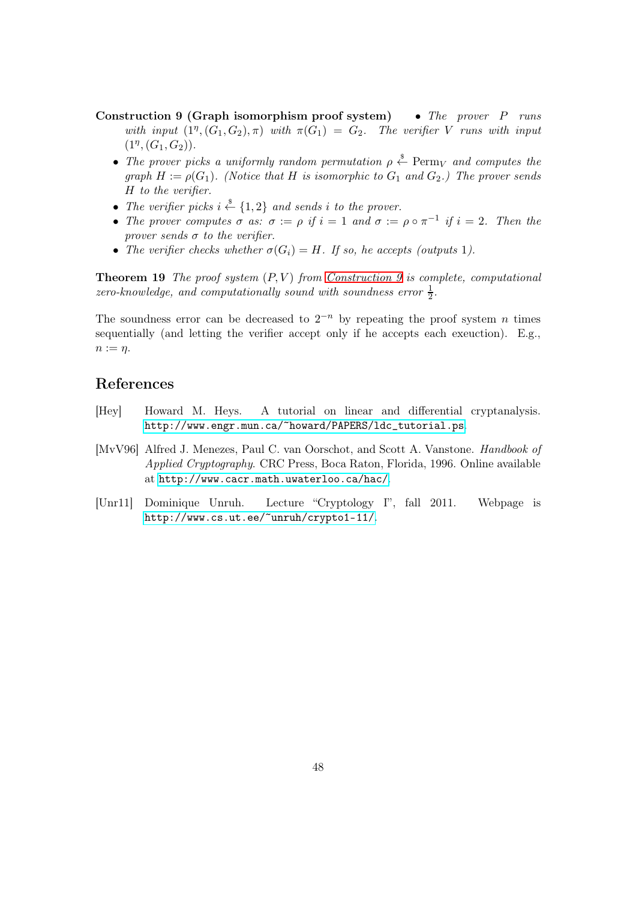**Construction 9 (Graph isomorphism proof system)** • *The prover $P$ runs with input $(1^\eta, (G_1, G_2), \pi)$ with $\pi(G_1) = G_2$. The verifier $V$ runs with input $(1^\eta, (G_1, G_2))$.*

- *The prover picks a uniformly random permutation $\rho \xleftarrow{\$} \mathrm{Perm}_V$ and computes the graph $H := \rho(G_1)$. (Notice that $H$ is isomorphic to $G_1$ and $G_2$.) The prover sends $H$ to the verifier.*
- *The verifier picks $i \xleftarrow{\$} \{1, 2\}$ and sends $i$ to the prover.*
- *The prover computes $\sigma$ as: $\sigma := \rho$ if $i = 1$ and $\sigma := \rho \circ \pi^{-1}$ if $i = 2$. Then the prover sends $\sigma$ to the verifier.*
- *The verifier checks whether $\sigma(G_i) = H$. If so, he accepts (outputs 1).*

**Theorem 19** *The proof system $(P, V)$ from Construction 9 is complete, computational zero-knowledge, and computationally sound with soundness error $\frac{1}{2}$.*

The soundness error can be decreased to $2^{-n}$ by repeating the proof system $n$ times sequentially (and letting the verifier accept only if he accepts each exeuction). E.g., $n := \eta$.

## References

[Hey] Howard M. Heys. A tutorial on linear and differential cryptanalysis. http://www.engr.mun.ca/~howard/PAPERS/ldc_tutorial.ps.

[MvV96] Alfred J. Menezes, Paul C. van Oorschot, and Scott A. Vanstone. *Handbook of Applied Cryptography*. CRC Press, Boca Raton, Florida, 1996. Online available at http://www.cacr.math.uwaterloo.ca/hac/.

[Unr11] Dominique Unruh. Lecture "Cryptology I", fall 2011. Webpage is http://www.cs.ut.ee/~unruh/crypto1-11/.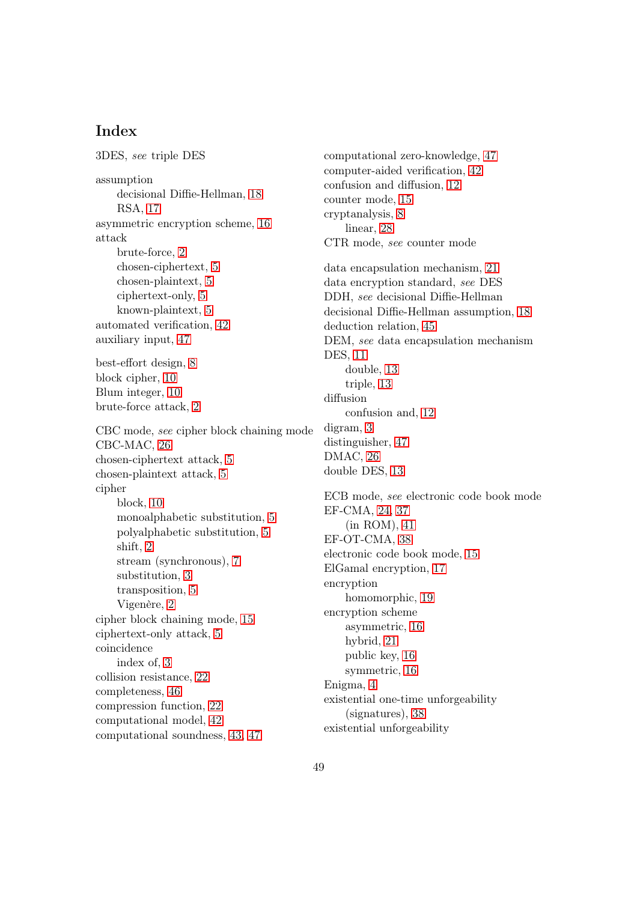# Index

3DES, *see* triple DES

assumption
- decisional Diffie-Hellman, 18
- RSA, 17

asymmetric encryption scheme, 16

attack
- brute-force, 2
- chosen-ciphertext, 5
- chosen-plaintext, 5
- ciphertext-only, 5
- known-plaintext, 5

automated verification, 42

auxiliary input, 47

best-effort design, 8

block cipher, 10

Blum integer, 10

brute-force attack, 2

CBC mode, *see* cipher block chaining mode

CBC-MAC, 26

chosen-ciphertext attack, 5

chosen-plaintext attack, 5

cipher
- block, 10
- monoalphabetic substitution, 5
- polyalphabetic substitution, 5
- shift, 2
- stream (synchronous), 7
- substitution, 3
- transposition, 5
- Vigenère, 2

cipher block chaining mode, 15

ciphertext-only attack, 5

coincidence
- index of, 3

collision resistance, 22

completeness, 46

compression function, 22

computational model, 42

computational soundness, 43, 47

computational zero-knowledge, 47

computer-aided verification, 42

confusion and diffusion, 12

counter mode, 15

cryptanalysis, 8
- linear, 28

CTR mode, *see* counter mode

data encapsulation mechanism, 21

data encryption standard, *see* DES

DDH, *see* decisional Diffie-Hellman

decisional Diffie-Hellman assumption, 18

deduction relation, 45

DEM, *see* data encapsulation mechanism

DES, 11
- double, 13
- triple, 13

diffusion
- confusion and, 12

digram, 3

distinguisher, 47

DMAC, 26

double DES, 13

ECB mode, *see* electronic code book mode

EF-CMA, 24, 37
- (in ROM), 41

EF-OT-CMA, 38

electronic code book mode, 15

ElGamal encryption, 17

encryption
- homomorphic, 19

encryption scheme
- asymmetric, 16
- hybrid, 21
- public key, 16
- symmetric, 16

Enigma, 4

existential one-time unforgeability
- (signatures), 38

existential unforgeability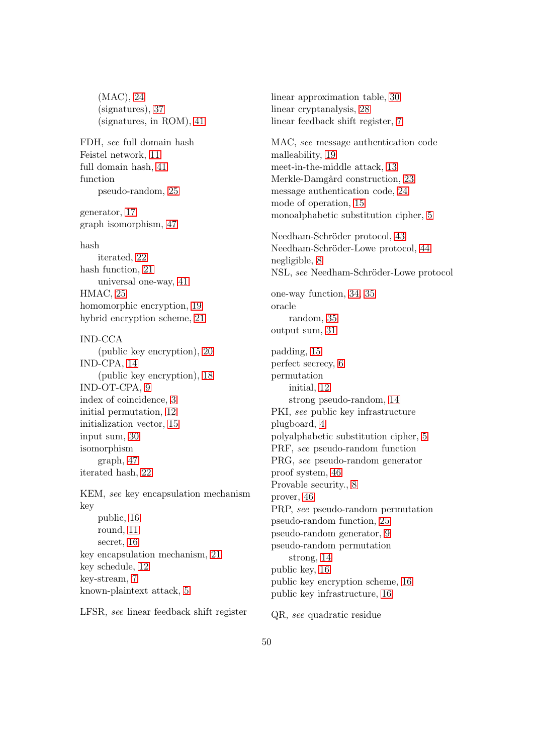(MAC), 24
(signatures), 37
(signatures, in ROM), 41

FDH, *see* full domain hash
Feistel network, 11
full domain hash, 41
function
    pseudo-random, 25

generator, 17
graph isomorphism, 47

hash
    iterated, 22
hash function, 21
    universal one-way, 41
HMAC, 25
homomorphic encryption, 19
hybrid encryption scheme, 21

IND-CCA
    (public key encryption), 20
IND-CPA, 14
    (public key encryption), 18
IND-OT-CPA, 9
index of coincidence, 3
initial permutation, 12
initialization vector, 15
input sum, 30
isomorphism
    graph, 47
iterated hash, 22

KEM, *see* key encapsulation mechanism
key
    public, 16
    round, 11
    secret, 16
key encapsulation mechanism, 21
key schedule, 12
key-stream, 7
known-plaintext attack, 5

LFSR, *see* linear feedback shift register
linear approximation table, 30
linear cryptanalysis, 28
linear feedback shift register, 7

MAC, *see* message authentication code
malleability, 19
meet-in-the-middle attack, 13
Merkle-Damgård construction, 23
message authentication code, 24
mode of operation, 15
monoalphabetic substitution cipher, 5

Needham-Schröder protocol, 43
Needham-Schröder-Lowe protocol, 44
negligible, 8
NSL, *see* Needham-Schröder-Lowe protocol

one-way function, 34, 35
oracle
    random, 35
output sum, 31

padding, 15
perfect secrecy, 6
permutation
    initial, 12
    strong pseudo-random, 14
PKI, *see* public key infrastructure
plugboard, 4
polyalphabetic substitution cipher, 5
PRF, *see* pseudo-random function
PRG, *see* pseudo-random generator
proof system, 46
Provable security., 8
prover, 46
PRP, *see* pseudo-random permutation
pseudo-random function, 25
pseudo-random generator, 9
pseudo-random permutation
    strong, 14
public key, 16
public key encryption scheme, 16
public key infrastructure, 16

QR, *see* quadratic residue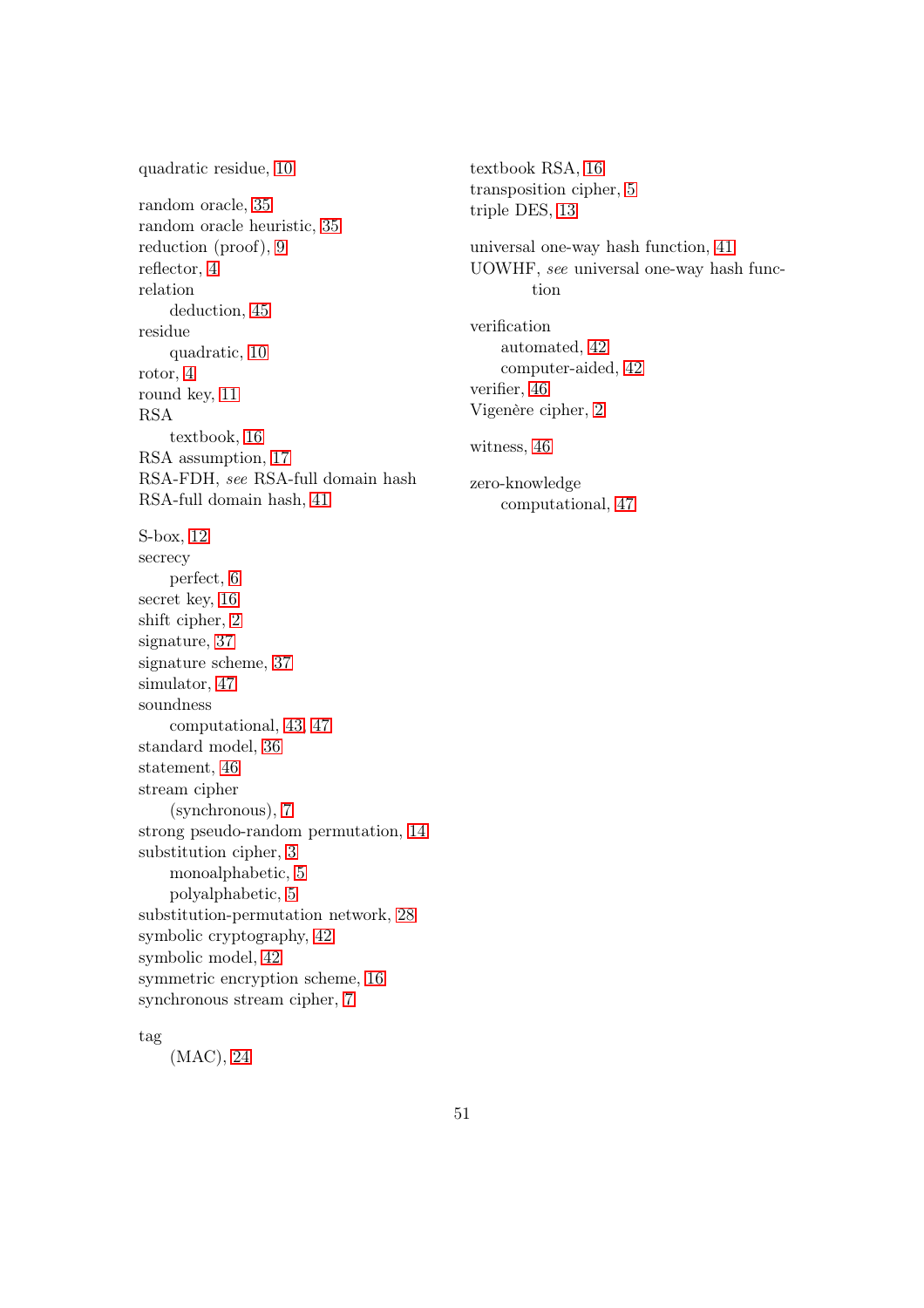quadratic residue, 10

random oracle, 35
random oracle heuristic, 35
reduction (proof), 9
reflector, 4
relation
  deduction, 45
residue
  quadratic, 10
rotor, 4
round key, 11
RSA
  textbook, 16
RSA assumption, 17
RSA-FDH, *see* RSA-full domain hash
RSA-full domain hash, 41

S-box, 12
secrecy
  perfect, 6
secret key, 16
shift cipher, 2
signature, 37
signature scheme, 37
simulator, 47
soundness
  computational, 43, 47
standard model, 36
statement, 46
stream cipher
  (synchronous), 7
strong pseudo-random permutation, 14
substitution cipher, 3
  monoalphabetic, 5
  polyalphabetic, 5
substitution-permutation network, 28
symbolic cryptography, 42
symbolic model, 42
symmetric encryption scheme, 16
synchronous stream cipher, 7

tag
  (MAC), 24
textbook RSA, 16
transposition cipher, 5
triple DES, 13

universal one-way hash function, 41
UOWHF, *see* universal one-way hash function

verification
  automated, 42
  computer-aided, 42
verifier, 46
Vigenère cipher, 2

witness, 46

zero-knowledge
  computational, 47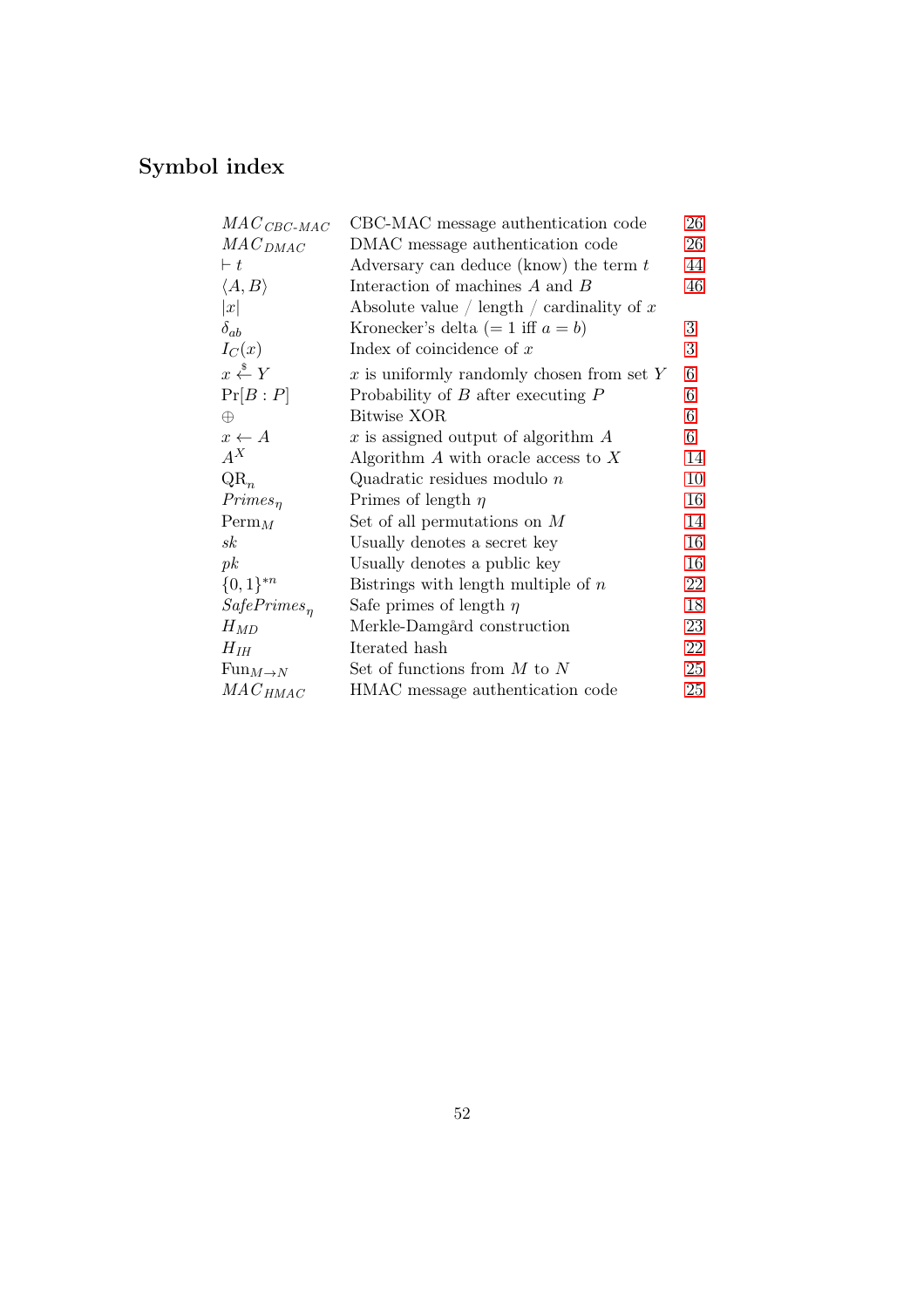## Symbol index

| | | |
|---|---|---|
| $MAC_{CBC\text{-}MAC}$ | CBC-MAC message authentication code | 26 |
| $MAC_{DMAC}$ | DMAC message authentication code | 26 |
| $\vdash t$ | Adversary can deduce (know) the term $t$ | 44 |
| $\langle A, B \rangle$ | Interaction of machines $A$ and $B$ | 46 |
| $\lvert x \rvert$ | Absolute value / length / cardinality of $x$ | |
| $\delta_{ab}$ | Kronecker's delta ($= 1$ iff $a = b$) | 3 |
| $I_C(x)$ | Index of coincidence of $x$ | 3 |
| $x \stackrel{\$}{\leftarrow} Y$ | $x$ is uniformly randomly chosen from set $Y$ | 6 |
| $\Pr[B : P]$ | Probability of $B$ after executing $P$ | 6 |
| $\oplus$ | Bitwise XOR | 6 |
| $x \leftarrow A$ | $x$ is assigned output of algorithm $A$ | 6 |
| $A^X$ | Algorithm $A$ with oracle access to $X$ | 14 |
| $\mathrm{QR}_n$ | Quadratic residues modulo $n$ | 10 |
| $Primes_\eta$ | Primes of length $\eta$ | 16 |
| $\mathrm{Perm}_M$ | Set of all permutations on $M$ | 14 |
| $sk$ | Usually denotes a secret key | 16 |
| $pk$ | Usually denotes a public key | 16 |
| $\{0,1\}^{*n}$ | Bistrings with length multiple of $n$ | 22 |
| $SafePrimes_\eta$ | Safe primes of length $\eta$ | 18 |
| $H_{MD}$ | Merkle-Damgård construction | 23 |
| $H_{IH}$ | Iterated hash | 22 |
| $\mathrm{Fun}_{M \to N}$ | Set of functions from $M$ to $N$ | 25 |
| $MAC_{HMAC}$ | HMAC message authentication code | 25 |